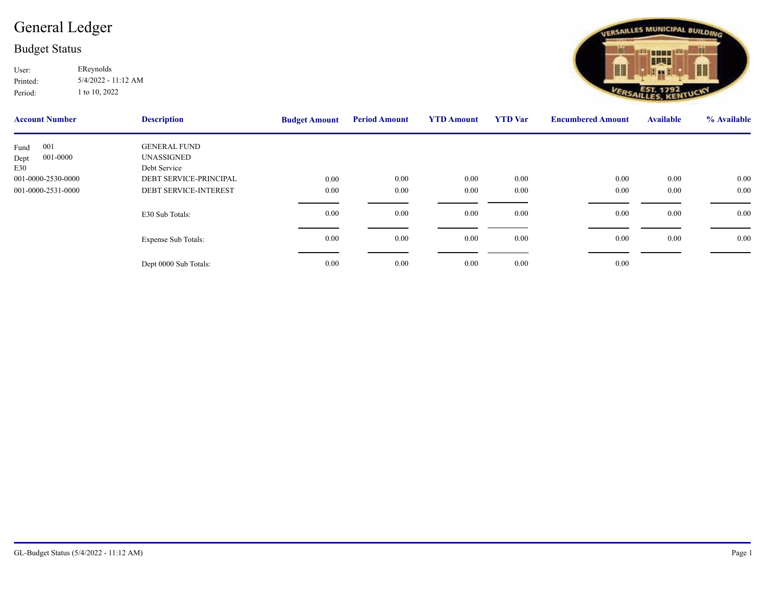# General Ledger

## Budget Status

User: EReynolds
Printed: 5/4/2022 - 11:12 AM
Period: 1 to 10, 2022

| Account Number | Description | Budget Amount | Period Amount | YTD Amount | YTD Var | Encumbered Amount | Available | % Available |
|---|---|---|---|---|---|---|---|---|
| Fund 001 | GENERAL FUND | | | | | | | |
| Dept 001-0000 | UNASSIGNED | | | | | | | |
| E30 | Debt Service | | | | | | | |
| 001-0000-2530-0000 | DEBT SERVICE-PRINCIPAL | 0.00 | 0.00 | 0.00 | 0.00 | 0.00 | 0.00 | 0.00 |
| 001-0000-2531-0000 | DEBT SERVICE-INTEREST | 0.00 | 0.00 | 0.00 | 0.00 | 0.00 | 0.00 | 0.00 |
| | E30 Sub Totals: | 0.00 | 0.00 | 0.00 | 0.00 | 0.00 | 0.00 | 0.00 |
| | Expense Sub Totals: | 0.00 | 0.00 | 0.00 | 0.00 | 0.00 | 0.00 | 0.00 |
| | Dept 0000 Sub Totals: | 0.00 | 0.00 | 0.00 | 0.00 | 0.00 | | |

GL-Budget Status (5/4/2022 - 11:12 AM)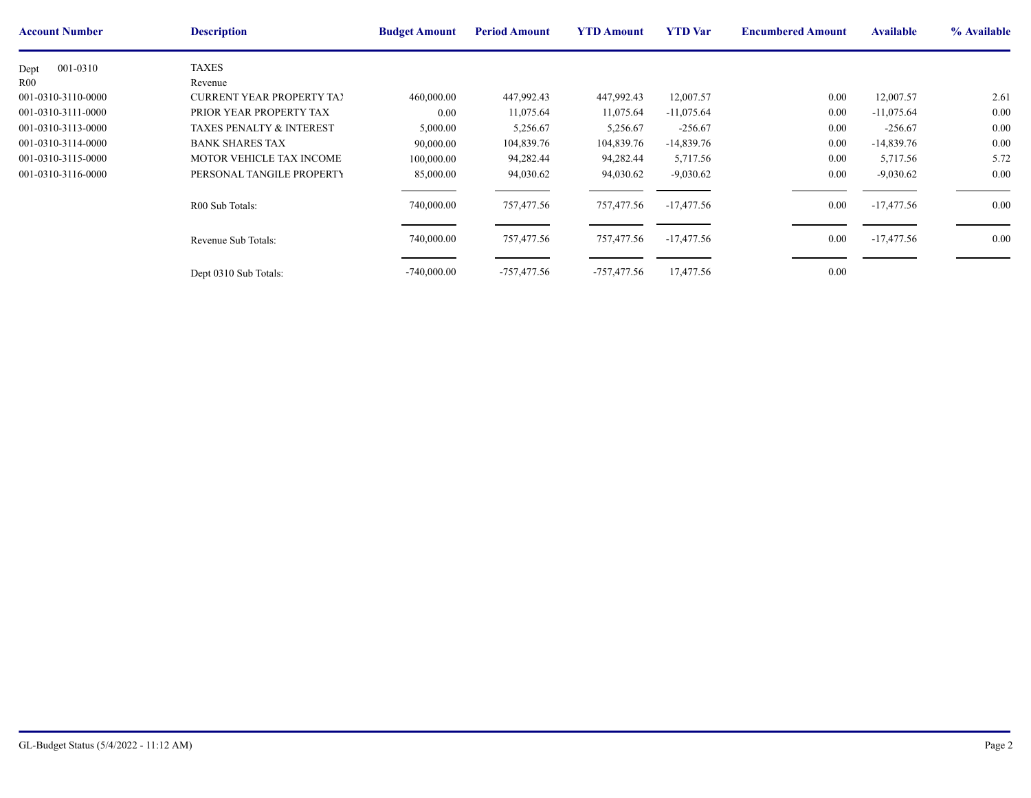| Account Number | Description | Budget Amount | Period Amount | YTD Amount | YTD Var | Encumbered Amount | Available | % Available |
|---|---|---|---|---|---|---|---|---|
| Dept 001-0310 | TAXES | | | | | | | |
| R00 | Revenue | | | | | | | |
| 001-0310-3110-0000 | CURRENT YEAR PROPERTY TA) | 460,000.00 | 447,992.43 | 447,992.43 | 12,007.57 | 0.00 | 12,007.57 | 2.61 |
| 001-0310-3111-0000 | PRIOR YEAR PROPERTY TAX | 0.00 | 11,075.64 | 11,075.64 | -11,075.64 | 0.00 | -11,075.64 | 0.00 |
| 001-0310-3113-0000 | TAXES PENALTY & INTEREST | 5,000.00 | 5,256.67 | 5,256.67 | -256.67 | 0.00 | -256.67 | 0.00 |
| 001-0310-3114-0000 | BANK SHARES TAX | 90,000.00 | 104,839.76 | 104,839.76 | -14,839.76 | 0.00 | -14,839.76 | 0.00 |
| 001-0310-3115-0000 | MOTOR VEHICLE TAX INCOME | 100,000.00 | 94,282.44 | 94,282.44 | 5,717.56 | 0.00 | 5,717.56 | 5.72 |
| 001-0310-3116-0000 | PERSONAL TANGILE PROPERTY | 85,000.00 | 94,030.62 | 94,030.62 | -9,030.62 | 0.00 | -9,030.62 | 0.00 |
| | R00 Sub Totals: | 740,000.00 | 757,477.56 | 757,477.56 | -17,477.56 | 0.00 | -17,477.56 | 0.00 |
| | Revenue Sub Totals: | 740,000.00 | 757,477.56 | 757,477.56 | -17,477.56 | 0.00 | -17,477.56 | 0.00 |
| | Dept 0310 Sub Totals: | -740,000.00 | -757,477.56 | -757,477.56 | 17,477.56 | 0.00 | | |

GL-Budget Status (5/4/2022 - 11:12 AM)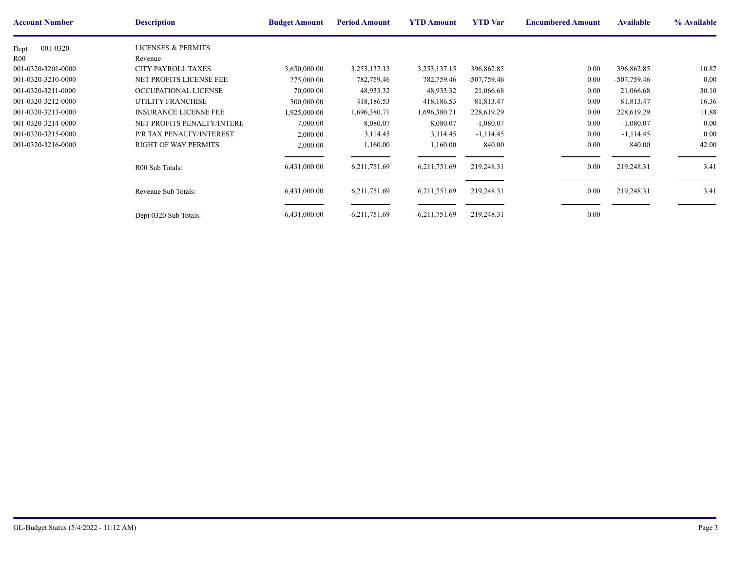| Account Number | Description | Budget Amount | Period Amount | YTD Amount | YTD Var | Encumbered Amount | Available | % Available |
|---|---|---|---|---|---|---|---|---|
| Dept 001-0320 | LICENSES & PERMITS | | | | | | | |
| R00 | Revenue | | | | | | | |
| 001-0320-3201-0000 | CITY PAYROLL TAXES | 3,650,000.00 | 3,253,137.15 | 3,253,137.15 | 396,862.85 | 0.00 | 396,862.85 | 10.87 |
| 001-0320-3210-0000 | NET PROFITS LICENSE FEE | 275,000.00 | 782,759.46 | 782,759.46 | -507,759.46 | 0.00 | -507,759.46 | 0.00 |
| 001-0320-3211-0000 | OCCUPATIONAL LICENSE | 70,000.00 | 48,933.32 | 48,933.32 | 21,066.68 | 0.00 | 21,066.68 | 30.10 |
| 001-0320-3212-0000 | UTILITY FRANCHISE | 500,000.00 | 418,186.53 | 418,186.53 | 81,813.47 | 0.00 | 81,813.47 | 16.36 |
| 001-0320-3213-0000 | INSURANCE LICENSE FEE | 1,925,000.00 | 1,696,380.71 | 1,696,380.71 | 228,619.29 | 0.00 | 228,619.29 | 11.88 |
| 001-0320-3214-0000 | NET PROFITS PENALTY/INTERE | 7,000.00 | 8,080.07 | 8,080.07 | -1,080.07 | 0.00 | -1,080.07 | 0.00 |
| 001-0320-3215-0000 | P/R TAX PENALTY/INTEREST | 2,000.00 | 3,114.45 | 3,114.45 | -1,114.45 | 0.00 | -1,114.45 | 0.00 |
| 001-0320-3216-0000 | RIGHT OF WAY PERMITS | 2,000.00 | 1,160.00 | 1,160.00 | 840.00 | 0.00 | 840.00 | 42.00 |
| | R00 Sub Totals: | 6,431,000.00 | 6,211,751.69 | 6,211,751.69 | 219,248.31 | 0.00 | 219,248.31 | 3.41 |
| | Revenue Sub Totals: | 6,431,000.00 | 6,211,751.69 | 6,211,751.69 | 219,248.31 | 0.00 | 219,248.31 | 3.41 |
| | Dept 0320 Sub Totals: | -6,431,000.00 | -6,211,751.69 | -6,211,751.69 | -219,248.31 | 0.00 | | |

GL-Budget Status (5/4/2022 - 11:12 AM)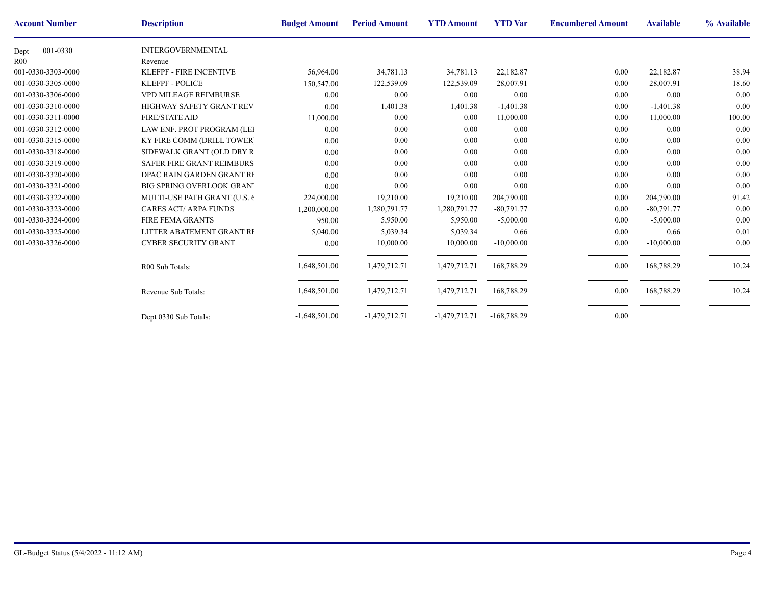| Account Number | Description | Budget Amount | Period Amount | YTD Amount | YTD Var | Encumbered Amount | Available | % Available |
|---|---|---|---|---|---|---|---|---|
| Dept 001-0330 | INTERGOVERNMENTAL | | | | | | | |
| R00 | Revenue | | | | | | | |
| 001-0330-3303-0000 | KLEFPF - FIRE INCENTIVE | 56,964.00 | 34,781.13 | 34,781.13 | 22,182.87 | 0.00 | 22,182.87 | 38.94 |
| 001-0330-3305-0000 | KLEFPF - POLICE | 150,547.00 | 122,539.09 | 122,539.09 | 28,007.91 | 0.00 | 28,007.91 | 18.60 |
| 001-0330-3306-0000 | VPD MILEAGE REIMBURSE | 0.00 | 0.00 | 0.00 | 0.00 | 0.00 | 0.00 | 0.00 |
| 001-0330-3310-0000 | HIGHWAY SAFETY GRANT REV | 0.00 | 1,401.38 | 1,401.38 | -1,401.38 | 0.00 | -1,401.38 | 0.00 |
| 001-0330-3311-0000 | FIRE/STATE AID | 11,000.00 | 0.00 | 0.00 | 11,000.00 | 0.00 | 11,000.00 | 100.00 |
| 001-0330-3312-0000 | LAW ENF. PROT PROGRAM (LEI | 0.00 | 0.00 | 0.00 | 0.00 | 0.00 | 0.00 | 0.00 |
| 001-0330-3315-0000 | KY FIRE COMM (DRILL TOWER) | 0.00 | 0.00 | 0.00 | 0.00 | 0.00 | 0.00 | 0.00 |
| 001-0330-3318-0000 | SIDEWALK GRANT (OLD DRY R | 0.00 | 0.00 | 0.00 | 0.00 | 0.00 | 0.00 | 0.00 |
| 001-0330-3319-0000 | SAFER FIRE GRANT REIMBURS | 0.00 | 0.00 | 0.00 | 0.00 | 0.00 | 0.00 | 0.00 |
| 001-0330-3320-0000 | DPAC RAIN GARDEN GRANT RI | 0.00 | 0.00 | 0.00 | 0.00 | 0.00 | 0.00 | 0.00 |
| 001-0330-3321-0000 | BIG SPRING OVERLOOK GRANT | 0.00 | 0.00 | 0.00 | 0.00 | 0.00 | 0.00 | 0.00 |
| 001-0330-3322-0000 | MULTI-USE PATH GRANT (U.S. 6 | 224,000.00 | 19,210.00 | 19,210.00 | 204,790.00 | 0.00 | 204,790.00 | 91.42 |
| 001-0330-3323-0000 | CARES ACT/ ARPA FUNDS | 1,200,000.00 | 1,280,791.77 | 1,280,791.77 | -80,791.77 | 0.00 | -80,791.77 | 0.00 |
| 001-0330-3324-0000 | FIRE FEMA GRANTS | 950.00 | 5,950.00 | 5,950.00 | -5,000.00 | 0.00 | -5,000.00 | 0.00 |
| 001-0330-3325-0000 | LITTER ABATEMENT GRANT RI | 5,040.00 | 5,039.34 | 5,039.34 | 0.66 | 0.00 | 0.66 | 0.01 |
| 001-0330-3326-0000 | CYBER SECURITY GRANT | 0.00 | 10,000.00 | 10,000.00 | -10,000.00 | 0.00 | -10,000.00 | 0.00 |
| | R00 Sub Totals: | 1,648,501.00 | 1,479,712.71 | 1,479,712.71 | 168,788.29 | 0.00 | 168,788.29 | 10.24 |
| | Revenue Sub Totals: | 1,648,501.00 | 1,479,712.71 | 1,479,712.71 | 168,788.29 | 0.00 | 168,788.29 | 10.24 |
| | Dept 0330 Sub Totals: | -1,648,501.00 | -1,479,712.71 | -1,479,712.71 | -168,788.29 | 0.00 | | |

GL-Budget Status (5/4/2022 - 11:12 AM)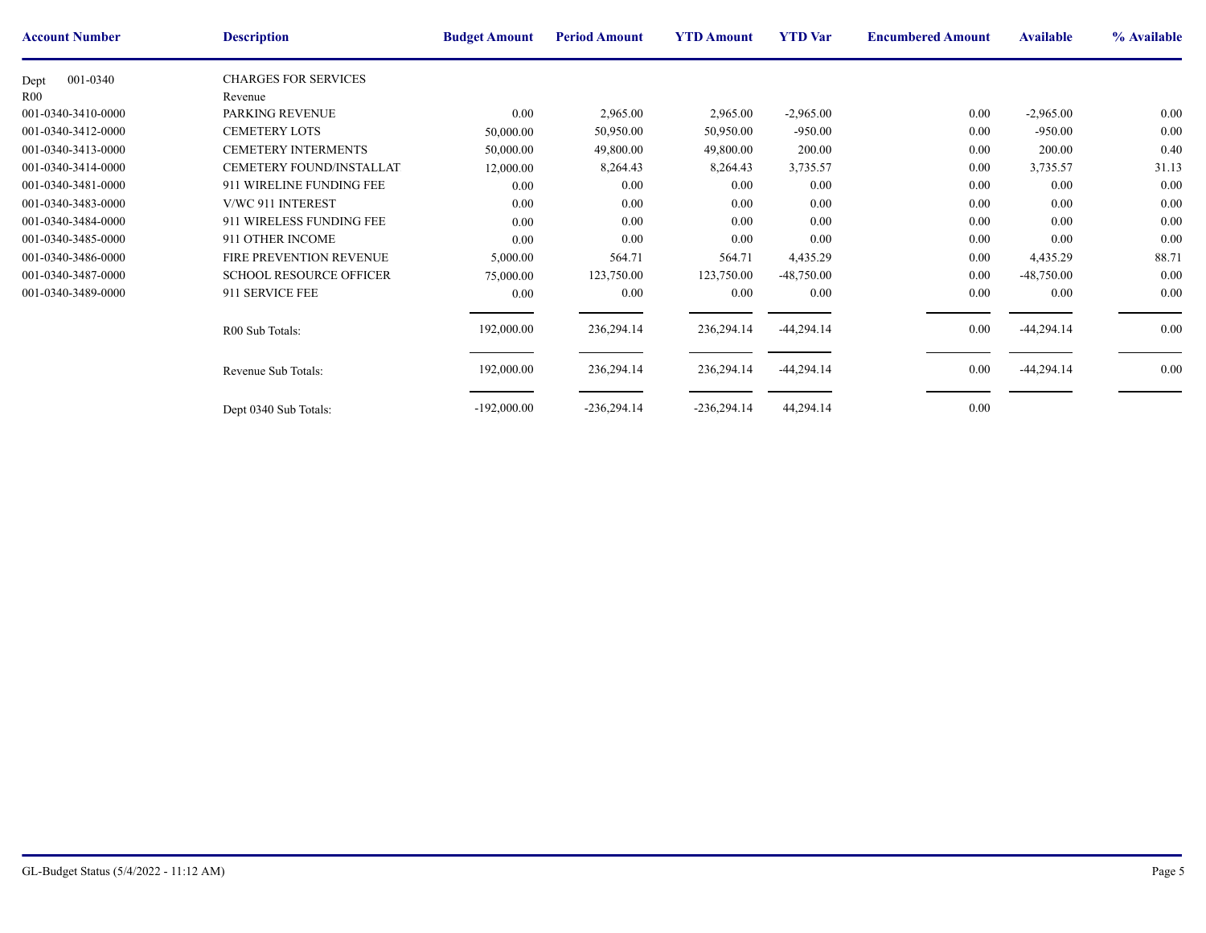| Account Number | Description | Budget Amount | Period Amount | YTD Amount | YTD Var | Encumbered Amount | Available | % Available |
|---|---|---|---|---|---|---|---|---|
| Dept 001-0340 | CHARGES FOR SERVICES | | | | | | | |
| R00 | Revenue | | | | | | | |
| 001-0340-3410-0000 | PARKING REVENUE | 0.00 | 2,965.00 | 2,965.00 | -2,965.00 | 0.00 | -2,965.00 | 0.00 |
| 001-0340-3412-0000 | CEMETERY LOTS | 50,000.00 | 50,950.00 | 50,950.00 | -950.00 | 0.00 | -950.00 | 0.00 |
| 001-0340-3413-0000 | CEMETERY INTERMENTS | 50,000.00 | 49,800.00 | 49,800.00 | 200.00 | 0.00 | 200.00 | 0.40 |
| 001-0340-3414-0000 | CEMETERY FOUND/INSTALLAT | 12,000.00 | 8,264.43 | 8,264.43 | 3,735.57 | 0.00 | 3,735.57 | 31.13 |
| 001-0340-3481-0000 | 911 WIRELINE FUNDING FEE | 0.00 | 0.00 | 0.00 | 0.00 | 0.00 | 0.00 | 0.00 |
| 001-0340-3483-0000 | V/WC 911 INTEREST | 0.00 | 0.00 | 0.00 | 0.00 | 0.00 | 0.00 | 0.00 |
| 001-0340-3484-0000 | 911 WIRELESS FUNDING FEE | 0.00 | 0.00 | 0.00 | 0.00 | 0.00 | 0.00 | 0.00 |
| 001-0340-3485-0000 | 911 OTHER INCOME | 0.00 | 0.00 | 0.00 | 0.00 | 0.00 | 0.00 | 0.00 |
| 001-0340-3486-0000 | FIRE PREVENTION REVENUE | 5,000.00 | 564.71 | 564.71 | 4,435.29 | 0.00 | 4,435.29 | 88.71 |
| 001-0340-3487-0000 | SCHOOL RESOURCE OFFICER | 75,000.00 | 123,750.00 | 123,750.00 | -48,750.00 | 0.00 | -48,750.00 | 0.00 |
| 001-0340-3489-0000 | 911 SERVICE FEE | 0.00 | 0.00 | 0.00 | 0.00 | 0.00 | 0.00 | 0.00 |
| | R00 Sub Totals: | 192,000.00 | 236,294.14 | 236,294.14 | -44,294.14 | 0.00 | -44,294.14 | 0.00 |
| | Revenue Sub Totals: | 192,000.00 | 236,294.14 | 236,294.14 | -44,294.14 | 0.00 | -44,294.14 | 0.00 |
| | Dept 0340 Sub Totals: | -192,000.00 | -236,294.14 | -236,294.14 | 44,294.14 | 0.00 | | |

GL-Budget Status (5/4/2022 - 11:12 AM)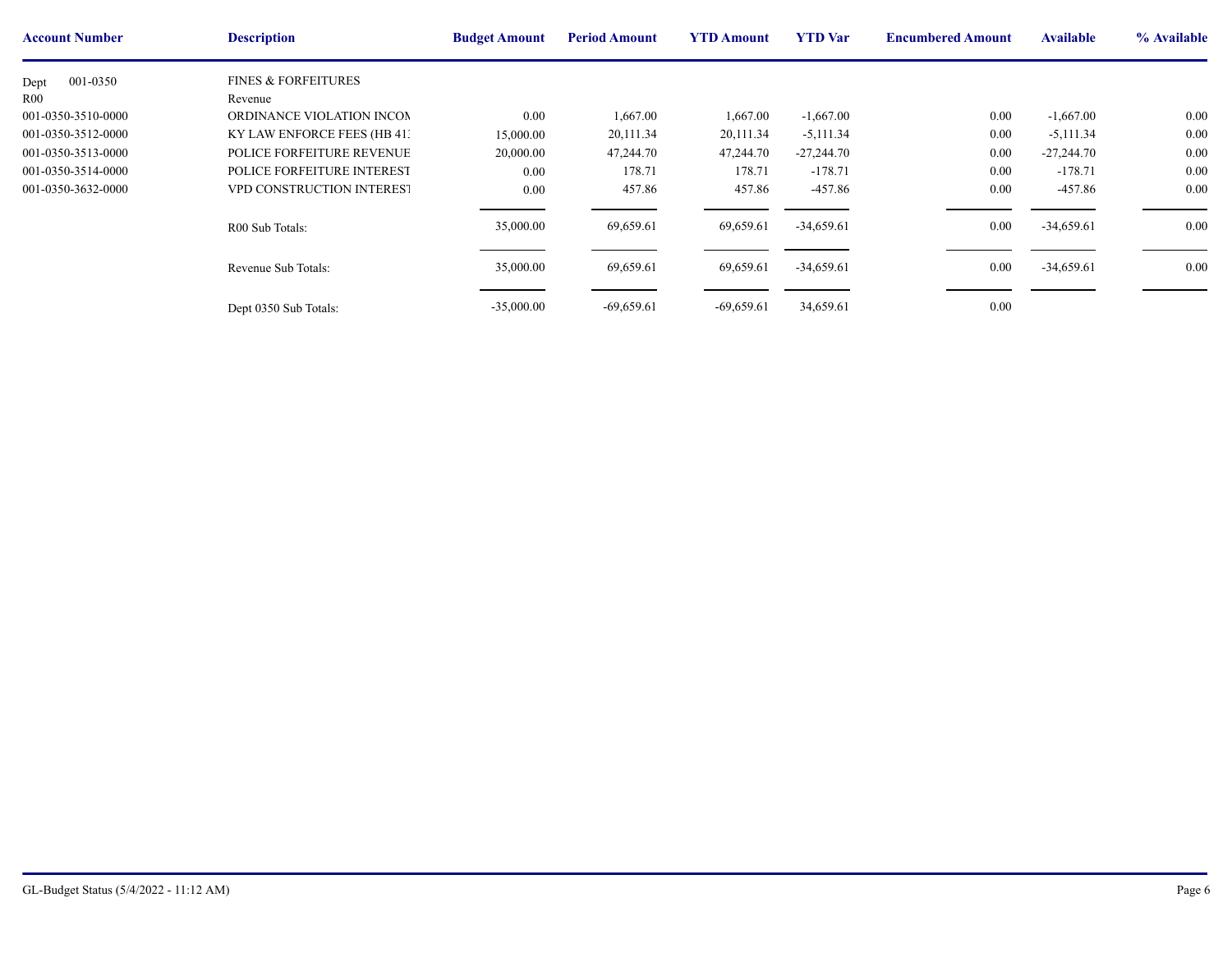| Account Number | Description | Budget Amount | Period Amount | YTD Amount | YTD Var | Encumbered Amount | Available | % Available |
|---|---|---|---|---|---|---|---|---|
| Dept 001-0350 | FINES & FORFEITURES | | | | | | | |
| R00 | Revenue | | | | | | | |
| 001-0350-3510-0000 | ORDINANCE VIOLATION INCON | 0.00 | 1,667.00 | 1,667.00 | -1,667.00 | 0.00 | -1,667.00 | 0.00 |
| 001-0350-3512-0000 | KY LAW ENFORCE FEES (HB 41: | 15,000.00 | 20,111.34 | 20,111.34 | -5,111.34 | 0.00 | -5,111.34 | 0.00 |
| 001-0350-3513-0000 | POLICE FORFEITURE REVENUE | 20,000.00 | 47,244.70 | 47,244.70 | -27,244.70 | 0.00 | -27,244.70 | 0.00 |
| 001-0350-3514-0000 | POLICE FORFEITURE INTEREST | 0.00 | 178.71 | 178.71 | -178.71 | 0.00 | -178.71 | 0.00 |
| 001-0350-3632-0000 | VPD CONSTRUCTION INTEREST | 0.00 | 457.86 | 457.86 | -457.86 | 0.00 | -457.86 | 0.00 |
| | R00 Sub Totals: | 35,000.00 | 69,659.61 | 69,659.61 | -34,659.61 | 0.00 | -34,659.61 | 0.00 |
| | Revenue Sub Totals: | 35,000.00 | 69,659.61 | 69,659.61 | -34,659.61 | 0.00 | -34,659.61 | 0.00 |
| | Dept 0350 Sub Totals: | -35,000.00 | -69,659.61 | -69,659.61 | 34,659.61 | 0.00 | | |

GL-Budget Status (5/4/2022 - 11:12 AM)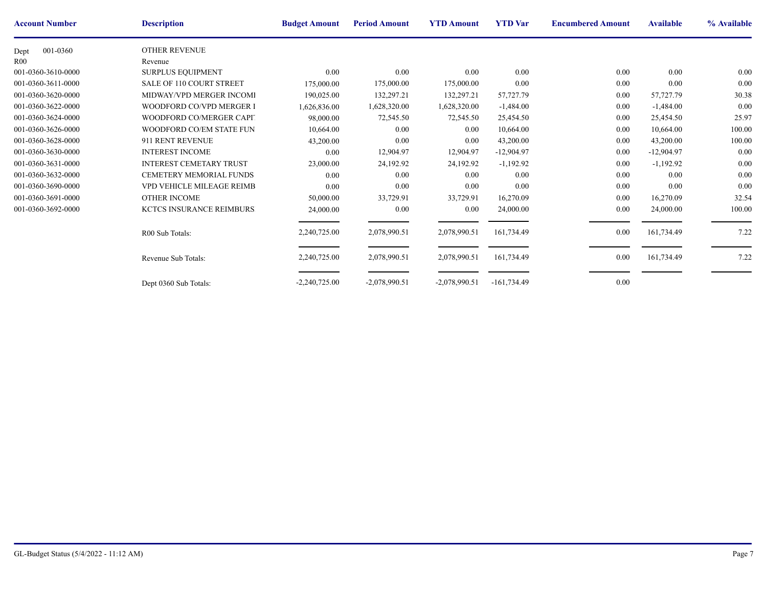| Account Number | Description | Budget Amount | Period Amount | YTD Amount | YTD Var | Encumbered Amount | Available | % Available |
|---|---|---|---|---|---|---|---|---|
| Dept 001-0360 | OTHER REVENUE | | | | | | | |
| R00 | Revenue | | | | | | | |
| 001-0360-3610-0000 | SURPLUS EQUIPMENT | 0.00 | 0.00 | 0.00 | 0.00 | 0.00 | 0.00 | 0.00 |
| 001-0360-3611-0000 | SALE OF 110 COURT STREET | 175,000.00 | 175,000.00 | 175,000.00 | 0.00 | 0.00 | 0.00 | 0.00 |
| 001-0360-3620-0000 | MIDWAY/VPD MERGER INCOMI | 190,025.00 | 132,297.21 | 132,297.21 | 57,727.79 | 0.00 | 57,727.79 | 30.38 |
| 001-0360-3622-0000 | WOODFORD CO/VPD MERGER I | 1,626,836.00 | 1,628,320.00 | 1,628,320.00 | -1,484.00 | 0.00 | -1,484.00 | 0.00 |
| 001-0360-3624-0000 | WOODFORD CO/MERGER CAPI | 98,000.00 | 72,545.50 | 72,545.50 | 25,454.50 | 0.00 | 25,454.50 | 25.97 |
| 001-0360-3626-0000 | WOODFORD CO/EM STATE FUN | 10,664.00 | 0.00 | 0.00 | 10,664.00 | 0.00 | 10,664.00 | 100.00 |
| 001-0360-3628-0000 | 911 RENT REVENUE | 43,200.00 | 0.00 | 0.00 | 43,200.00 | 0.00 | 43,200.00 | 100.00 |
| 001-0360-3630-0000 | INTEREST INCOME | 0.00 | 12,904.97 | 12,904.97 | -12,904.97 | 0.00 | -12,904.97 | 0.00 |
| 001-0360-3631-0000 | INTEREST CEMETARY TRUST | 23,000.00 | 24,192.92 | 24,192.92 | -1,192.92 | 0.00 | -1,192.92 | 0.00 |
| 001-0360-3632-0000 | CEMETERY MEMORIAL FUNDS | 0.00 | 0.00 | 0.00 | 0.00 | 0.00 | 0.00 | 0.00 |
| 001-0360-3690-0000 | VPD VEHICLE MILEAGE REIMB | 0.00 | 0.00 | 0.00 | 0.00 | 0.00 | 0.00 | 0.00 |
| 001-0360-3691-0000 | OTHER INCOME | 50,000.00 | 33,729.91 | 33,729.91 | 16,270.09 | 0.00 | 16,270.09 | 32.54 |
| 001-0360-3692-0000 | KCTCS INSURANCE REIMBURS | 24,000.00 | 0.00 | 0.00 | 24,000.00 | 0.00 | 24,000.00 | 100.00 |
| | R00 Sub Totals: | 2,240,725.00 | 2,078,990.51 | 2,078,990.51 | 161,734.49 | 0.00 | 161,734.49 | 7.22 |
| | Revenue Sub Totals: | 2,240,725.00 | 2,078,990.51 | 2,078,990.51 | 161,734.49 | 0.00 | 161,734.49 | 7.22 |
| | Dept 0360 Sub Totals: | -2,240,725.00 | -2,078,990.51 | -2,078,990.51 | -161,734.49 | 0.00 | | |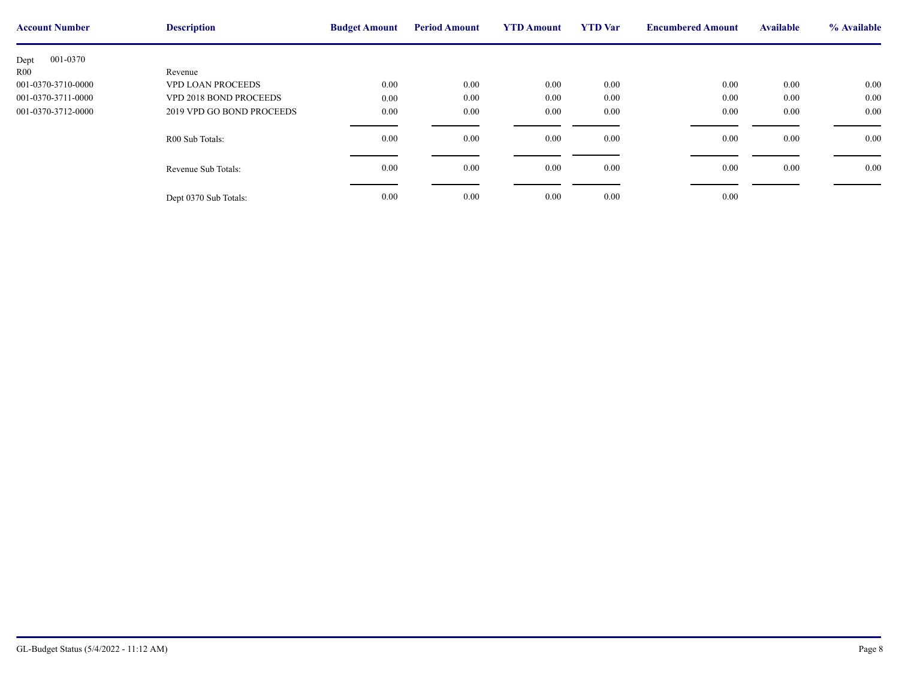| Account Number | Description | Budget Amount | Period Amount | YTD Amount | YTD Var | Encumbered Amount | Available | % Available |
|---|---|---|---|---|---|---|---|---|
| Dept 001-0370 | | | | | | | | |
| R00 | Revenue | | | | | | | |
| 001-0370-3710-0000 | VPD LOAN PROCEEDS | 0.00 | 0.00 | 0.00 | 0.00 | 0.00 | 0.00 | 0.00 |
| 001-0370-3711-0000 | VPD 2018 BOND PROCEEDS | 0.00 | 0.00 | 0.00 | 0.00 | 0.00 | 0.00 | 0.00 |
| 001-0370-3712-0000 | 2019 VPD GO BOND PROCEEDS | 0.00 | 0.00 | 0.00 | 0.00 | 0.00 | 0.00 | 0.00 |
| | R00 Sub Totals: | 0.00 | 0.00 | 0.00 | 0.00 | 0.00 | 0.00 | 0.00 |
| | Revenue Sub Totals: | 0.00 | 0.00 | 0.00 | 0.00 | 0.00 | 0.00 | 0.00 |
| | Dept 0370 Sub Totals: | 0.00 | 0.00 | 0.00 | 0.00 | 0.00 | | |

GL-Budget Status (5/4/2022 - 11:12 AM)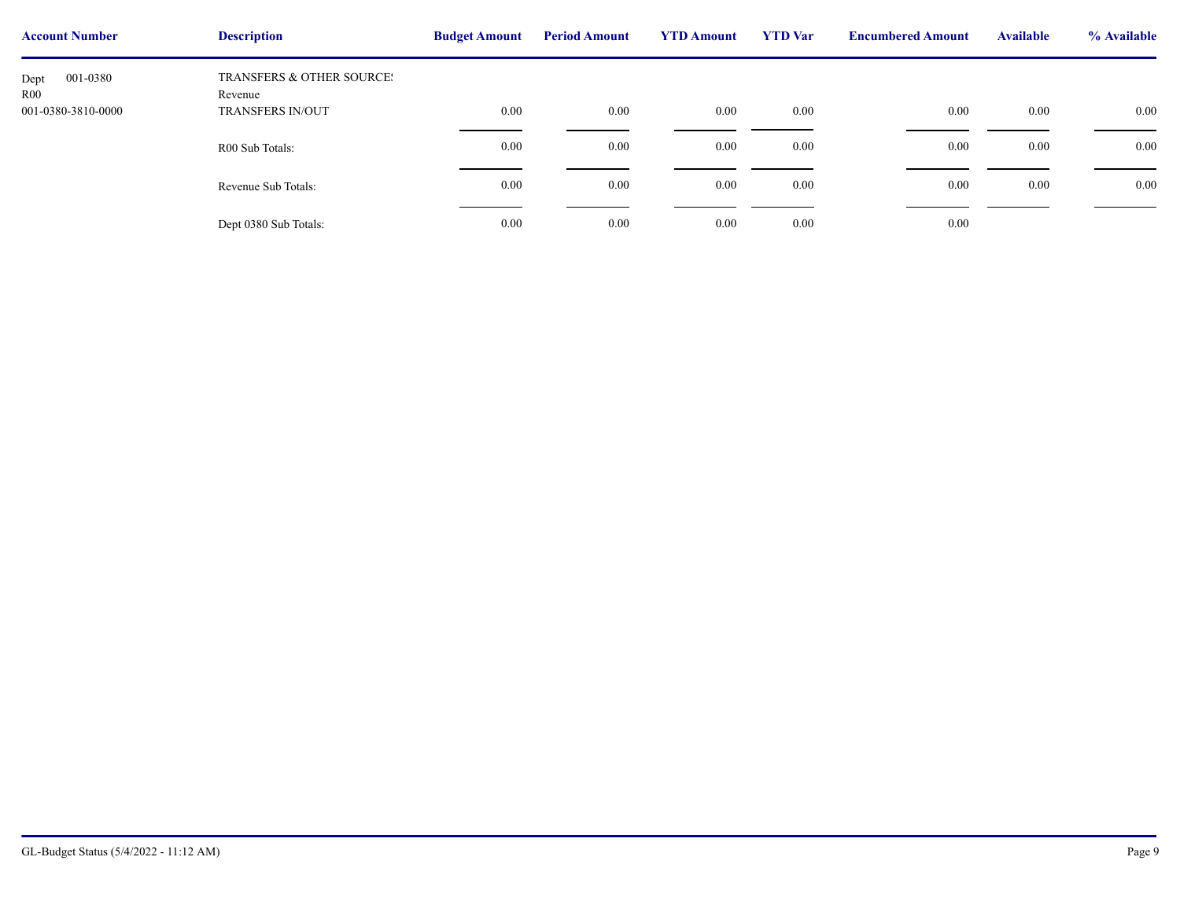| Account Number | Description | Budget Amount | Period Amount | YTD Amount | YTD Var | Encumbered Amount | Available | % Available |
|---|---|---|---|---|---|---|---|---|
| Dept 001-0380 | TRANSFERS & OTHER SOURCE! | | | | | | | |
| R00 | Revenue | | | | | | | |
| 001-0380-3810-0000 | TRANSFERS IN/OUT | 0.00 | 0.00 | 0.00 | 0.00 | 0.00 | 0.00 | 0.00 |
| | R00 Sub Totals: | 0.00 | 0.00 | 0.00 | 0.00 | 0.00 | 0.00 | 0.00 |
| | Revenue Sub Totals: | 0.00 | 0.00 | 0.00 | 0.00 | 0.00 | 0.00 | 0.00 |
| | Dept 0380 Sub Totals: | 0.00 | 0.00 | 0.00 | 0.00 | 0.00 | | |

GL-Budget Status (5/4/2022 - 11:12 AM)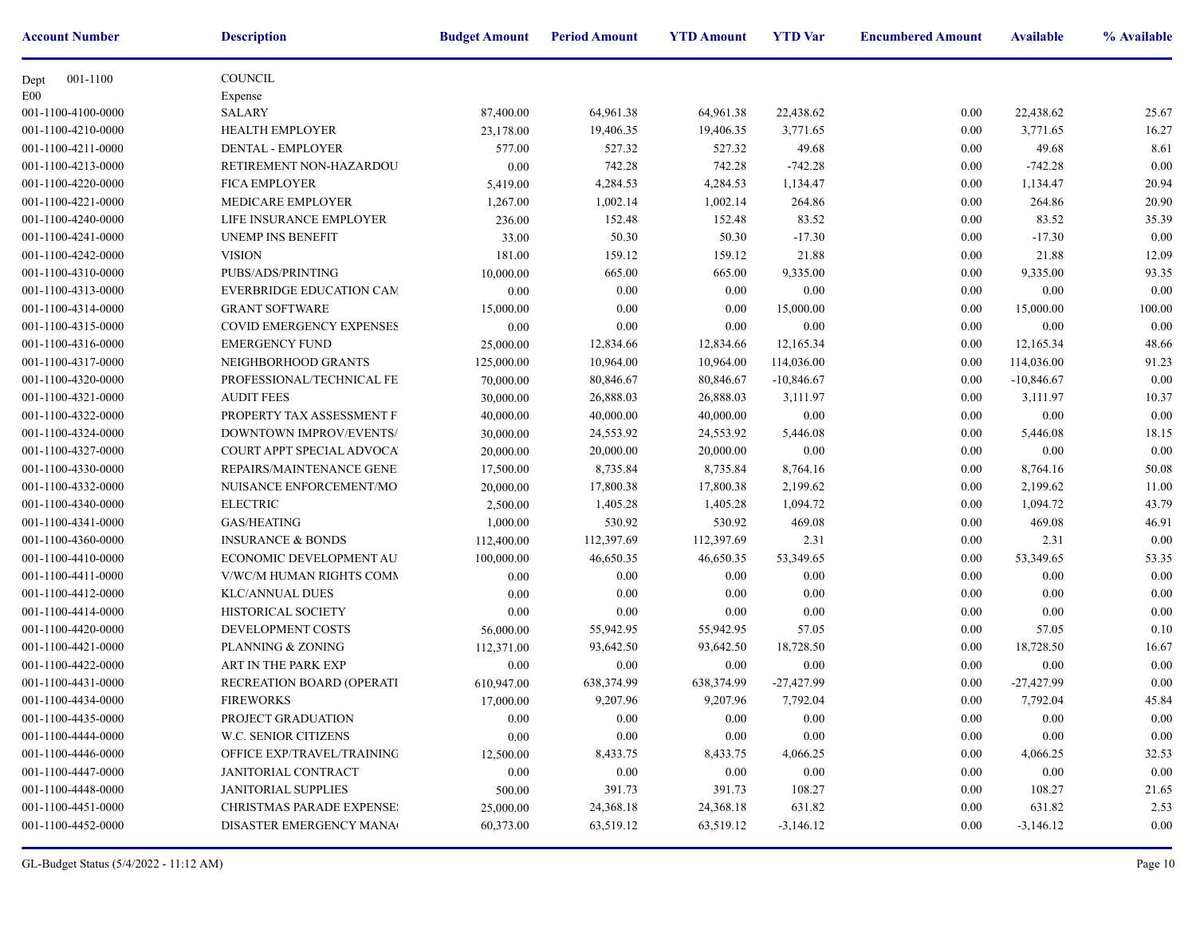| Account Number | Description | Budget Amount | Period Amount | YTD Amount | YTD Var | Encumbered Amount | Available | % Available |
|---|---|---|---|---|---|---|---|---|
| Dept 001-1100 | COUNCIL | | | | | | | |
| E00 | Expense | | | | | | | |
| 001-1100-4100-0000 | SALARY | 87,400.00 | 64,961.38 | 64,961.38 | 22,438.62 | 0.00 | 22,438.62 | 25.67 |
| 001-1100-4210-0000 | HEALTH EMPLOYER | 23,178.00 | 19,406.35 | 19,406.35 | 3,771.65 | 0.00 | 3,771.65 | 16.27 |
| 001-1100-4211-0000 | DENTAL - EMPLOYER | 577.00 | 527.32 | 527.32 | 49.68 | 0.00 | 49.68 | 8.61 |
| 001-1100-4213-0000 | RETIREMENT NON-HAZARDOU | 0.00 | 742.28 | 742.28 | -742.28 | 0.00 | -742.28 | 0.00 |
| 001-1100-4220-0000 | FICA EMPLOYER | 5,419.00 | 4,284.53 | 4,284.53 | 1,134.47 | 0.00 | 1,134.47 | 20.94 |
| 001-1100-4221-0000 | MEDICARE EMPLOYER | 1,267.00 | 1,002.14 | 1,002.14 | 264.86 | 0.00 | 264.86 | 20.90 |
| 001-1100-4240-0000 | LIFE INSURANCE EMPLOYER | 236.00 | 152.48 | 152.48 | 83.52 | 0.00 | 83.52 | 35.39 |
| 001-1100-4241-0000 | UNEMP INS BENEFIT | 33.00 | 50.30 | 50.30 | -17.30 | 0.00 | -17.30 | 0.00 |
| 001-1100-4242-0000 | VISION | 181.00 | 159.12 | 159.12 | 21.88 | 0.00 | 21.88 | 12.09 |
| 001-1100-4310-0000 | PUBS/ADS/PRINTING | 10,000.00 | 665.00 | 665.00 | 9,335.00 | 0.00 | 9,335.00 | 93.35 |
| 001-1100-4313-0000 | EVERBRIDGE EDUCATION CAM | 0.00 | 0.00 | 0.00 | 0.00 | 0.00 | 0.00 | 0.00 |
| 001-1100-4314-0000 | GRANT SOFTWARE | 15,000.00 | 0.00 | 0.00 | 15,000.00 | 0.00 | 15,000.00 | 100.00 |
| 001-1100-4315-0000 | COVID EMERGENCY EXPENSES | 0.00 | 0.00 | 0.00 | 0.00 | 0.00 | 0.00 | 0.00 |
| 001-1100-4316-0000 | EMERGENCY FUND | 25,000.00 | 12,834.66 | 12,834.66 | 12,165.34 | 0.00 | 12,165.34 | 48.66 |
| 001-1100-4317-0000 | NEIGHBORHOOD GRANTS | 125,000.00 | 10,964.00 | 10,964.00 | 114,036.00 | 0.00 | 114,036.00 | 91.23 |
| 001-1100-4320-0000 | PROFESSIONAL/TECHNICAL FE | 70,000.00 | 80,846.67 | 80,846.67 | -10,846.67 | 0.00 | -10,846.67 | 0.00 |
| 001-1100-4321-0000 | AUDIT FEES | 30,000.00 | 26,888.03 | 26,888.03 | 3,111.97 | 0.00 | 3,111.97 | 10.37 |
| 001-1100-4322-0000 | PROPERTY TAX ASSESSMENT F | 40,000.00 | 40,000.00 | 40,000.00 | 0.00 | 0.00 | 0.00 | 0.00 |
| 001-1100-4324-0000 | DOWNTOWN IMPROV/EVENTS/ | 30,000.00 | 24,553.92 | 24,553.92 | 5,446.08 | 0.00 | 5,446.08 | 18.15 |
| 001-1100-4327-0000 | COURT APPT SPECIAL ADVOCA | 20,000.00 | 20,000.00 | 20,000.00 | 0.00 | 0.00 | 0.00 | 0.00 |
| 001-1100-4330-0000 | REPAIRS/MAINTENANCE GENE | 17,500.00 | 8,735.84 | 8,735.84 | 8,764.16 | 0.00 | 8,764.16 | 50.08 |
| 001-1100-4332-0000 | NUISANCE ENFORCEMENT/MO | 20,000.00 | 17,800.38 | 17,800.38 | 2,199.62 | 0.00 | 2,199.62 | 11.00 |
| 001-1100-4340-0000 | ELECTRIC | 2,500.00 | 1,405.28 | 1,405.28 | 1,094.72 | 0.00 | 1,094.72 | 43.79 |
| 001-1100-4341-0000 | GAS/HEATING | 1,000.00 | 530.92 | 530.92 | 469.08 | 0.00 | 469.08 | 46.91 |
| 001-1100-4360-0000 | INSURANCE & BONDS | 112,400.00 | 112,397.69 | 112,397.69 | 2.31 | 0.00 | 2.31 | 0.00 |
| 001-1100-4410-0000 | ECONOMIC DEVELOPMENT AU | 100,000.00 | 46,650.35 | 46,650.35 | 53,349.65 | 0.00 | 53,349.65 | 53.35 |
| 001-1100-4411-0000 | V/WC/M HUMAN RIGHTS COMN | 0.00 | 0.00 | 0.00 | 0.00 | 0.00 | 0.00 | 0.00 |
| 001-1100-4412-0000 | KLC/ANNUAL DUES | 0.00 | 0.00 | 0.00 | 0.00 | 0.00 | 0.00 | 0.00 |
| 001-1100-4414-0000 | HISTORICAL SOCIETY | 0.00 | 0.00 | 0.00 | 0.00 | 0.00 | 0.00 | 0.00 |
| 001-1100-4420-0000 | DEVELOPMENT COSTS | 56,000.00 | 55,942.95 | 55,942.95 | 57.05 | 0.00 | 57.05 | 0.10 |
| 001-1100-4421-0000 | PLANNING & ZONING | 112,371.00 | 93,642.50 | 93,642.50 | 18,728.50 | 0.00 | 18,728.50 | 16.67 |
| 001-1100-4422-0000 | ART IN THE PARK EXP | 0.00 | 0.00 | 0.00 | 0.00 | 0.00 | 0.00 | 0.00 |
| 001-1100-4431-0000 | RECREATION BOARD (OPERATI | 610,947.00 | 638,374.99 | 638,374.99 | -27,427.99 | 0.00 | -27,427.99 | 0.00 |
| 001-1100-4434-0000 | FIREWORKS | 17,000.00 | 9,207.96 | 9,207.96 | 7,792.04 | 0.00 | 7,792.04 | 45.84 |
| 001-1100-4435-0000 | PROJECT GRADUATION | 0.00 | 0.00 | 0.00 | 0.00 | 0.00 | 0.00 | 0.00 |
| 001-1100-4444-0000 | W.C. SENIOR CITIZENS | 0.00 | 0.00 | 0.00 | 0.00 | 0.00 | 0.00 | 0.00 |
| 001-1100-4446-0000 | OFFICE EXP/TRAVEL/TRAINING | 12,500.00 | 8,433.75 | 8,433.75 | 4,066.25 | 0.00 | 4,066.25 | 32.53 |
| 001-1100-4447-0000 | JANITORIAL CONTRACT | 0.00 | 0.00 | 0.00 | 0.00 | 0.00 | 0.00 | 0.00 |
| 001-1100-4448-0000 | JANITORIAL SUPPLIES | 500.00 | 391.73 | 391.73 | 108.27 | 0.00 | 108.27 | 21.65 |
| 001-1100-4451-0000 | CHRISTMAS PARADE EXPENSE | 25,000.00 | 24,368.18 | 24,368.18 | 631.82 | 0.00 | 631.82 | 2.53 |
| 001-1100-4452-0000 | DISASTER EMERGENCY MANA | 60,373.00 | 63,519.12 | 63,519.12 | -3,146.12 | 0.00 | -3,146.12 | 0.00 |

GL-Budget Status (5/4/2022 - 11:12 AM)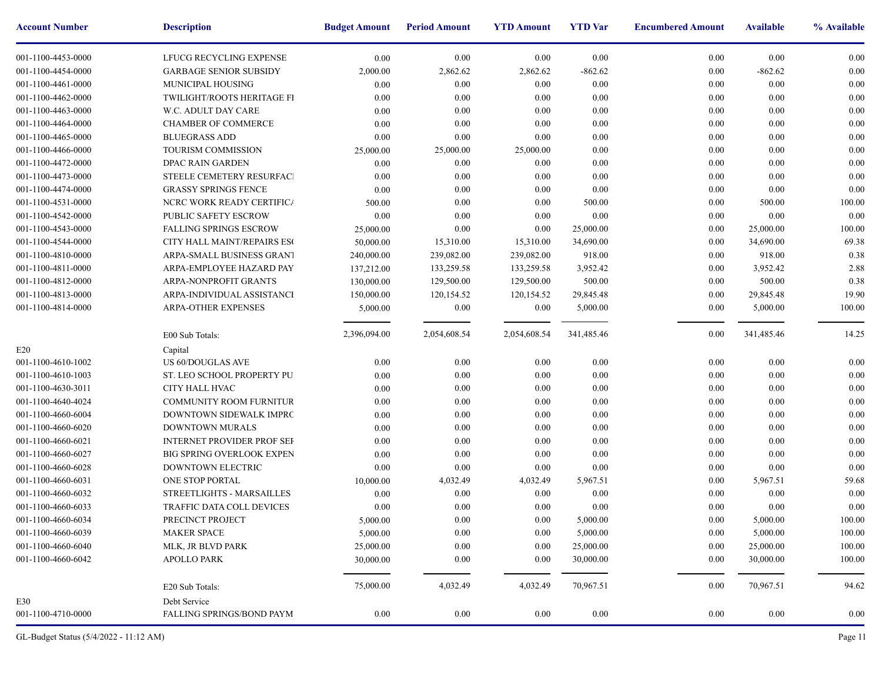| Account Number | Description | Budget Amount | Period Amount | YTD Amount | YTD Var | Encumbered Amount | Available | % Available |
|---|---|---|---|---|---|---|---|---|
| 001-1100-4453-0000 | LFUCG RECYCLING EXPENSE | 0.00 | 0.00 | 0.00 | 0.00 | 0.00 | 0.00 | 0.00 |
| 001-1100-4454-0000 | GARBAGE SENIOR SUBSIDY | 2,000.00 | 2,862.62 | 2,862.62 | -862.62 | 0.00 | -862.62 | 0.00 |
| 001-1100-4461-0000 | MUNICIPAL HOUSING | 0.00 | 0.00 | 0.00 | 0.00 | 0.00 | 0.00 | 0.00 |
| 001-1100-4462-0000 | TWILIGHT/ROOTS HERITAGE FI | 0.00 | 0.00 | 0.00 | 0.00 | 0.00 | 0.00 | 0.00 |
| 001-1100-4463-0000 | W.C. ADULT DAY CARE | 0.00 | 0.00 | 0.00 | 0.00 | 0.00 | 0.00 | 0.00 |
| 001-1100-4464-0000 | CHAMBER OF COMMERCE | 0.00 | 0.00 | 0.00 | 0.00 | 0.00 | 0.00 | 0.00 |
| 001-1100-4465-0000 | BLUEGRASS ADD | 0.00 | 0.00 | 0.00 | 0.00 | 0.00 | 0.00 | 0.00 |
| 001-1100-4466-0000 | TOURISM COMMISSION | 25,000.00 | 25,000.00 | 25,000.00 | 0.00 | 0.00 | 0.00 | 0.00 |
| 001-1100-4472-0000 | DPAC RAIN GARDEN | 0.00 | 0.00 | 0.00 | 0.00 | 0.00 | 0.00 | 0.00 |
| 001-1100-4473-0000 | STEELE CEMETERY RESURFACI | 0.00 | 0.00 | 0.00 | 0.00 | 0.00 | 0.00 | 0.00 |
| 001-1100-4474-0000 | GRASSY SPRINGS FENCE | 0.00 | 0.00 | 0.00 | 0.00 | 0.00 | 0.00 | 0.00 |
| 001-1100-4531-0000 | NCRC WORK READY CERTIFIC/ | 500.00 | 0.00 | 0.00 | 500.00 | 0.00 | 500.00 | 100.00 |
| 001-1100-4542-0000 | PUBLIC SAFETY ESCROW | 0.00 | 0.00 | 0.00 | 0.00 | 0.00 | 0.00 | 0.00 |
| 001-1100-4543-0000 | FALLING SPRINGS ESCROW | 25,000.00 | 0.00 | 0.00 | 25,000.00 | 0.00 | 25,000.00 | 100.00 |
| 001-1100-4544-0000 | CITY HALL MAINT/REPAIRS ES( | 50,000.00 | 15,310.00 | 15,310.00 | 34,690.00 | 0.00 | 34,690.00 | 69.38 |
| 001-1100-4810-0000 | ARPA-SMALL BUSINESS GRANT | 240,000.00 | 239,082.00 | 239,082.00 | 918.00 | 0.00 | 918.00 | 0.38 |
| 001-1100-4811-0000 | ARPA-EMPLOYEE HAZARD PAY | 137,212.00 | 133,259.58 | 133,259.58 | 3,952.42 | 0.00 | 3,952.42 | 2.88 |
| 001-1100-4812-0000 | ARPA-NONPROFIT GRANTS | 130,000.00 | 129,500.00 | 129,500.00 | 500.00 | 0.00 | 500.00 | 0.38 |
| 001-1100-4813-0000 | ARPA-INDIVIDUAL ASSISTANCI | 150,000.00 | 120,154.52 | 120,154.52 | 29,845.48 | 0.00 | 29,845.48 | 19.90 |
| 001-1100-4814-0000 | ARPA-OTHER EXPENSES | 5,000.00 | 0.00 | 0.00 | 5,000.00 | 0.00 | 5,000.00 | 100.00 |
| | E00 Sub Totals: | 2,396,094.00 | 2,054,608.54 | 2,054,608.54 | 341,485.46 | 0.00 | 341,485.46 | 14.25 |
| E20 | Capital | | | | | | | |
| 001-1100-4610-1002 | US 60/DOUGLAS AVE | 0.00 | 0.00 | 0.00 | 0.00 | 0.00 | 0.00 | 0.00 |
| 001-1100-4610-1003 | ST. LEO SCHOOL PROPERTY PU | 0.00 | 0.00 | 0.00 | 0.00 | 0.00 | 0.00 | 0.00 |
| 001-1100-4630-3011 | CITY HALL HVAC | 0.00 | 0.00 | 0.00 | 0.00 | 0.00 | 0.00 | 0.00 |
| 001-1100-4640-4024 | COMMUNITY ROOM FURNITUR | 0.00 | 0.00 | 0.00 | 0.00 | 0.00 | 0.00 | 0.00 |
| 001-1100-4660-6004 | DOWNTOWN SIDEWALK IMPRC | 0.00 | 0.00 | 0.00 | 0.00 | 0.00 | 0.00 | 0.00 |
| 001-1100-4660-6020 | DOWNTOWN MURALS | 0.00 | 0.00 | 0.00 | 0.00 | 0.00 | 0.00 | 0.00 |
| 001-1100-4660-6021 | INTERNET PROVIDER PROF SEI | 0.00 | 0.00 | 0.00 | 0.00 | 0.00 | 0.00 | 0.00 |
| 001-1100-4660-6027 | BIG SPRING OVERLOOK EXPEN | 0.00 | 0.00 | 0.00 | 0.00 | 0.00 | 0.00 | 0.00 |
| 001-1100-4660-6028 | DOWNTOWN ELECTRIC | 0.00 | 0.00 | 0.00 | 0.00 | 0.00 | 0.00 | 0.00 |
| 001-1100-4660-6031 | ONE STOP PORTAL | 10,000.00 | 4,032.49 | 4,032.49 | 5,967.51 | 0.00 | 5,967.51 | 59.68 |
| 001-1100-4660-6032 | STREETLIGHTS - MARSAILLES | 0.00 | 0.00 | 0.00 | 0.00 | 0.00 | 0.00 | 0.00 |
| 001-1100-4660-6033 | TRAFFIC DATA COLL DEVICES | 0.00 | 0.00 | 0.00 | 0.00 | 0.00 | 0.00 | 0.00 |
| 001-1100-4660-6034 | PRECINCT PROJECT | 5,000.00 | 0.00 | 0.00 | 5,000.00 | 0.00 | 5,000.00 | 100.00 |
| 001-1100-4660-6039 | MAKER SPACE | 5,000.00 | 0.00 | 0.00 | 5,000.00 | 0.00 | 5,000.00 | 100.00 |
| 001-1100-4660-6040 | MLK, JR BLVD PARK | 25,000.00 | 0.00 | 0.00 | 25,000.00 | 0.00 | 25,000.00 | 100.00 |
| 001-1100-4660-6042 | APOLLO PARK | 30,000.00 | 0.00 | 0.00 | 30,000.00 | 0.00 | 30,000.00 | 100.00 |
| | E20 Sub Totals: | 75,000.00 | 4,032.49 | 4,032.49 | 70,967.51 | 0.00 | 70,967.51 | 94.62 |
| E30 | Debt Service | | | | | | | |
| 001-1100-4710-0000 | FALLING SPRINGS/BOND PAYM | 0.00 | 0.00 | 0.00 | 0.00 | 0.00 | 0.00 | 0.00 |

GL-Budget Status (5/4/2022 - 11:12 AM)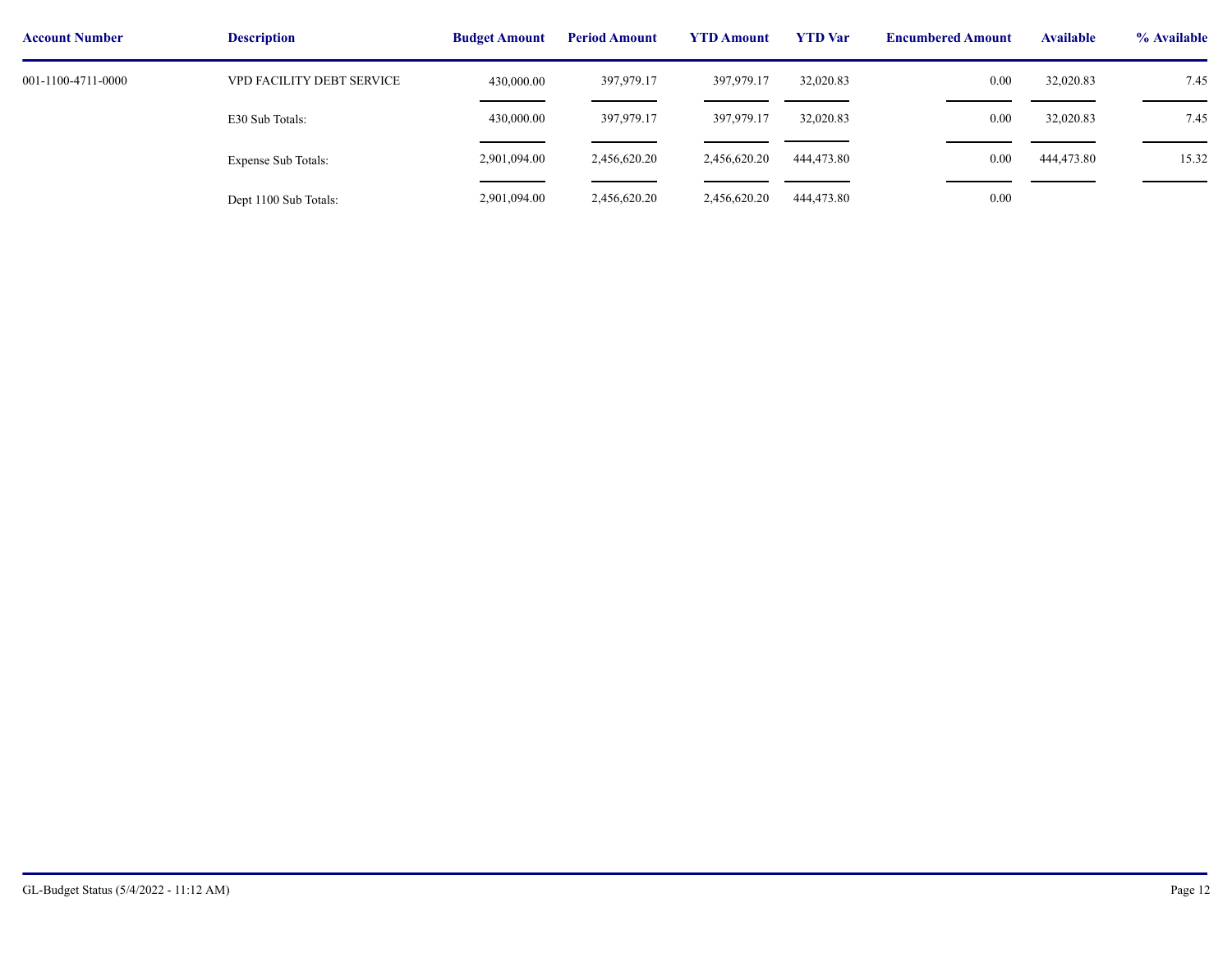| Account Number | Description | Budget Amount | Period Amount | YTD Amount | YTD Var | Encumbered Amount | Available | % Available |
|---|---|---|---|---|---|---|---|---|
| 001-1100-4711-0000 | VPD FACILITY DEBT SERVICE | 430,000.00 | 397,979.17 | 397,979.17 | 32,020.83 | 0.00 | 32,020.83 | 7.45 |
| | E30 Sub Totals: | 430,000.00 | 397,979.17 | 397,979.17 | 32,020.83 | 0.00 | 32,020.83 | 7.45 |
| | Expense Sub Totals: | 2,901,094.00 | 2,456,620.20 | 2,456,620.20 | 444,473.80 | 0.00 | 444,473.80 | 15.32 |
| | Dept 1100 Sub Totals: | 2,901,094.00 | 2,456,620.20 | 2,456,620.20 | 444,473.80 | 0.00 | | |

GL-Budget Status (5/4/2022 - 11:12 AM)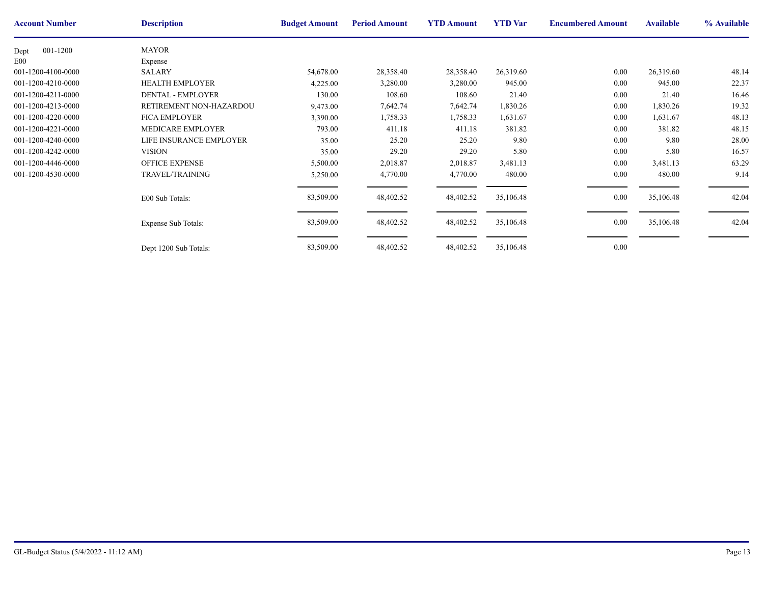| Account Number | Description | Budget Amount | Period Amount | YTD Amount | YTD Var | Encumbered Amount | Available | % Available |
|---|---|---|---|---|---|---|---|---|
| Dept 001-1200 | MAYOR | | | | | | | |
| E00 | Expense | | | | | | | |
| 001-1200-4100-0000 | SALARY | 54,678.00 | 28,358.40 | 28,358.40 | 26,319.60 | 0.00 | 26,319.60 | 48.14 |
| 001-1200-4210-0000 | HEALTH EMPLOYER | 4,225.00 | 3,280.00 | 3,280.00 | 945.00 | 0.00 | 945.00 | 22.37 |
| 001-1200-4211-0000 | DENTAL - EMPLOYER | 130.00 | 108.60 | 108.60 | 21.40 | 0.00 | 21.40 | 16.46 |
| 001-1200-4213-0000 | RETIREMENT NON-HAZARDOU | 9,473.00 | 7,642.74 | 7,642.74 | 1,830.26 | 0.00 | 1,830.26 | 19.32 |
| 001-1200-4220-0000 | FICA EMPLOYER | 3,390.00 | 1,758.33 | 1,758.33 | 1,631.67 | 0.00 | 1,631.67 | 48.13 |
| 001-1200-4221-0000 | MEDICARE EMPLOYER | 793.00 | 411.18 | 411.18 | 381.82 | 0.00 | 381.82 | 48.15 |
| 001-1200-4240-0000 | LIFE INSURANCE EMPLOYER | 35.00 | 25.20 | 25.20 | 9.80 | 0.00 | 9.80 | 28.00 |
| 001-1200-4242-0000 | VISION | 35.00 | 29.20 | 29.20 | 5.80 | 0.00 | 5.80 | 16.57 |
| 001-1200-4446-0000 | OFFICE EXPENSE | 5,500.00 | 2,018.87 | 2,018.87 | 3,481.13 | 0.00 | 3,481.13 | 63.29 |
| 001-1200-4530-0000 | TRAVEL/TRAINING | 5,250.00 | 4,770.00 | 4,770.00 | 480.00 | 0.00 | 480.00 | 9.14 |
| | E00 Sub Totals: | 83,509.00 | 48,402.52 | 48,402.52 | 35,106.48 | 0.00 | 35,106.48 | 42.04 |
| | Expense Sub Totals: | 83,509.00 | 48,402.52 | 48,402.52 | 35,106.48 | 0.00 | 35,106.48 | 42.04 |
| | Dept 1200 Sub Totals: | 83,509.00 | 48,402.52 | 48,402.52 | 35,106.48 | 0.00 | | |

GL-Budget Status (5/4/2022 - 11:12 AM)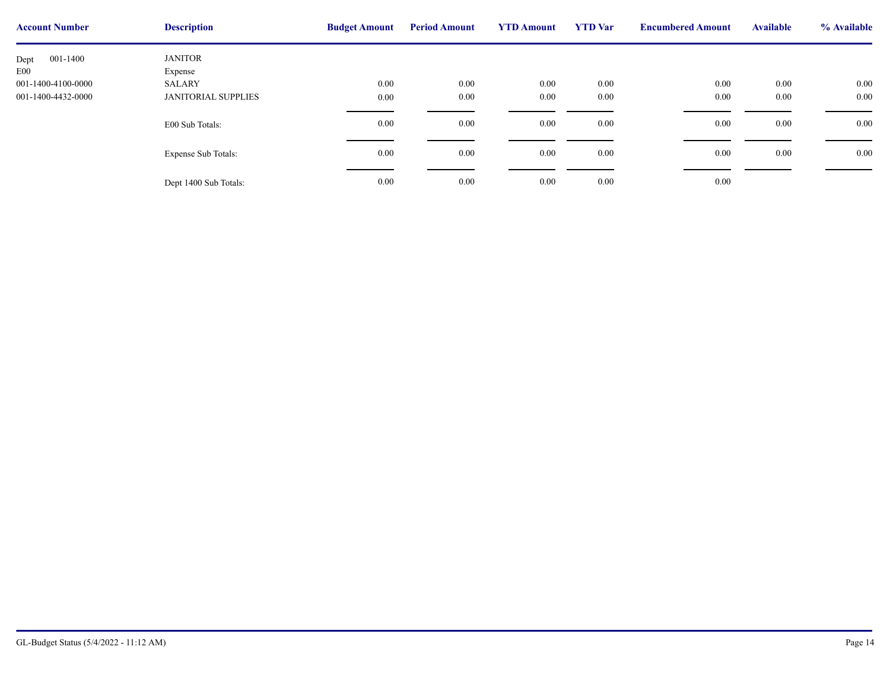| Account Number | Description | Budget Amount | Period Amount | YTD Amount | YTD Var | Encumbered Amount | Available | % Available |
|---|---|---|---|---|---|---|---|---|
| Dept 001-1400 | JANITOR | | | | | | | |
| E00 | Expense | | | | | | | |
| 001-1400-4100-0000 | SALARY | 0.00 | 0.00 | 0.00 | 0.00 | 0.00 | 0.00 | 0.00 |
| 001-1400-4432-0000 | JANITORIAL SUPPLIES | 0.00 | 0.00 | 0.00 | 0.00 | 0.00 | 0.00 | 0.00 |
| | E00 Sub Totals: | 0.00 | 0.00 | 0.00 | 0.00 | 0.00 | 0.00 | 0.00 |
| | Expense Sub Totals: | 0.00 | 0.00 | 0.00 | 0.00 | 0.00 | 0.00 | 0.00 |
| | Dept 1400 Sub Totals: | 0.00 | 0.00 | 0.00 | 0.00 | 0.00 | | |

GL-Budget Status (5/4/2022 - 11:12 AM)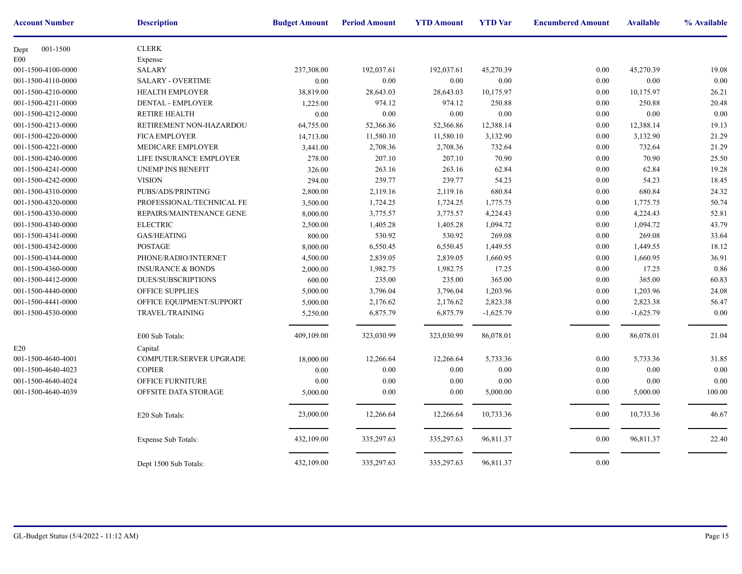| Account Number | Description | Budget Amount | Period Amount | YTD Amount | YTD Var | Encumbered Amount | Available | % Available |
|---|---|---|---|---|---|---|---|---|
| Dept 001-1500 | CLERK | | | | | | | |
| E00 | Expense | | | | | | | |
| 001-1500-4100-0000 | SALARY | 237,308.00 | 192,037.61 | 192,037.61 | 45,270.39 | 0.00 | 45,270.39 | 19.08 |
| 001-1500-4110-0000 | SALARY - OVERTIME | 0.00 | 0.00 | 0.00 | 0.00 | 0.00 | 0.00 | 0.00 |
| 001-1500-4210-0000 | HEALTH EMPLOYER | 38,819.00 | 28,643.03 | 28,643.03 | 10,175.97 | 0.00 | 10,175.97 | 26.21 |
| 001-1500-4211-0000 | DENTAL - EMPLOYER | 1,225.00 | 974.12 | 974.12 | 250.88 | 0.00 | 250.88 | 20.48 |
| 001-1500-4212-0000 | RETIRE HEALTH | 0.00 | 0.00 | 0.00 | 0.00 | 0.00 | 0.00 | 0.00 |
| 001-1500-4213-0000 | RETIREMENT NON-HAZARDOU | 64,755.00 | 52,366.86 | 52,366.86 | 12,388.14 | 0.00 | 12,388.14 | 19.13 |
| 001-1500-4220-0000 | FICA EMPLOYER | 14,713.00 | 11,580.10 | 11,580.10 | 3,132.90 | 0.00 | 3,132.90 | 21.29 |
| 001-1500-4221-0000 | MEDICARE EMPLOYER | 3,441.00 | 2,708.36 | 2,708.36 | 732.64 | 0.00 | 732.64 | 21.29 |
| 001-1500-4240-0000 | LIFE INSURANCE EMPLOYER | 278.00 | 207.10 | 207.10 | 70.90 | 0.00 | 70.90 | 25.50 |
| 001-1500-4241-0000 | UNEMP INS BENEFIT | 326.00 | 263.16 | 263.16 | 62.84 | 0.00 | 62.84 | 19.28 |
| 001-1500-4242-0000 | VISION | 294.00 | 239.77 | 239.77 | 54.23 | 0.00 | 54.23 | 18.45 |
| 001-1500-4310-0000 | PUBS/ADS/PRINTING | 2,800.00 | 2,119.16 | 2,119.16 | 680.84 | 0.00 | 680.84 | 24.32 |
| 001-1500-4320-0000 | PROFESSIONAL/TECHNICAL FE | 3,500.00 | 1,724.25 | 1,724.25 | 1,775.75 | 0.00 | 1,775.75 | 50.74 |
| 001-1500-4330-0000 | REPAIRS/MAINTENANCE GENE | 8,000.00 | 3,775.57 | 3,775.57 | 4,224.43 | 0.00 | 4,224.43 | 52.81 |
| 001-1500-4340-0000 | ELECTRIC | 2,500.00 | 1,405.28 | 1,405.28 | 1,094.72 | 0.00 | 1,094.72 | 43.79 |
| 001-1500-4341-0000 | GAS/HEATING | 800.00 | 530.92 | 530.92 | 269.08 | 0.00 | 269.08 | 33.64 |
| 001-1500-4342-0000 | POSTAGE | 8,000.00 | 6,550.45 | 6,550.45 | 1,449.55 | 0.00 | 1,449.55 | 18.12 |
| 001-1500-4344-0000 | PHONE/RADIO/INTERNET | 4,500.00 | 2,839.05 | 2,839.05 | 1,660.95 | 0.00 | 1,660.95 | 36.91 |
| 001-1500-4360-0000 | INSURANCE & BONDS | 2,000.00 | 1,982.75 | 1,982.75 | 17.25 | 0.00 | 17.25 | 0.86 |
| 001-1500-4412-0000 | DUES/SUBSCRIPTIONS | 600.00 | 235.00 | 235.00 | 365.00 | 0.00 | 365.00 | 60.83 |
| 001-1500-4440-0000 | OFFICE SUPPLIES | 5,000.00 | 3,796.04 | 3,796.04 | 1,203.96 | 0.00 | 1,203.96 | 24.08 |
| 001-1500-4441-0000 | OFFICE EQUIPMENT/SUPPORT | 5,000.00 | 2,176.62 | 2,176.62 | 2,823.38 | 0.00 | 2,823.38 | 56.47 |
| 001-1500-4530-0000 | TRAVEL/TRAINING | 5,250.00 | 6,875.79 | 6,875.79 | -1,625.79 | 0.00 | -1,625.79 | 0.00 |
| | E00 Sub Totals: | 409,109.00 | 323,030.99 | 323,030.99 | 86,078.01 | 0.00 | 86,078.01 | 21.04 |
| E20 | Capital | | | | | | | |
| 001-1500-4640-4001 | COMPUTER/SERVER UPGRADE | 18,000.00 | 12,266.64 | 12,266.64 | 5,733.36 | 0.00 | 5,733.36 | 31.85 |
| 001-1500-4640-4023 | COPIER | 0.00 | 0.00 | 0.00 | 0.00 | 0.00 | 0.00 | 0.00 |
| 001-1500-4640-4024 | OFFICE FURNITURE | 0.00 | 0.00 | 0.00 | 0.00 | 0.00 | 0.00 | 0.00 |
| 001-1500-4640-4039 | OFFSITE DATA STORAGE | 5,000.00 | 0.00 | 0.00 | 5,000.00 | 0.00 | 5,000.00 | 100.00 |
| | E20 Sub Totals: | 23,000.00 | 12,266.64 | 12,266.64 | 10,733.36 | 0.00 | 10,733.36 | 46.67 |
| | Expense Sub Totals: | 432,109.00 | 335,297.63 | 335,297.63 | 96,811.37 | 0.00 | 96,811.37 | 22.40 |
| | Dept 1500 Sub Totals: | 432,109.00 | 335,297.63 | 335,297.63 | 96,811.37 | 0.00 | | |

GL-Budget Status (5/4/2022 - 11:12 AM)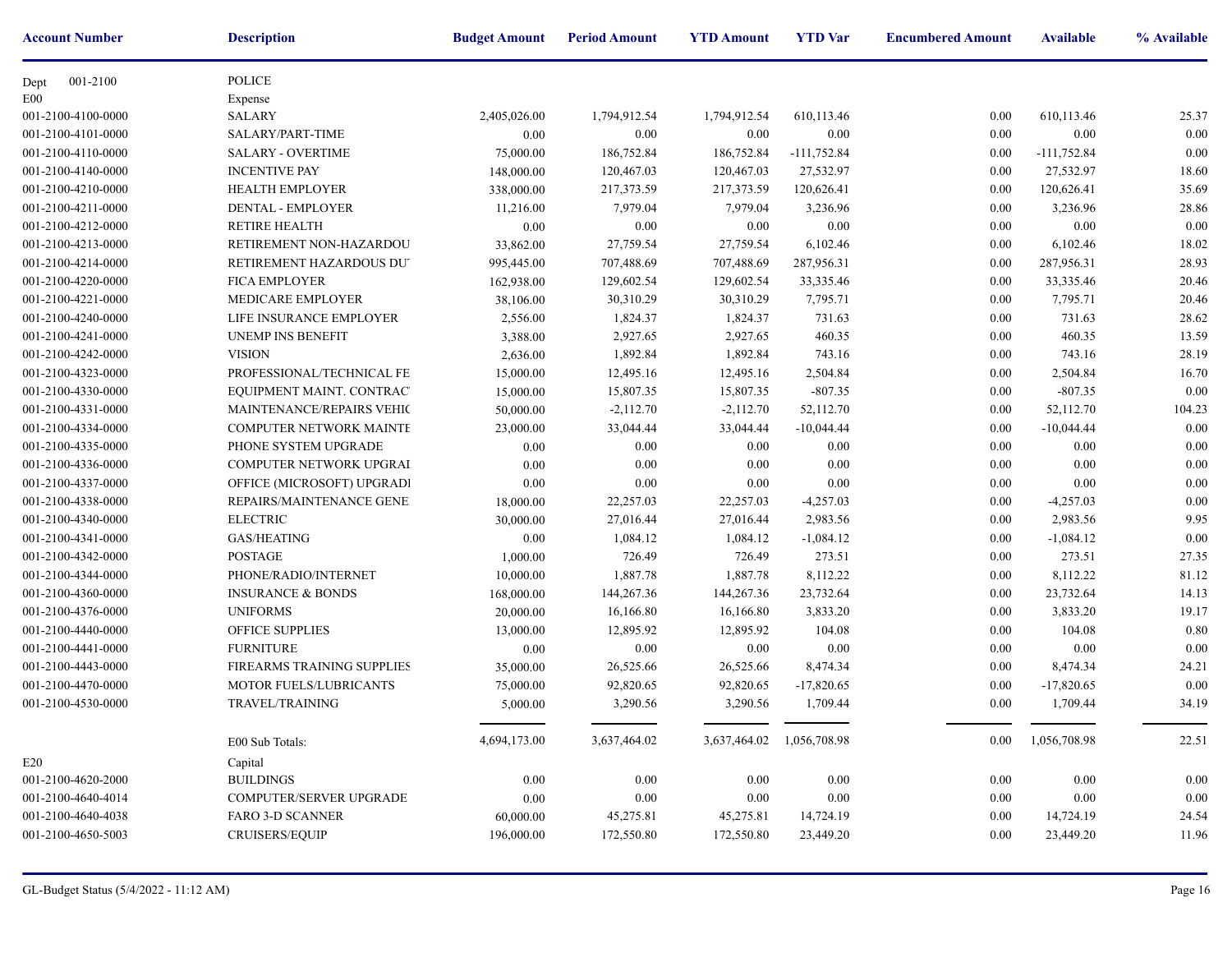| Account Number | Description | Budget Amount | Period Amount | YTD Amount | YTD Var | Encumbered Amount | Available | % Available |
|---|---|---|---|---|---|---|---|---|
| Dept 001-2100 | POLICE | | | | | | | |
| E00 | Expense | | | | | | | |
| 001-2100-4100-0000 | SALARY | 2,405,026.00 | 1,794,912.54 | 1,794,912.54 | 610,113.46 | 0.00 | 610,113.46 | 25.37 |
| 001-2100-4101-0000 | SALARY/PART-TIME | 0.00 | 0.00 | 0.00 | 0.00 | 0.00 | 0.00 | 0.00 |
| 001-2100-4110-0000 | SALARY - OVERTIME | 75,000.00 | 186,752.84 | 186,752.84 | -111,752.84 | 0.00 | -111,752.84 | 0.00 |
| 001-2100-4140-0000 | INCENTIVE PAY | 148,000.00 | 120,467.03 | 120,467.03 | 27,532.97 | 0.00 | 27,532.97 | 18.60 |
| 001-2100-4210-0000 | HEALTH EMPLOYER | 338,000.00 | 217,373.59 | 217,373.59 | 120,626.41 | 0.00 | 120,626.41 | 35.69 |
| 001-2100-4211-0000 | DENTAL - EMPLOYER | 11,216.00 | 7,979.04 | 7,979.04 | 3,236.96 | 0.00 | 3,236.96 | 28.86 |
| 001-2100-4212-0000 | RETIRE HEALTH | 0.00 | 0.00 | 0.00 | 0.00 | 0.00 | 0.00 | 0.00 |
| 001-2100-4213-0000 | RETIREMENT NON-HAZARDOU | 33,862.00 | 27,759.54 | 27,759.54 | 6,102.46 | 0.00 | 6,102.46 | 18.02 |
| 001-2100-4214-0000 | RETIREMENT HAZARDOUS DU | 995,445.00 | 707,488.69 | 707,488.69 | 287,956.31 | 0.00 | 287,956.31 | 28.93 |
| 001-2100-4220-0000 | FICA EMPLOYER | 162,938.00 | 129,602.54 | 129,602.54 | 33,335.46 | 0.00 | 33,335.46 | 20.46 |
| 001-2100-4221-0000 | MEDICARE EMPLOYER | 38,106.00 | 30,310.29 | 30,310.29 | 7,795.71 | 0.00 | 7,795.71 | 20.46 |
| 001-2100-4240-0000 | LIFE INSURANCE EMPLOYER | 2,556.00 | 1,824.37 | 1,824.37 | 731.63 | 0.00 | 731.63 | 28.62 |
| 001-2100-4241-0000 | UNEMP INS BENEFIT | 3,388.00 | 2,927.65 | 2,927.65 | 460.35 | 0.00 | 460.35 | 13.59 |
| 001-2100-4242-0000 | VISION | 2,636.00 | 1,892.84 | 1,892.84 | 743.16 | 0.00 | 743.16 | 28.19 |
| 001-2100-4323-0000 | PROFESSIONAL/TECHNICAL FE | 15,000.00 | 12,495.16 | 12,495.16 | 2,504.84 | 0.00 | 2,504.84 | 16.70 |
| 001-2100-4330-0000 | EQUIPMENT MAINT. CONTRAC | 15,000.00 | 15,807.35 | 15,807.35 | -807.35 | 0.00 | -807.35 | 0.00 |
| 001-2100-4331-0000 | MAINTENANCE/REPAIRS VEHIC | 50,000.00 | -2,112.70 | -2,112.70 | 52,112.70 | 0.00 | 52,112.70 | 104.23 |
| 001-2100-4334-0000 | COMPUTER NETWORK MAINTE | 23,000.00 | 33,044.44 | 33,044.44 | -10,044.44 | 0.00 | -10,044.44 | 0.00 |
| 001-2100-4335-0000 | PHONE SYSTEM UPGRADE | 0.00 | 0.00 | 0.00 | 0.00 | 0.00 | 0.00 | 0.00 |
| 001-2100-4336-0000 | COMPUTER NETWORK UPGRAI | 0.00 | 0.00 | 0.00 | 0.00 | 0.00 | 0.00 | 0.00 |
| 001-2100-4337-0000 | OFFICE (MICROSOFT) UPGRADI | 0.00 | 0.00 | 0.00 | 0.00 | 0.00 | 0.00 | 0.00 |
| 001-2100-4338-0000 | REPAIRS/MAINTENANCE GENE | 18,000.00 | 22,257.03 | 22,257.03 | -4,257.03 | 0.00 | -4,257.03 | 0.00 |
| 001-2100-4340-0000 | ELECTRIC | 30,000.00 | 27,016.44 | 27,016.44 | 2,983.56 | 0.00 | 2,983.56 | 9.95 |
| 001-2100-4341-0000 | GAS/HEATING | 0.00 | 1,084.12 | 1,084.12 | -1,084.12 | 0.00 | -1,084.12 | 0.00 |
| 001-2100-4342-0000 | POSTAGE | 1,000.00 | 726.49 | 726.49 | 273.51 | 0.00 | 273.51 | 27.35 |
| 001-2100-4344-0000 | PHONE/RADIO/INTERNET | 10,000.00 | 1,887.78 | 1,887.78 | 8,112.22 | 0.00 | 8,112.22 | 81.12 |
| 001-2100-4360-0000 | INSURANCE & BONDS | 168,000.00 | 144,267.36 | 144,267.36 | 23,732.64 | 0.00 | 23,732.64 | 14.13 |
| 001-2100-4376-0000 | UNIFORMS | 20,000.00 | 16,166.80 | 16,166.80 | 3,833.20 | 0.00 | 3,833.20 | 19.17 |
| 001-2100-4440-0000 | OFFICE SUPPLIES | 13,000.00 | 12,895.92 | 12,895.92 | 104.08 | 0.00 | 104.08 | 0.80 |
| 001-2100-4441-0000 | FURNITURE | 0.00 | 0.00 | 0.00 | 0.00 | 0.00 | 0.00 | 0.00 |
| 001-2100-4443-0000 | FIREARMS TRAINING SUPPLIES | 35,000.00 | 26,525.66 | 26,525.66 | 8,474.34 | 0.00 | 8,474.34 | 24.21 |
| 001-2100-4470-0000 | MOTOR FUELS/LUBRICANTS | 75,000.00 | 92,820.65 | 92,820.65 | -17,820.65 | 0.00 | -17,820.65 | 0.00 |
| 001-2100-4530-0000 | TRAVEL/TRAINING | 5,000.00 | 3,290.56 | 3,290.56 | 1,709.44 | 0.00 | 1,709.44 | 34.19 |
| | E00 Sub Totals: | 4,694,173.00 | 3,637,464.02 | 3,637,464.02 | 1,056,708.98 | 0.00 | 1,056,708.98 | 22.51 |
| E20 | Capital | | | | | | | |
| 001-2100-4620-2000 | BUILDINGS | 0.00 | 0.00 | 0.00 | 0.00 | 0.00 | 0.00 | 0.00 |
| 001-2100-4640-4014 | COMPUTER/SERVER UPGRADE | 0.00 | 0.00 | 0.00 | 0.00 | 0.00 | 0.00 | 0.00 |
| 001-2100-4640-4038 | FARO 3-D SCANNER | 60,000.00 | 45,275.81 | 45,275.81 | 14,724.19 | 0.00 | 14,724.19 | 24.54 |
| 001-2100-4650-5003 | CRUISERS/EQUIP | 196,000.00 | 172,550.80 | 172,550.80 | 23,449.20 | 0.00 | 23,449.20 | 11.96 |

GL-Budget Status (5/4/2022 - 11:12 AM)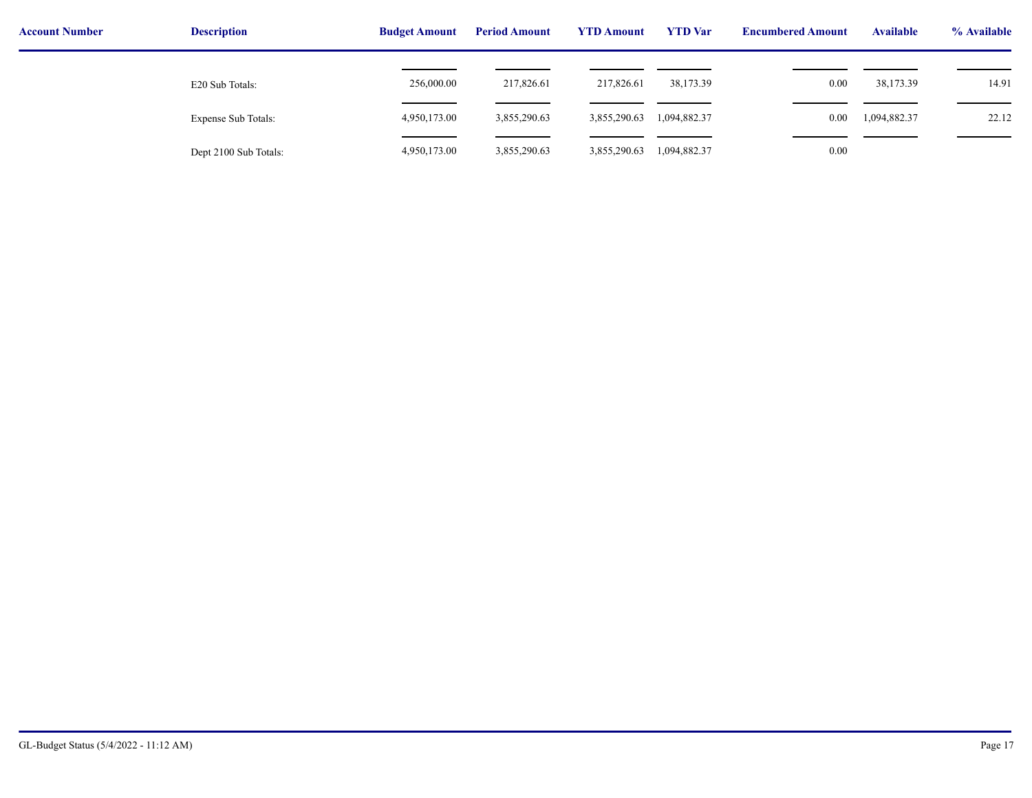| Account Number | Description | Budget Amount | Period Amount | YTD Amount | YTD Var | Encumbered Amount | Available | % Available |
|---|---|---|---|---|---|---|---|---|
| | E20 Sub Totals: | 256,000.00 | 217,826.61 | 217,826.61 | 38,173.39 | 0.00 | 38,173.39 | 14.91 |
| | Expense Sub Totals: | 4,950,173.00 | 3,855,290.63 | 3,855,290.63 | 1,094,882.37 | 0.00 | 1,094,882.37 | 22.12 |
| | Dept 2100 Sub Totals: | 4,950,173.00 | 3,855,290.63 | 3,855,290.63 | 1,094,882.37 | 0.00 | | |

GL-Budget Status (5/4/2022 - 11:12 AM)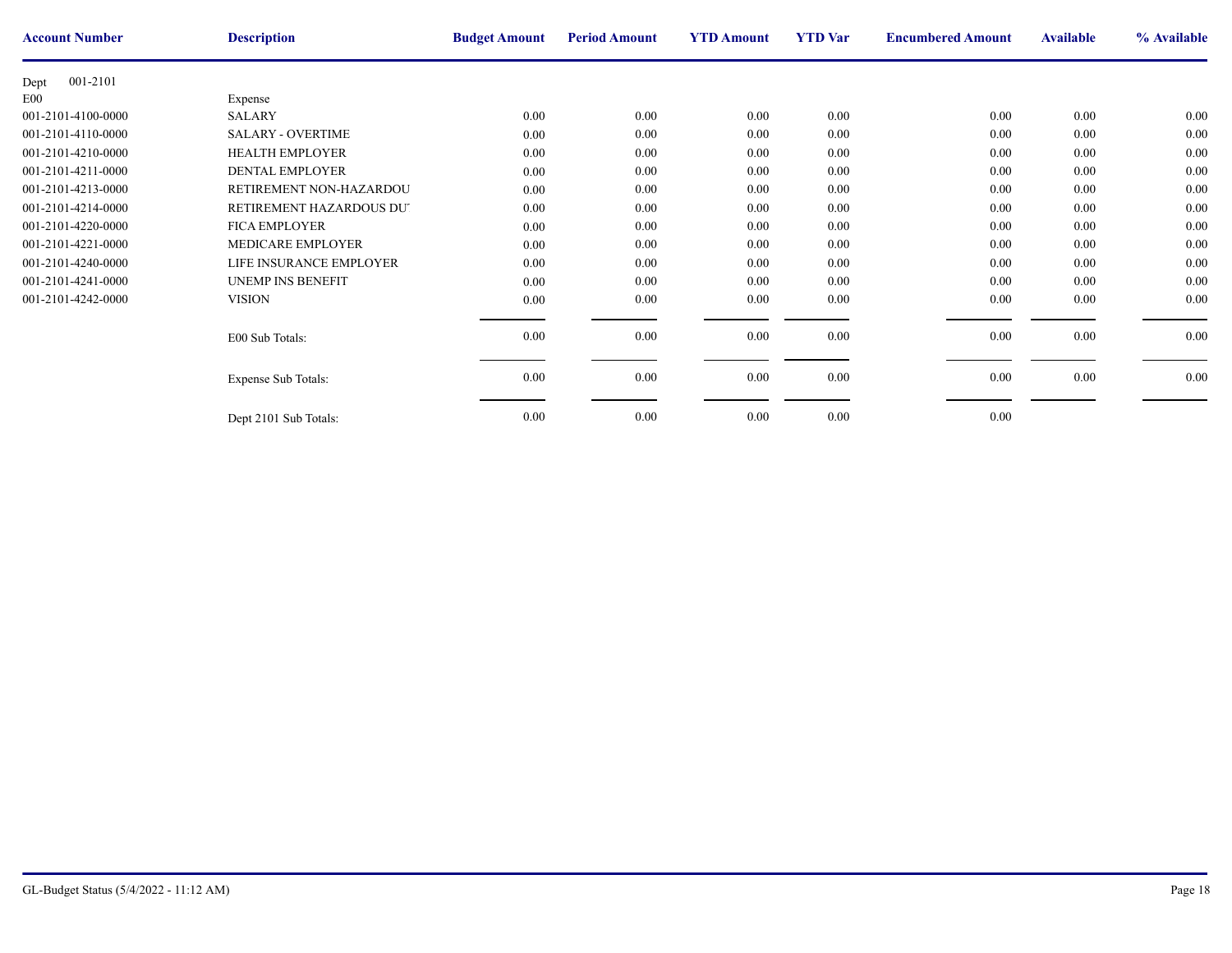| Account Number | Description | Budget Amount | Period Amount | YTD Amount | YTD Var | Encumbered Amount | Available | % Available |
|---|---|---|---|---|---|---|---|---|
| Dept 001-2101 | | | | | | | | |
| E00 | Expense | | | | | | | |
| 001-2101-4100-0000 | SALARY | 0.00 | 0.00 | 0.00 | 0.00 | 0.00 | 0.00 | 0.00 |
| 001-2101-4110-0000 | SALARY - OVERTIME | 0.00 | 0.00 | 0.00 | 0.00 | 0.00 | 0.00 | 0.00 |
| 001-2101-4210-0000 | HEALTH EMPLOYER | 0.00 | 0.00 | 0.00 | 0.00 | 0.00 | 0.00 | 0.00 |
| 001-2101-4211-0000 | DENTAL EMPLOYER | 0.00 | 0.00 | 0.00 | 0.00 | 0.00 | 0.00 | 0.00 |
| 001-2101-4213-0000 | RETIREMENT NON-HAZARDOU | 0.00 | 0.00 | 0.00 | 0.00 | 0.00 | 0.00 | 0.00 |
| 001-2101-4214-0000 | RETIREMENT HAZARDOUS DU | 0.00 | 0.00 | 0.00 | 0.00 | 0.00 | 0.00 | 0.00 |
| 001-2101-4220-0000 | FICA EMPLOYER | 0.00 | 0.00 | 0.00 | 0.00 | 0.00 | 0.00 | 0.00 |
| 001-2101-4221-0000 | MEDICARE EMPLOYER | 0.00 | 0.00 | 0.00 | 0.00 | 0.00 | 0.00 | 0.00 |
| 001-2101-4240-0000 | LIFE INSURANCE EMPLOYER | 0.00 | 0.00 | 0.00 | 0.00 | 0.00 | 0.00 | 0.00 |
| 001-2101-4241-0000 | UNEMP INS BENEFIT | 0.00 | 0.00 | 0.00 | 0.00 | 0.00 | 0.00 | 0.00 |
| 001-2101-4242-0000 | VISION | 0.00 | 0.00 | 0.00 | 0.00 | 0.00 | 0.00 | 0.00 |
| | E00 Sub Totals: | 0.00 | 0.00 | 0.00 | 0.00 | 0.00 | 0.00 | 0.00 |
| | Expense Sub Totals: | 0.00 | 0.00 | 0.00 | 0.00 | 0.00 | 0.00 | 0.00 |
| | Dept 2101 Sub Totals: | 0.00 | 0.00 | 0.00 | 0.00 | 0.00 | | |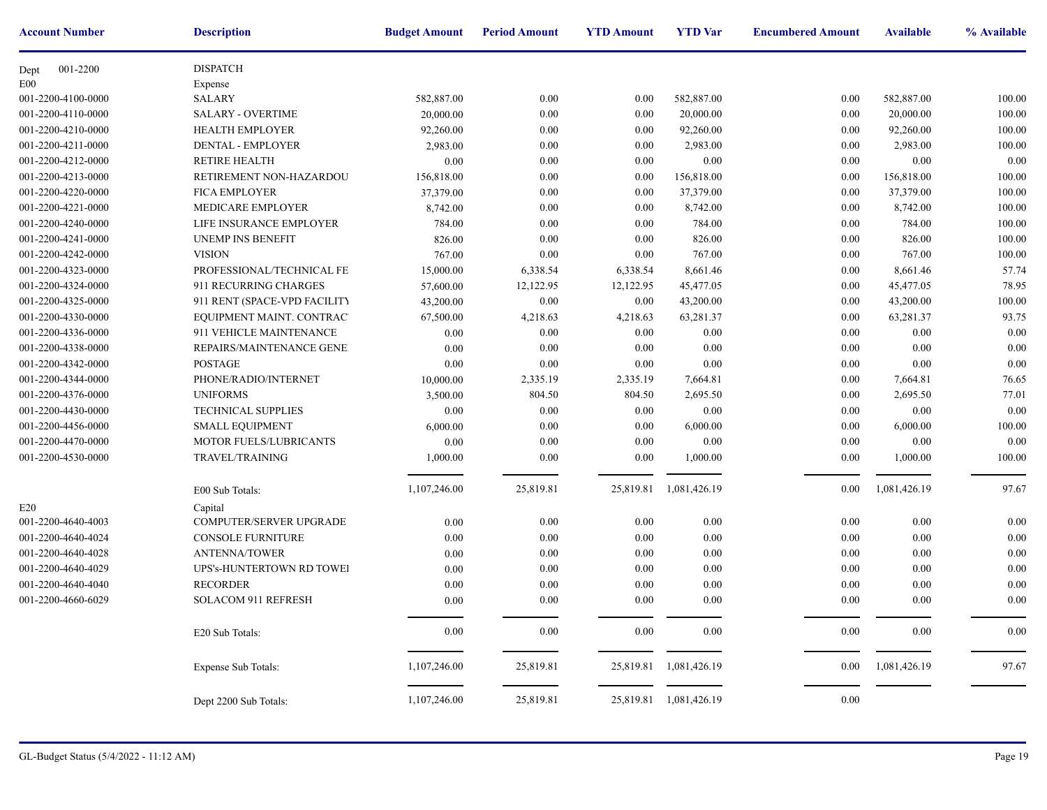| Account Number | Description | Budget Amount | Period Amount | YTD Amount | YTD Var | Encumbered Amount | Available | % Available |
|---|---|---|---|---|---|---|---|---|
| Dept 001-2200 | DISPATCH | | | | | | | |
| E00 | Expense | | | | | | | |
| 001-2200-4100-0000 | SALARY | 582,887.00 | 0.00 | 0.00 | 582,887.00 | 0.00 | 582,887.00 | 100.00 |
| 001-2200-4110-0000 | SALARY - OVERTIME | 20,000.00 | 0.00 | 0.00 | 20,000.00 | 0.00 | 20,000.00 | 100.00 |
| 001-2200-4210-0000 | HEALTH EMPLOYER | 92,260.00 | 0.00 | 0.00 | 92,260.00 | 0.00 | 92,260.00 | 100.00 |
| 001-2200-4211-0000 | DENTAL - EMPLOYER | 2,983.00 | 0.00 | 0.00 | 2,983.00 | 0.00 | 2,983.00 | 100.00 |
| 001-2200-4212-0000 | RETIRE HEALTH | 0.00 | 0.00 | 0.00 | 0.00 | 0.00 | 0.00 | 0.00 |
| 001-2200-4213-0000 | RETIREMENT NON-HAZARDOU | 156,818.00 | 0.00 | 0.00 | 156,818.00 | 0.00 | 156,818.00 | 100.00 |
| 001-2200-4220-0000 | FICA EMPLOYER | 37,379.00 | 0.00 | 0.00 | 37,379.00 | 0.00 | 37,379.00 | 100.00 |
| 001-2200-4221-0000 | MEDICARE EMPLOYER | 8,742.00 | 0.00 | 0.00 | 8,742.00 | 0.00 | 8,742.00 | 100.00 |
| 001-2200-4240-0000 | LIFE INSURANCE EMPLOYER | 784.00 | 0.00 | 0.00 | 784.00 | 0.00 | 784.00 | 100.00 |
| 001-2200-4241-0000 | UNEMP INS BENEFIT | 826.00 | 0.00 | 0.00 | 826.00 | 0.00 | 826.00 | 100.00 |
| 001-2200-4242-0000 | VISION | 767.00 | 0.00 | 0.00 | 767.00 | 0.00 | 767.00 | 100.00 |
| 001-2200-4323-0000 | PROFESSIONAL/TECHNICAL FE | 15,000.00 | 6,338.54 | 6,338.54 | 8,661.46 | 0.00 | 8,661.46 | 57.74 |
| 001-2200-4324-0000 | 911 RECURRING CHARGES | 57,600.00 | 12,122.95 | 12,122.95 | 45,477.05 | 0.00 | 45,477.05 | 78.95 |
| 001-2200-4325-0000 | 911 RENT (SPACE-VPD FACILITY | 43,200.00 | 0.00 | 0.00 | 43,200.00 | 0.00 | 43,200.00 | 100.00 |
| 001-2200-4330-0000 | EQUIPMENT MAINT. CONTRAC | 67,500.00 | 4,218.63 | 4,218.63 | 63,281.37 | 0.00 | 63,281.37 | 93.75 |
| 001-2200-4336-0000 | 911 VEHICLE MAINTENANCE | 0.00 | 0.00 | 0.00 | 0.00 | 0.00 | 0.00 | 0.00 |
| 001-2200-4338-0000 | REPAIRS/MAINTENANCE GENE | 0.00 | 0.00 | 0.00 | 0.00 | 0.00 | 0.00 | 0.00 |
| 001-2200-4342-0000 | POSTAGE | 0.00 | 0.00 | 0.00 | 0.00 | 0.00 | 0.00 | 0.00 |
| 001-2200-4344-0000 | PHONE/RADIO/INTERNET | 10,000.00 | 2,335.19 | 2,335.19 | 7,664.81 | 0.00 | 7,664.81 | 76.65 |
| 001-2200-4376-0000 | UNIFORMS | 3,500.00 | 804.50 | 804.50 | 2,695.50 | 0.00 | 2,695.50 | 77.01 |
| 001-2200-4430-0000 | TECHNICAL SUPPLIES | 0.00 | 0.00 | 0.00 | 0.00 | 0.00 | 0.00 | 0.00 |
| 001-2200-4456-0000 | SMALL EQUIPMENT | 6,000.00 | 0.00 | 0.00 | 6,000.00 | 0.00 | 6,000.00 | 100.00 |
| 001-2200-4470-0000 | MOTOR FUELS/LUBRICANTS | 0.00 | 0.00 | 0.00 | 0.00 | 0.00 | 0.00 | 0.00 |
| 001-2200-4530-0000 | TRAVEL/TRAINING | 1,000.00 | 0.00 | 0.00 | 1,000.00 | 0.00 | 1,000.00 | 100.00 |
| | E00 Sub Totals: | 1,107,246.00 | 25,819.81 | 25,819.81 | 1,081,426.19 | 0.00 | 1,081,426.19 | 97.67 |
| E20 | Capital | | | | | | | |
| 001-2200-4640-4003 | COMPUTER/SERVER UPGRADE | 0.00 | 0.00 | 0.00 | 0.00 | 0.00 | 0.00 | 0.00 |
| 001-2200-4640-4024 | CONSOLE FURNITURE | 0.00 | 0.00 | 0.00 | 0.00 | 0.00 | 0.00 | 0.00 |
| 001-2200-4640-4028 | ANTENNA/TOWER | 0.00 | 0.00 | 0.00 | 0.00 | 0.00 | 0.00 | 0.00 |
| 001-2200-4640-4029 | UPS's-HUNTERTOWN RD TOWEI | 0.00 | 0.00 | 0.00 | 0.00 | 0.00 | 0.00 | 0.00 |
| 001-2200-4640-4040 | RECORDER | 0.00 | 0.00 | 0.00 | 0.00 | 0.00 | 0.00 | 0.00 |
| 001-2200-4660-6029 | SOLACOM 911 REFRESH | 0.00 | 0.00 | 0.00 | 0.00 | 0.00 | 0.00 | 0.00 |
| | E20 Sub Totals: | 0.00 | 0.00 | 0.00 | 0.00 | 0.00 | 0.00 | 0.00 |
| | Expense Sub Totals: | 1,107,246.00 | 25,819.81 | 25,819.81 | 1,081,426.19 | 0.00 | 1,081,426.19 | 97.67 |
| | Dept 2200 Sub Totals: | 1,107,246.00 | 25,819.81 | 25,819.81 | 1,081,426.19 | 0.00 | | |

GL-Budget Status (5/4/2022 - 11:12 AM)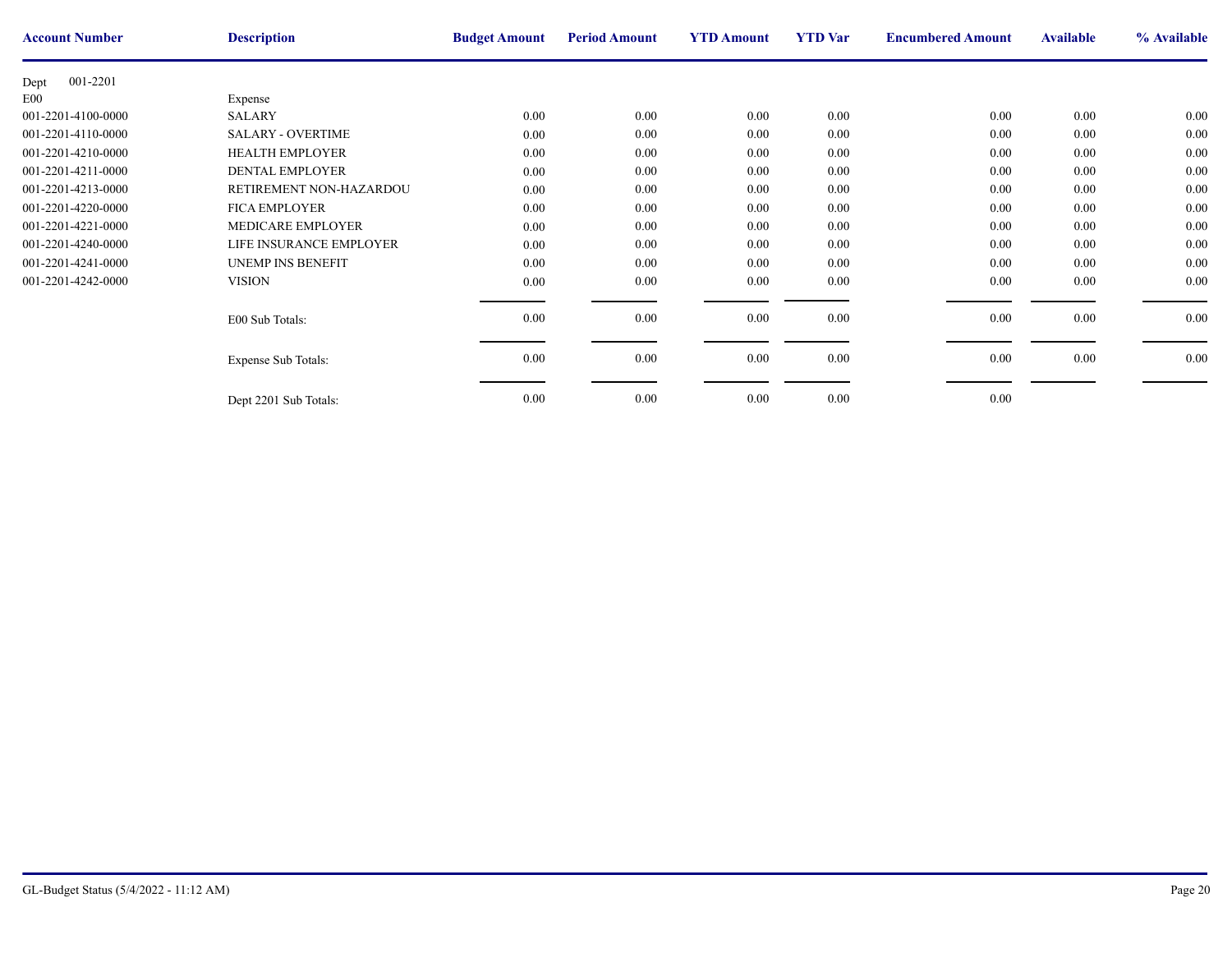| Account Number | Description | Budget Amount | Period Amount | YTD Amount | YTD Var | Encumbered Amount | Available | % Available |
|---|---|---|---|---|---|---|---|---|
| Dept 001-2201 | | | | | | | | |
| E00 | Expense | | | | | | | |
| 001-2201-4100-0000 | SALARY | 0.00 | 0.00 | 0.00 | 0.00 | 0.00 | 0.00 | 0.00 |
| 001-2201-4110-0000 | SALARY - OVERTIME | 0.00 | 0.00 | 0.00 | 0.00 | 0.00 | 0.00 | 0.00 |
| 001-2201-4210-0000 | HEALTH EMPLOYER | 0.00 | 0.00 | 0.00 | 0.00 | 0.00 | 0.00 | 0.00 |
| 001-2201-4211-0000 | DENTAL EMPLOYER | 0.00 | 0.00 | 0.00 | 0.00 | 0.00 | 0.00 | 0.00 |
| 001-2201-4213-0000 | RETIREMENT NON-HAZARDOU | 0.00 | 0.00 | 0.00 | 0.00 | 0.00 | 0.00 | 0.00 |
| 001-2201-4220-0000 | FICA EMPLOYER | 0.00 | 0.00 | 0.00 | 0.00 | 0.00 | 0.00 | 0.00 |
| 001-2201-4221-0000 | MEDICARE EMPLOYER | 0.00 | 0.00 | 0.00 | 0.00 | 0.00 | 0.00 | 0.00 |
| 001-2201-4240-0000 | LIFE INSURANCE EMPLOYER | 0.00 | 0.00 | 0.00 | 0.00 | 0.00 | 0.00 | 0.00 |
| 001-2201-4241-0000 | UNEMP INS BENEFIT | 0.00 | 0.00 | 0.00 | 0.00 | 0.00 | 0.00 | 0.00 |
| 001-2201-4242-0000 | VISION | 0.00 | 0.00 | 0.00 | 0.00 | 0.00 | 0.00 | 0.00 |
| | E00 Sub Totals: | 0.00 | 0.00 | 0.00 | 0.00 | 0.00 | 0.00 | 0.00 |
| | Expense Sub Totals: | 0.00 | 0.00 | 0.00 | 0.00 | 0.00 | 0.00 | 0.00 |
| | Dept 2201 Sub Totals: | 0.00 | 0.00 | 0.00 | 0.00 | 0.00 | | |

GL-Budget Status (5/4/2022 - 11:12 AM)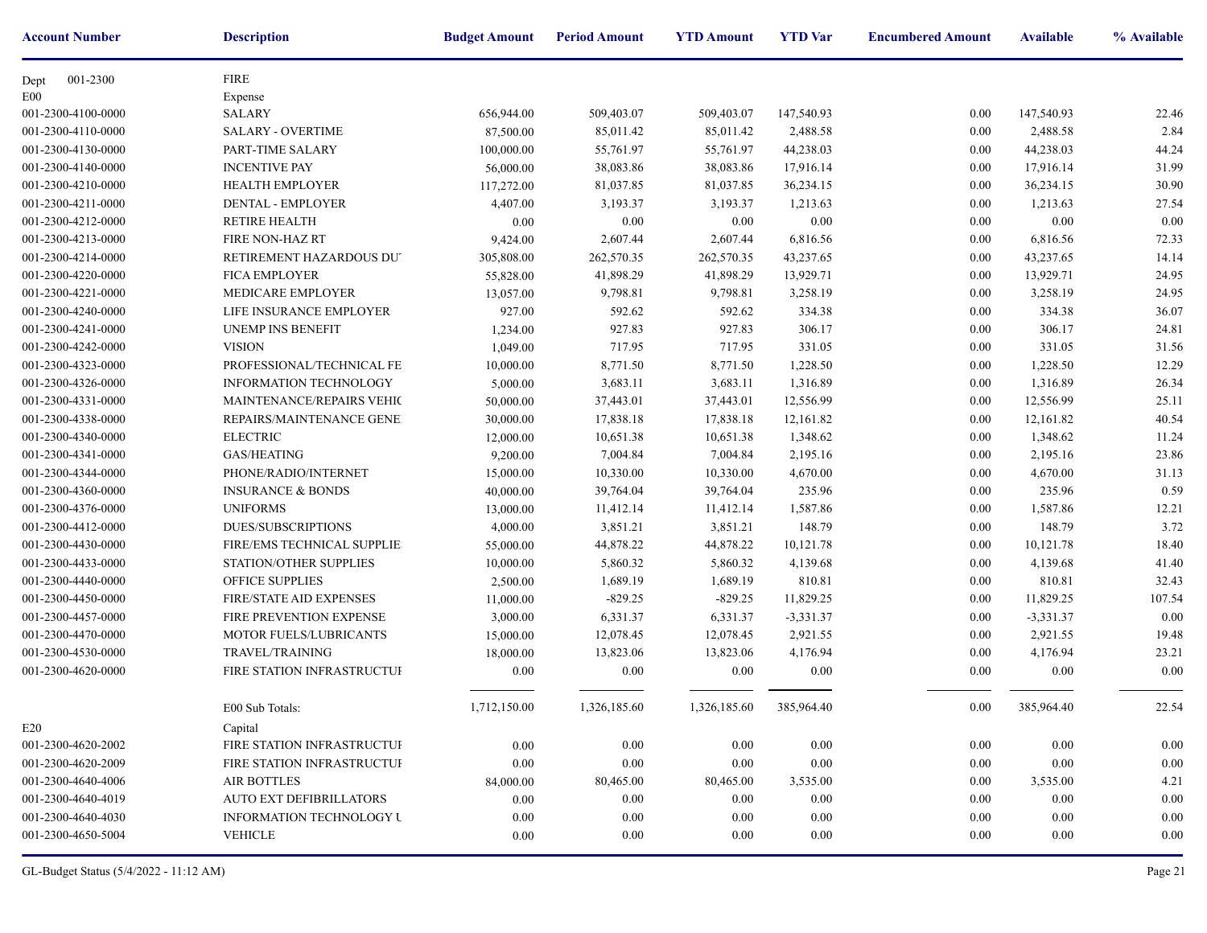| Account Number | Description | Budget Amount | Period Amount | YTD Amount | YTD Var | Encumbered Amount | Available | % Available |
|---|---|---|---|---|---|---|---|---|
| Dept 001-2300 | FIRE | | | | | | | |
| E00 | Expense | | | | | | | |
| 001-2300-4100-0000 | SALARY | 656,944.00 | 509,403.07 | 509,403.07 | 147,540.93 | 0.00 | 147,540.93 | 22.46 |
| 001-2300-4110-0000 | SALARY - OVERTIME | 87,500.00 | 85,011.42 | 85,011.42 | 2,488.58 | 0.00 | 2,488.58 | 2.84 |
| 001-2300-4130-0000 | PART-TIME SALARY | 100,000.00 | 55,761.97 | 55,761.97 | 44,238.03 | 0.00 | 44,238.03 | 44.24 |
| 001-2300-4140-0000 | INCENTIVE PAY | 56,000.00 | 38,083.86 | 38,083.86 | 17,916.14 | 0.00 | 17,916.14 | 31.99 |
| 001-2300-4210-0000 | HEALTH EMPLOYER | 117,272.00 | 81,037.85 | 81,037.85 | 36,234.15 | 0.00 | 36,234.15 | 30.90 |
| 001-2300-4211-0000 | DENTAL - EMPLOYER | 4,407.00 | 3,193.37 | 3,193.37 | 1,213.63 | 0.00 | 1,213.63 | 27.54 |
| 001-2300-4212-0000 | RETIRE HEALTH | 0.00 | 0.00 | 0.00 | 0.00 | 0.00 | 0.00 | 0.00 |
| 001-2300-4213-0000 | FIRE NON-HAZ RT | 9,424.00 | 2,607.44 | 2,607.44 | 6,816.56 | 0.00 | 6,816.56 | 72.33 |
| 001-2300-4214-0000 | RETIREMENT HAZARDOUS DU | 305,808.00 | 262,570.35 | 262,570.35 | 43,237.65 | 0.00 | 43,237.65 | 14.14 |
| 001-2300-4220-0000 | FICA EMPLOYER | 55,828.00 | 41,898.29 | 41,898.29 | 13,929.71 | 0.00 | 13,929.71 | 24.95 |
| 001-2300-4221-0000 | MEDICARE EMPLOYER | 13,057.00 | 9,798.81 | 9,798.81 | 3,258.19 | 0.00 | 3,258.19 | 24.95 |
| 001-2300-4240-0000 | LIFE INSURANCE EMPLOYER | 927.00 | 592.62 | 592.62 | 334.38 | 0.00 | 334.38 | 36.07 |
| 001-2300-4241-0000 | UNEMP INS BENEFIT | 1,234.00 | 927.83 | 927.83 | 306.17 | 0.00 | 306.17 | 24.81 |
| 001-2300-4242-0000 | VISION | 1,049.00 | 717.95 | 717.95 | 331.05 | 0.00 | 331.05 | 31.56 |
| 001-2300-4323-0000 | PROFESSIONAL/TECHNICAL FE | 10,000.00 | 8,771.50 | 8,771.50 | 1,228.50 | 0.00 | 1,228.50 | 12.29 |
| 001-2300-4326-0000 | INFORMATION TECHNOLOGY | 5,000.00 | 3,683.11 | 3,683.11 | 1,316.89 | 0.00 | 1,316.89 | 26.34 |
| 001-2300-4331-0000 | MAINTENANCE/REPAIRS VEHIC | 50,000.00 | 37,443.01 | 37,443.01 | 12,556.99 | 0.00 | 12,556.99 | 25.11 |
| 001-2300-4338-0000 | REPAIRS/MAINTENANCE GENE | 30,000.00 | 17,838.18 | 17,838.18 | 12,161.82 | 0.00 | 12,161.82 | 40.54 |
| 001-2300-4340-0000 | ELECTRIC | 12,000.00 | 10,651.38 | 10,651.38 | 1,348.62 | 0.00 | 1,348.62 | 11.24 |
| 001-2300-4341-0000 | GAS/HEATING | 9,200.00 | 7,004.84 | 7,004.84 | 2,195.16 | 0.00 | 2,195.16 | 23.86 |
| 001-2300-4344-0000 | PHONE/RADIO/INTERNET | 15,000.00 | 10,330.00 | 10,330.00 | 4,670.00 | 0.00 | 4,670.00 | 31.13 |
| 001-2300-4360-0000 | INSURANCE & BONDS | 40,000.00 | 39,764.04 | 39,764.04 | 235.96 | 0.00 | 235.96 | 0.59 |
| 001-2300-4376-0000 | UNIFORMS | 13,000.00 | 11,412.14 | 11,412.14 | 1,587.86 | 0.00 | 1,587.86 | 12.21 |
| 001-2300-4412-0000 | DUES/SUBSCRIPTIONS | 4,000.00 | 3,851.21 | 3,851.21 | 148.79 | 0.00 | 148.79 | 3.72 |
| 001-2300-4430-0000 | FIRE/EMS TECHNICAL SUPPLIE | 55,000.00 | 44,878.22 | 44,878.22 | 10,121.78 | 0.00 | 10,121.78 | 18.40 |
| 001-2300-4433-0000 | STATION/OTHER SUPPLIES | 10,000.00 | 5,860.32 | 5,860.32 | 4,139.68 | 0.00 | 4,139.68 | 41.40 |
| 001-2300-4440-0000 | OFFICE SUPPLIES | 2,500.00 | 1,689.19 | 1,689.19 | 810.81 | 0.00 | 810.81 | 32.43 |
| 001-2300-4450-0000 | FIRE/STATE AID EXPENSES | 11,000.00 | -829.25 | -829.25 | 11,829.25 | 0.00 | 11,829.25 | 107.54 |
| 001-2300-4457-0000 | FIRE PREVENTION EXPENSE | 3,000.00 | 6,331.37 | 6,331.37 | -3,331.37 | 0.00 | -3,331.37 | 0.00 |
| 001-2300-4470-0000 | MOTOR FUELS/LUBRICANTS | 15,000.00 | 12,078.45 | 12,078.45 | 2,921.55 | 0.00 | 2,921.55 | 19.48 |
| 001-2300-4530-0000 | TRAVEL/TRAINING | 18,000.00 | 13,823.06 | 13,823.06 | 4,176.94 | 0.00 | 4,176.94 | 23.21 |
| 001-2300-4620-0000 | FIRE STATION INFRASTRUCTUI | 0.00 | 0.00 | 0.00 | 0.00 | 0.00 | 0.00 | 0.00 |
| | E00 Sub Totals: | 1,712,150.00 | 1,326,185.60 | 1,326,185.60 | 385,964.40 | 0.00 | 385,964.40 | 22.54 |
| E20 | Capital | | | | | | | |
| 001-2300-4620-2002 | FIRE STATION INFRASTRUCTUI | 0.00 | 0.00 | 0.00 | 0.00 | 0.00 | 0.00 | 0.00 |
| 001-2300-4620-2009 | FIRE STATION INFRASTRUCTUI | 0.00 | 0.00 | 0.00 | 0.00 | 0.00 | 0.00 | 0.00 |
| 001-2300-4640-4006 | AIR BOTTLES | 84,000.00 | 80,465.00 | 80,465.00 | 3,535.00 | 0.00 | 3,535.00 | 4.21 |
| 001-2300-4640-4019 | AUTO EXT DEFIBRILLATORS | 0.00 | 0.00 | 0.00 | 0.00 | 0.00 | 0.00 | 0.00 |
| 001-2300-4640-4030 | INFORMATION TECHNOLOGY U | 0.00 | 0.00 | 0.00 | 0.00 | 0.00 | 0.00 | 0.00 |
| 001-2300-4650-5004 | VEHICLE | 0.00 | 0.00 | 0.00 | 0.00 | 0.00 | 0.00 | 0.00 |

GL-Budget Status (5/4/2022 - 11:12 AM)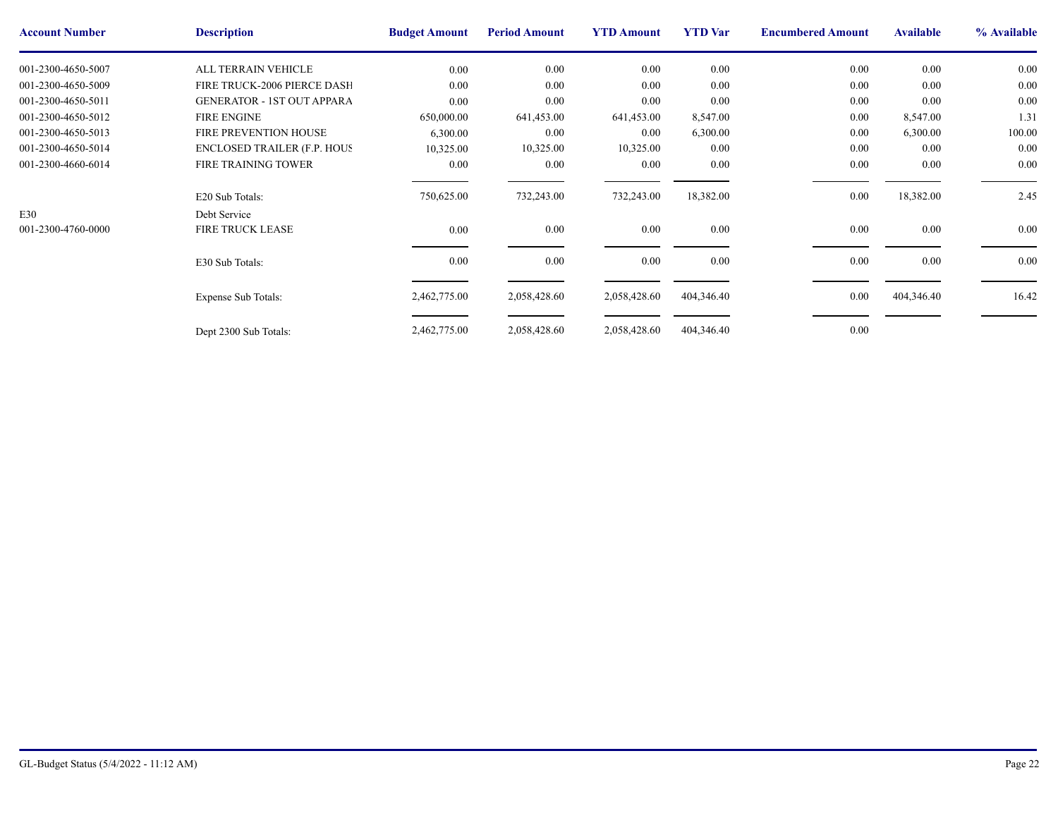| Account Number | Description | Budget Amount | Period Amount | YTD Amount | YTD Var | Encumbered Amount | Available | % Available |
|---|---|---|---|---|---|---|---|---|
| 001-2300-4650-5007 | ALL TERRAIN VEHICLE | 0.00 | 0.00 | 0.00 | 0.00 | 0.00 | 0.00 | 0.00 |
| 001-2300-4650-5009 | FIRE TRUCK-2006 PIERCE DASH | 0.00 | 0.00 | 0.00 | 0.00 | 0.00 | 0.00 | 0.00 |
| 001-2300-4650-5011 | GENERATOR - 1ST OUT APPARA | 0.00 | 0.00 | 0.00 | 0.00 | 0.00 | 0.00 | 0.00 |
| 001-2300-4650-5012 | FIRE ENGINE | 650,000.00 | 641,453.00 | 641,453.00 | 8,547.00 | 0.00 | 8,547.00 | 1.31 |
| 001-2300-4650-5013 | FIRE PREVENTION HOUSE | 6,300.00 | 0.00 | 0.00 | 6,300.00 | 0.00 | 6,300.00 | 100.00 |
| 001-2300-4650-5014 | ENCLOSED TRAILER (F.P. HOUS | 10,325.00 | 10,325.00 | 10,325.00 | 0.00 | 0.00 | 0.00 | 0.00 |
| 001-2300-4660-6014 | FIRE TRAINING TOWER | 0.00 | 0.00 | 0.00 | 0.00 | 0.00 | 0.00 | 0.00 |
| | E20 Sub Totals: | 750,625.00 | 732,243.00 | 732,243.00 | 18,382.00 | 0.00 | 18,382.00 | 2.45 |
| E30 | Debt Service | | | | | | | |
| 001-2300-4760-0000 | FIRE TRUCK LEASE | 0.00 | 0.00 | 0.00 | 0.00 | 0.00 | 0.00 | 0.00 |
| | E30 Sub Totals: | 0.00 | 0.00 | 0.00 | 0.00 | 0.00 | 0.00 | 0.00 |
| | Expense Sub Totals: | 2,462,775.00 | 2,058,428.60 | 2,058,428.60 | 404,346.40 | 0.00 | 404,346.40 | 16.42 |
| | Dept 2300 Sub Totals: | 2,462,775.00 | 2,058,428.60 | 2,058,428.60 | 404,346.40 | 0.00 | | |

GL-Budget Status (5/4/2022 - 11:12 AM)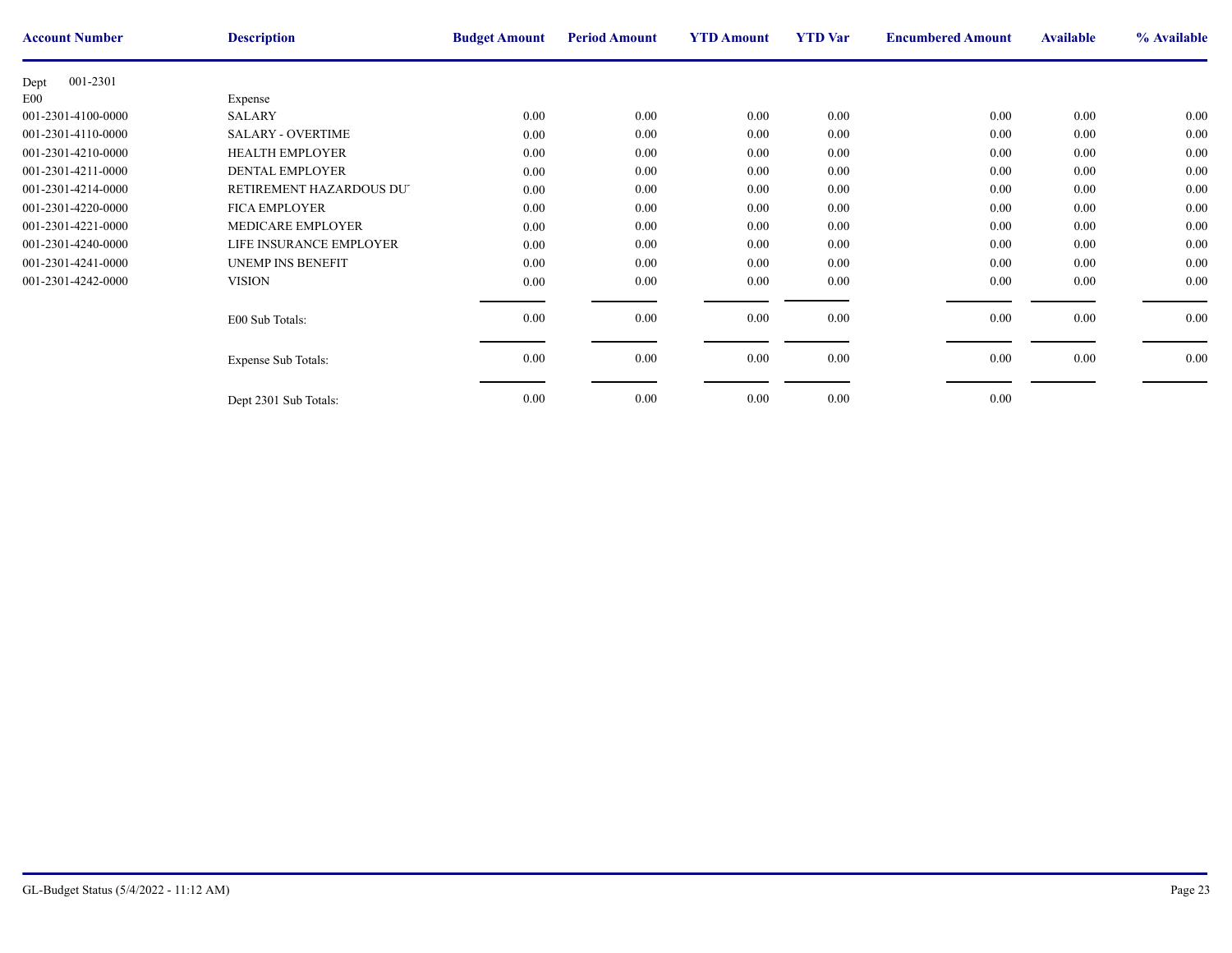| Account Number | Description | Budget Amount | Period Amount | YTD Amount | YTD Var | Encumbered Amount | Available | % Available |
|---|---|---|---|---|---|---|---|---|
| Dept 001-2301 | | | | | | | | |
| E00 | Expense | | | | | | | |
| 001-2301-4100-0000 | SALARY | 0.00 | 0.00 | 0.00 | 0.00 | 0.00 | 0.00 | 0.00 |
| 001-2301-4110-0000 | SALARY - OVERTIME | 0.00 | 0.00 | 0.00 | 0.00 | 0.00 | 0.00 | 0.00 |
| 001-2301-4210-0000 | HEALTH EMPLOYER | 0.00 | 0.00 | 0.00 | 0.00 | 0.00 | 0.00 | 0.00 |
| 001-2301-4211-0000 | DENTAL EMPLOYER | 0.00 | 0.00 | 0.00 | 0.00 | 0.00 | 0.00 | 0.00 |
| 001-2301-4214-0000 | RETIREMENT HAZARDOUS DU | 0.00 | 0.00 | 0.00 | 0.00 | 0.00 | 0.00 | 0.00 |
| 001-2301-4220-0000 | FICA EMPLOYER | 0.00 | 0.00 | 0.00 | 0.00 | 0.00 | 0.00 | 0.00 |
| 001-2301-4221-0000 | MEDICARE EMPLOYER | 0.00 | 0.00 | 0.00 | 0.00 | 0.00 | 0.00 | 0.00 |
| 001-2301-4240-0000 | LIFE INSURANCE EMPLOYER | 0.00 | 0.00 | 0.00 | 0.00 | 0.00 | 0.00 | 0.00 |
| 001-2301-4241-0000 | UNEMP INS BENEFIT | 0.00 | 0.00 | 0.00 | 0.00 | 0.00 | 0.00 | 0.00 |
| 001-2301-4242-0000 | VISION | 0.00 | 0.00 | 0.00 | 0.00 | 0.00 | 0.00 | 0.00 |
| | E00 Sub Totals: | 0.00 | 0.00 | 0.00 | 0.00 | 0.00 | 0.00 | 0.00 |
| | Expense Sub Totals: | 0.00 | 0.00 | 0.00 | 0.00 | 0.00 | 0.00 | 0.00 |
| | Dept 2301 Sub Totals: | 0.00 | 0.00 | 0.00 | 0.00 | 0.00 | | |

GL-Budget Status (5/4/2022 - 11:12 AM)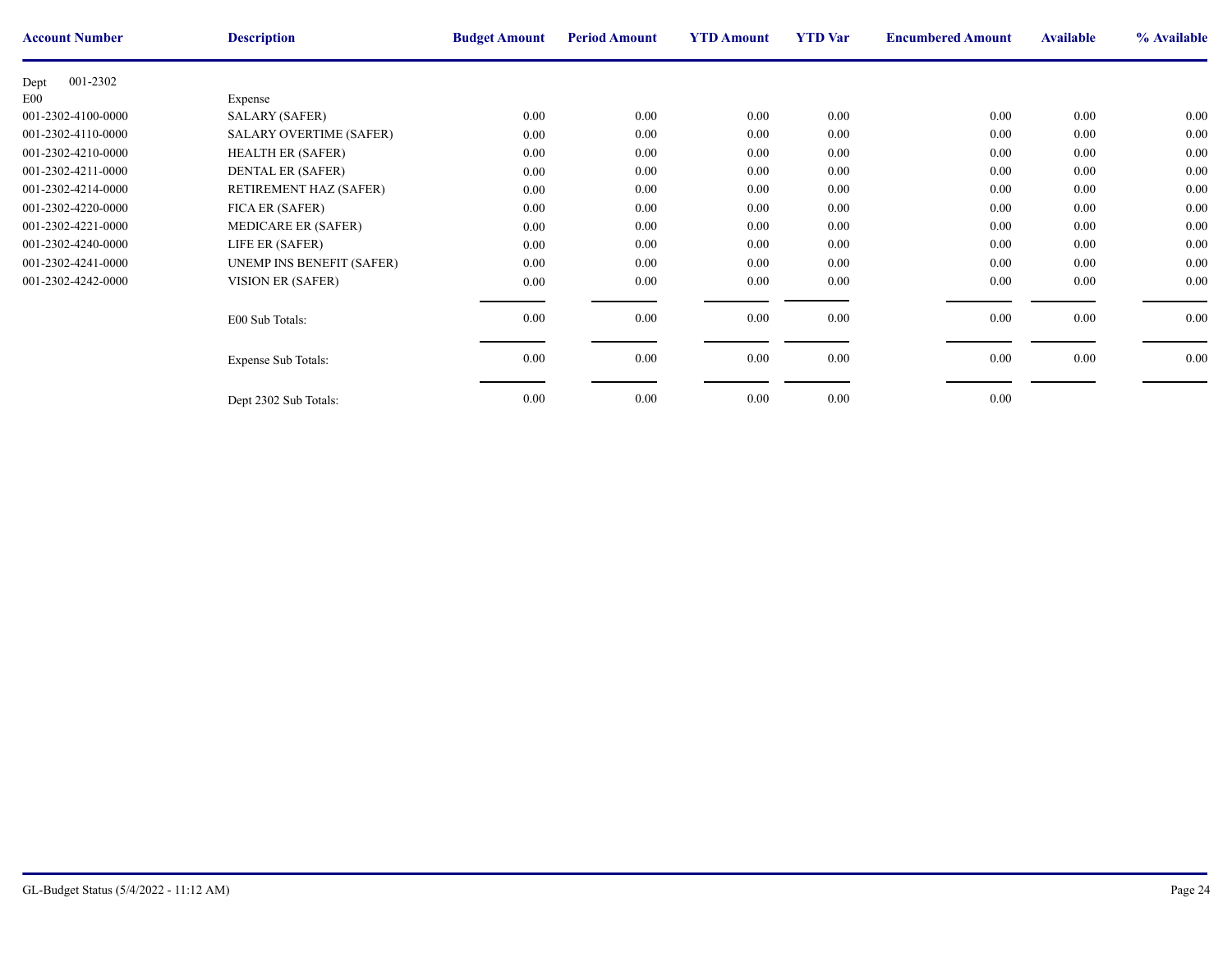| Account Number | Description | Budget Amount | Period Amount | YTD Amount | YTD Var | Encumbered Amount | Available | % Available |
|---|---|---|---|---|---|---|---|---|
| Dept 001-2302 | | | | | | | | |
| E00 | Expense | | | | | | | |
| 001-2302-4100-0000 | SALARY (SAFER) | 0.00 | 0.00 | 0.00 | 0.00 | 0.00 | 0.00 | 0.00 |
| 001-2302-4110-0000 | SALARY OVERTIME (SAFER) | 0.00 | 0.00 | 0.00 | 0.00 | 0.00 | 0.00 | 0.00 |
| 001-2302-4210-0000 | HEALTH ER (SAFER) | 0.00 | 0.00 | 0.00 | 0.00 | 0.00 | 0.00 | 0.00 |
| 001-2302-4211-0000 | DENTAL ER (SAFER) | 0.00 | 0.00 | 0.00 | 0.00 | 0.00 | 0.00 | 0.00 |
| 001-2302-4214-0000 | RETIREMENT HAZ (SAFER) | 0.00 | 0.00 | 0.00 | 0.00 | 0.00 | 0.00 | 0.00 |
| 001-2302-4220-0000 | FICA ER (SAFER) | 0.00 | 0.00 | 0.00 | 0.00 | 0.00 | 0.00 | 0.00 |
| 001-2302-4221-0000 | MEDICARE ER (SAFER) | 0.00 | 0.00 | 0.00 | 0.00 | 0.00 | 0.00 | 0.00 |
| 001-2302-4240-0000 | LIFE ER (SAFER) | 0.00 | 0.00 | 0.00 | 0.00 | 0.00 | 0.00 | 0.00 |
| 001-2302-4241-0000 | UNEMP INS BENEFIT (SAFER) | 0.00 | 0.00 | 0.00 | 0.00 | 0.00 | 0.00 | 0.00 |
| 001-2302-4242-0000 | VISION ER (SAFER) | 0.00 | 0.00 | 0.00 | 0.00 | 0.00 | 0.00 | 0.00 |
| | E00 Sub Totals: | 0.00 | 0.00 | 0.00 | 0.00 | 0.00 | 0.00 | 0.00 |
| | Expense Sub Totals: | 0.00 | 0.00 | 0.00 | 0.00 | 0.00 | 0.00 | 0.00 |
| | Dept 2302 Sub Totals: | 0.00 | 0.00 | 0.00 | 0.00 | 0.00 | | |

GL-Budget Status (5/4/2022 - 11:12 AM)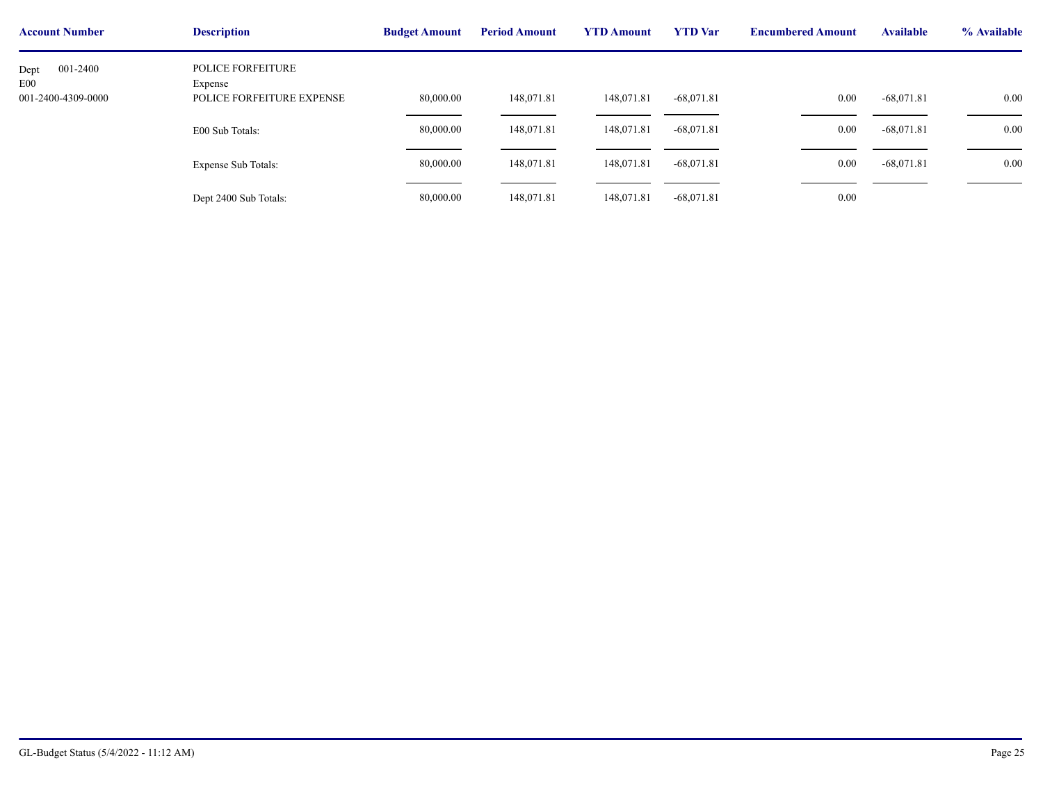| Account Number | Description | Budget Amount | Period Amount | YTD Amount | YTD Var | Encumbered Amount | Available | % Available |
|---|---|---|---|---|---|---|---|---|
| Dept 001-2400 | POLICE FORFEITURE | | | | | | | |
| E00 | Expense | | | | | | | |
| 001-2400-4309-0000 | POLICE FORFEITURE EXPENSE | 80,000.00 | 148,071.81 | 148,071.81 | -68,071.81 | 0.00 | -68,071.81 | 0.00 |
| | E00 Sub Totals: | 80,000.00 | 148,071.81 | 148,071.81 | -68,071.81 | 0.00 | -68,071.81 | 0.00 |
| | Expense Sub Totals: | 80,000.00 | 148,071.81 | 148,071.81 | -68,071.81 | 0.00 | -68,071.81 | 0.00 |
| | Dept 2400 Sub Totals: | 80,000.00 | 148,071.81 | 148,071.81 | -68,071.81 | 0.00 | | |

GL-Budget Status (5/4/2022 - 11:12 AM)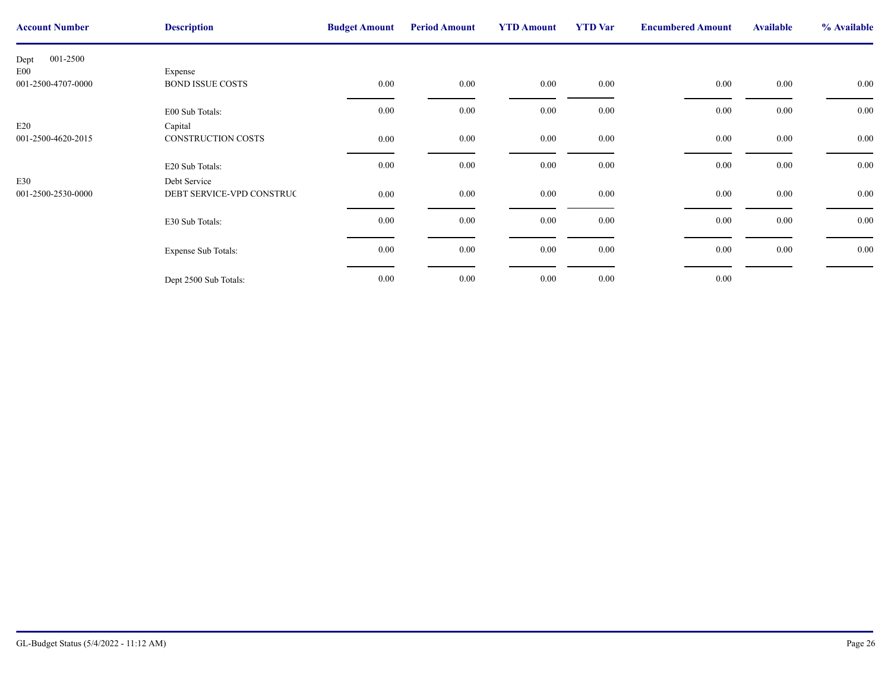| Account Number | Description | Budget Amount | Period Amount | YTD Amount | YTD Var | Encumbered Amount | Available | % Available |
|---|---|---|---|---|---|---|---|---|
| Dept 001-2500 | | | | | | | | |
| E00 | Expense | | | | | | | |
| 001-2500-4707-0000 | BOND ISSUE COSTS | 0.00 | 0.00 | 0.00 | 0.00 | 0.00 | 0.00 | 0.00 |
| | E00 Sub Totals: | 0.00 | 0.00 | 0.00 | 0.00 | 0.00 | 0.00 | 0.00 |
| E20 | Capital | | | | | | | |
| 001-2500-4620-2015 | CONSTRUCTION COSTS | 0.00 | 0.00 | 0.00 | 0.00 | 0.00 | 0.00 | 0.00 |
| | E20 Sub Totals: | 0.00 | 0.00 | 0.00 | 0.00 | 0.00 | 0.00 | 0.00 |
| E30 | Debt Service | | | | | | | |
| 001-2500-2530-0000 | DEBT SERVICE-VPD CONSTRUC | 0.00 | 0.00 | 0.00 | 0.00 | 0.00 | 0.00 | 0.00 |
| | E30 Sub Totals: | 0.00 | 0.00 | 0.00 | 0.00 | 0.00 | 0.00 | 0.00 |
| | Expense Sub Totals: | 0.00 | 0.00 | 0.00 | 0.00 | 0.00 | 0.00 | 0.00 |
| | Dept 2500 Sub Totals: | 0.00 | 0.00 | 0.00 | 0.00 | 0.00 | | |

GL-Budget Status (5/4/2022 - 11:12 AM)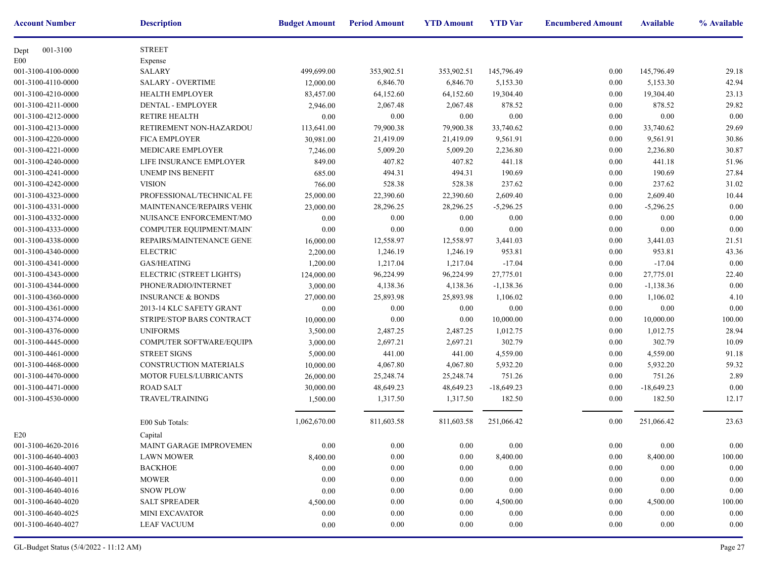| Account Number | Description | Budget Amount | Period Amount | YTD Amount | YTD Var | Encumbered Amount | Available | % Available |
|---|---|---|---|---|---|---|---|---|
| Dept 001-3100 | STREET | | | | | | | |
| E00 | Expense | | | | | | | |
| 001-3100-4100-0000 | SALARY | 499,699.00 | 353,902.51 | 353,902.51 | 145,796.49 | 0.00 | 145,796.49 | 29.18 |
| 001-3100-4110-0000 | SALARY - OVERTIME | 12,000.00 | 6,846.70 | 6,846.70 | 5,153.30 | 0.00 | 5,153.30 | 42.94 |
| 001-3100-4210-0000 | HEALTH EMPLOYER | 83,457.00 | 64,152.60 | 64,152.60 | 19,304.40 | 0.00 | 19,304.40 | 23.13 |
| 001-3100-4211-0000 | DENTAL - EMPLOYER | 2,946.00 | 2,067.48 | 2,067.48 | 878.52 | 0.00 | 878.52 | 29.82 |
| 001-3100-4212-0000 | RETIRE HEALTH | 0.00 | 0.00 | 0.00 | 0.00 | 0.00 | 0.00 | 0.00 |
| 001-3100-4213-0000 | RETIREMENT NON-HAZARDOU | 113,641.00 | 79,900.38 | 79,900.38 | 33,740.62 | 0.00 | 33,740.62 | 29.69 |
| 001-3100-4220-0000 | FICA EMPLOYER | 30,981.00 | 21,419.09 | 21,419.09 | 9,561.91 | 0.00 | 9,561.91 | 30.86 |
| 001-3100-4221-0000 | MEDICARE EMPLOYER | 7,246.00 | 5,009.20 | 5,009.20 | 2,236.80 | 0.00 | 2,236.80 | 30.87 |
| 001-3100-4240-0000 | LIFE INSURANCE EMPLOYER | 849.00 | 407.82 | 407.82 | 441.18 | 0.00 | 441.18 | 51.96 |
| 001-3100-4241-0000 | UNEMP INS BENEFIT | 685.00 | 494.31 | 494.31 | 190.69 | 0.00 | 190.69 | 27.84 |
| 001-3100-4242-0000 | VISION | 766.00 | 528.38 | 528.38 | 237.62 | 0.00 | 237.62 | 31.02 |
| 001-3100-4323-0000 | PROFESSIONAL/TECHNICAL FE | 25,000.00 | 22,390.60 | 22,390.60 | 2,609.40 | 0.00 | 2,609.40 | 10.44 |
| 001-3100-4331-0000 | MAINTENANCE/REPAIRS VEHIC | 23,000.00 | 28,296.25 | 28,296.25 | -5,296.25 | 0.00 | -5,296.25 | 0.00 |
| 001-3100-4332-0000 | NUISANCE ENFORCEMENT/MO | 0.00 | 0.00 | 0.00 | 0.00 | 0.00 | 0.00 | 0.00 |
| 001-3100-4333-0000 | COMPUTER EQUIPMENT/MAINT | 0.00 | 0.00 | 0.00 | 0.00 | 0.00 | 0.00 | 0.00 |
| 001-3100-4338-0000 | REPAIRS/MAINTENANCE GENE | 16,000.00 | 12,558.97 | 12,558.97 | 3,441.03 | 0.00 | 3,441.03 | 21.51 |
| 001-3100-4340-0000 | ELECTRIC | 2,200.00 | 1,246.19 | 1,246.19 | 953.81 | 0.00 | 953.81 | 43.36 |
| 001-3100-4341-0000 | GAS/HEATING | 1,200.00 | 1,217.04 | 1,217.04 | -17.04 | 0.00 | -17.04 | 0.00 |
| 001-3100-4343-0000 | ELECTRIC (STREET LIGHTS) | 124,000.00 | 96,224.99 | 96,224.99 | 27,775.01 | 0.00 | 27,775.01 | 22.40 |
| 001-3100-4344-0000 | PHONE/RADIO/INTERNET | 3,000.00 | 4,138.36 | 4,138.36 | -1,138.36 | 0.00 | -1,138.36 | 0.00 |
| 001-3100-4360-0000 | INSURANCE & BONDS | 27,000.00 | 25,893.98 | 25,893.98 | 1,106.02 | 0.00 | 1,106.02 | 4.10 |
| 001-3100-4361-0000 | 2013-14 KLC SAFETY GRANT | 0.00 | 0.00 | 0.00 | 0.00 | 0.00 | 0.00 | 0.00 |
| 001-3100-4374-0000 | STRIPE/STOP BARS CONTRACT | 10,000.00 | 0.00 | 0.00 | 10,000.00 | 0.00 | 10,000.00 | 100.00 |
| 001-3100-4376-0000 | UNIFORMS | 3,500.00 | 2,487.25 | 2,487.25 | 1,012.75 | 0.00 | 1,012.75 | 28.94 |
| 001-3100-4445-0000 | COMPUTER SOFTWARE/EQUIPM | 3,000.00 | 2,697.21 | 2,697.21 | 302.79 | 0.00 | 302.79 | 10.09 |
| 001-3100-4461-0000 | STREET SIGNS | 5,000.00 | 441.00 | 441.00 | 4,559.00 | 0.00 | 4,559.00 | 91.18 |
| 001-3100-4468-0000 | CONSTRUCTION MATERIALS | 10,000.00 | 4,067.80 | 4,067.80 | 5,932.20 | 0.00 | 5,932.20 | 59.32 |
| 001-3100-4470-0000 | MOTOR FUELS/LUBRICANTS | 26,000.00 | 25,248.74 | 25,248.74 | 751.26 | 0.00 | 751.26 | 2.89 |
| 001-3100-4471-0000 | ROAD SALT | 30,000.00 | 48,649.23 | 48,649.23 | -18,649.23 | 0.00 | -18,649.23 | 0.00 |
| 001-3100-4530-0000 | TRAVEL/TRAINING | 1,500.00 | 1,317.50 | 1,317.50 | 182.50 | 0.00 | 182.50 | 12.17 |
| | E00 Sub Totals: | 1,062,670.00 | 811,603.58 | 811,603.58 | 251,066.42 | 0.00 | 251,066.42 | 23.63 |
| E20 | Capital | | | | | | | |
| 001-3100-4620-2016 | MAINT GARAGE IMPROVEMEN | 0.00 | 0.00 | 0.00 | 0.00 | 0.00 | 0.00 | 0.00 |
| 001-3100-4640-4003 | LAWN MOWER | 8,400.00 | 0.00 | 0.00 | 8,400.00 | 0.00 | 8,400.00 | 100.00 |
| 001-3100-4640-4007 | BACKHOE | 0.00 | 0.00 | 0.00 | 0.00 | 0.00 | 0.00 | 0.00 |
| 001-3100-4640-4011 | MOWER | 0.00 | 0.00 | 0.00 | 0.00 | 0.00 | 0.00 | 0.00 |
| 001-3100-4640-4016 | SNOW PLOW | 0.00 | 0.00 | 0.00 | 0.00 | 0.00 | 0.00 | 0.00 |
| 001-3100-4640-4020 | SALT SPREADER | 4,500.00 | 0.00 | 0.00 | 4,500.00 | 0.00 | 4,500.00 | 100.00 |
| 001-3100-4640-4025 | MINI EXCAVATOR | 0.00 | 0.00 | 0.00 | 0.00 | 0.00 | 0.00 | 0.00 |
| 001-3100-4640-4027 | LEAF VACUUM | 0.00 | 0.00 | 0.00 | 0.00 | 0.00 | 0.00 | 0.00 |

GL-Budget Status (5/4/2022 - 11:12 AM)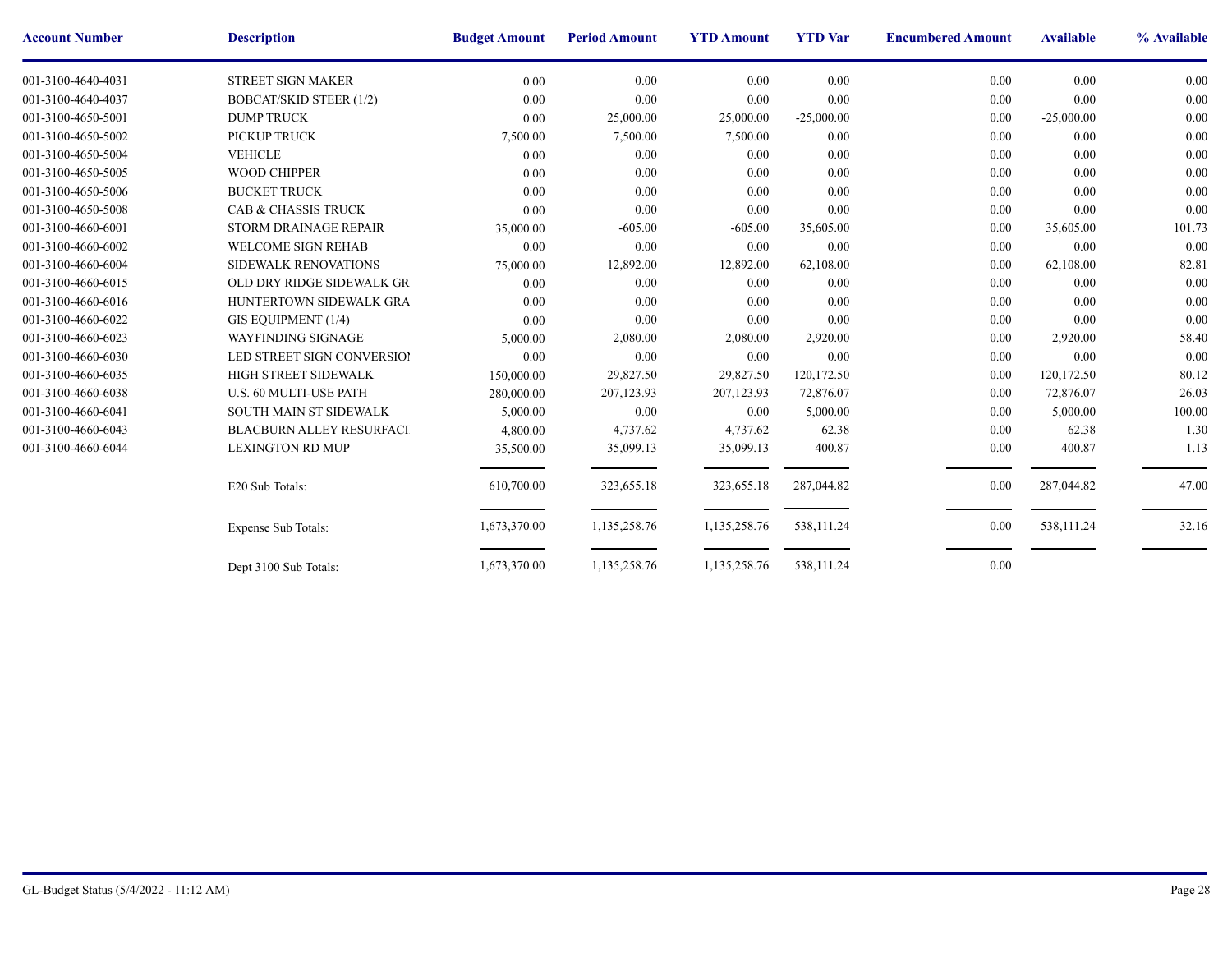| Account Number | Description | Budget Amount | Period Amount | YTD Amount | YTD Var | Encumbered Amount | Available | % Available |
|---|---|---|---|---|---|---|---|---|
| 001-3100-4640-4031 | STREET SIGN MAKER | 0.00 | 0.00 | 0.00 | 0.00 | 0.00 | 0.00 | 0.00 |
| 001-3100-4640-4037 | BOBCAT/SKID STEER (1/2) | 0.00 | 0.00 | 0.00 | 0.00 | 0.00 | 0.00 | 0.00 |
| 001-3100-4650-5001 | DUMP TRUCK | 0.00 | 25,000.00 | 25,000.00 | -25,000.00 | 0.00 | -25,000.00 | 0.00 |
| 001-3100-4650-5002 | PICKUP TRUCK | 7,500.00 | 7,500.00 | 7,500.00 | 0.00 | 0.00 | 0.00 | 0.00 |
| 001-3100-4650-5004 | VEHICLE | 0.00 | 0.00 | 0.00 | 0.00 | 0.00 | 0.00 | 0.00 |
| 001-3100-4650-5005 | WOOD CHIPPER | 0.00 | 0.00 | 0.00 | 0.00 | 0.00 | 0.00 | 0.00 |
| 001-3100-4650-5006 | BUCKET TRUCK | 0.00 | 0.00 | 0.00 | 0.00 | 0.00 | 0.00 | 0.00 |
| 001-3100-4650-5008 | CAB & CHASSIS TRUCK | 0.00 | 0.00 | 0.00 | 0.00 | 0.00 | 0.00 | 0.00 |
| 001-3100-4660-6001 | STORM DRAINAGE REPAIR | 35,000.00 | -605.00 | -605.00 | 35,605.00 | 0.00 | 35,605.00 | 101.73 |
| 001-3100-4660-6002 | WELCOME SIGN REHAB | 0.00 | 0.00 | 0.00 | 0.00 | 0.00 | 0.00 | 0.00 |
| 001-3100-4660-6004 | SIDEWALK RENOVATIONS | 75,000.00 | 12,892.00 | 12,892.00 | 62,108.00 | 0.00 | 62,108.00 | 82.81 |
| 001-3100-4660-6015 | OLD DRY RIDGE SIDEWALK GR | 0.00 | 0.00 | 0.00 | 0.00 | 0.00 | 0.00 | 0.00 |
| 001-3100-4660-6016 | HUNTERTOWN SIDEWALK GRA | 0.00 | 0.00 | 0.00 | 0.00 | 0.00 | 0.00 | 0.00 |
| 001-3100-4660-6022 | GIS EQUIPMENT (1/4) | 0.00 | 0.00 | 0.00 | 0.00 | 0.00 | 0.00 | 0.00 |
| 001-3100-4660-6023 | WAYFINDING SIGNAGE | 5,000.00 | 2,080.00 | 2,080.00 | 2,920.00 | 0.00 | 2,920.00 | 58.40 |
| 001-3100-4660-6030 | LED STREET SIGN CONVERSIO | 0.00 | 0.00 | 0.00 | 0.00 | 0.00 | 0.00 | 0.00 |
| 001-3100-4660-6035 | HIGH STREET SIDEWALK | 150,000.00 | 29,827.50 | 29,827.50 | 120,172.50 | 0.00 | 120,172.50 | 80.12 |
| 001-3100-4660-6038 | U.S. 60 MULTI-USE PATH | 280,000.00 | 207,123.93 | 207,123.93 | 72,876.07 | 0.00 | 72,876.07 | 26.03 |
| 001-3100-4660-6041 | SOUTH MAIN ST SIDEWALK | 5,000.00 | 0.00 | 0.00 | 5,000.00 | 0.00 | 5,000.00 | 100.00 |
| 001-3100-4660-6043 | BLACBURN ALLEY RESURFACI | 4,800.00 | 4,737.62 | 4,737.62 | 62.38 | 0.00 | 62.38 | 1.30 |
| 001-3100-4660-6044 | LEXINGTON RD MUP | 35,500.00 | 35,099.13 | 35,099.13 | 400.87 | 0.00 | 400.87 | 1.13 |
| | E20 Sub Totals: | 610,700.00 | 323,655.18 | 323,655.18 | 287,044.82 | 0.00 | 287,044.82 | 47.00 |
| | Expense Sub Totals: | 1,673,370.00 | 1,135,258.76 | 1,135,258.76 | 538,111.24 | 0.00 | 538,111.24 | 32.16 |
| | Dept 3100 Sub Totals: | 1,673,370.00 | 1,135,258.76 | 1,135,258.76 | 538,111.24 | 0.00 | | |

GL-Budget Status (5/4/2022 - 11:12 AM)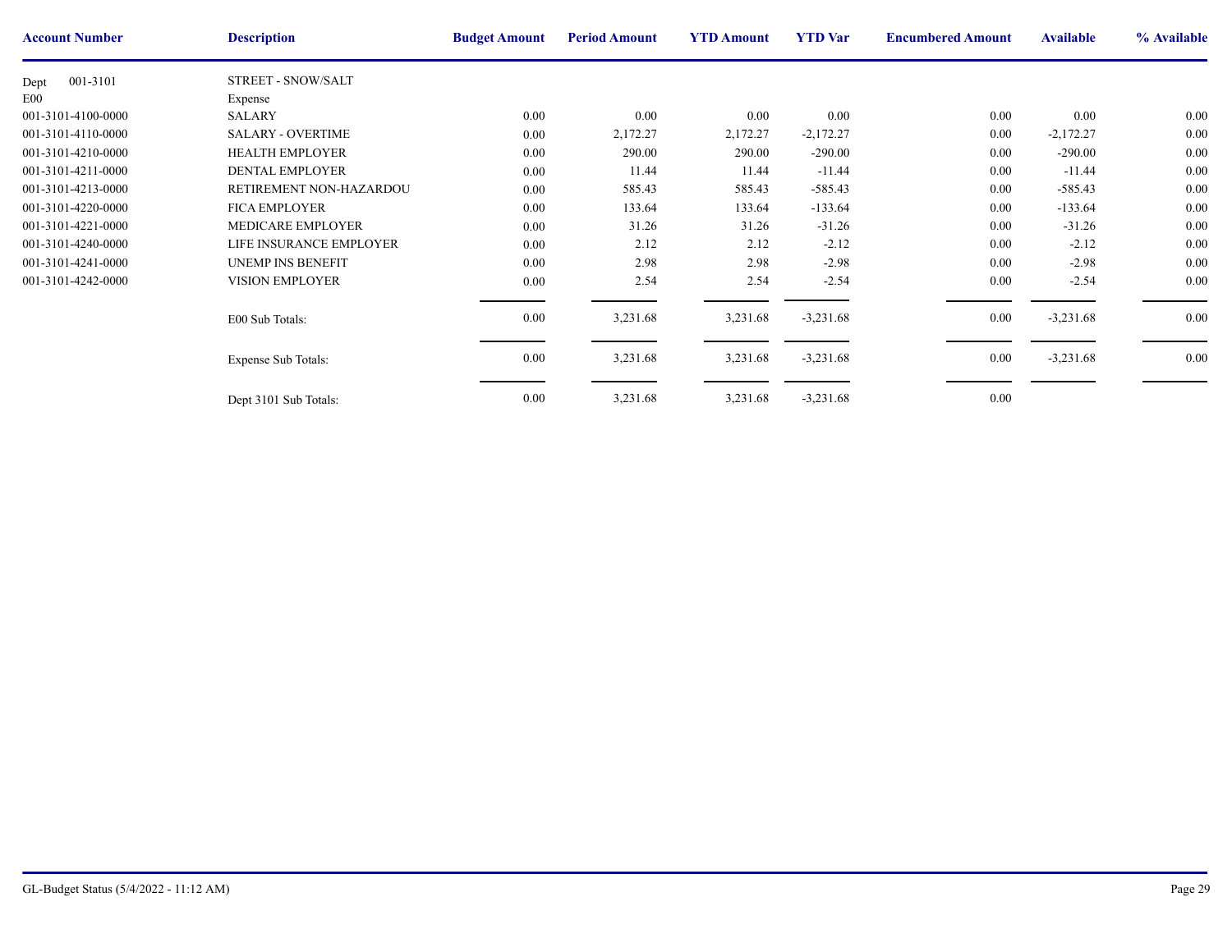| Account Number | Description | Budget Amount | Period Amount | YTD Amount | YTD Var | Encumbered Amount | Available | % Available |
|---|---|---|---|---|---|---|---|---|
| Dept 001-3101 | STREET - SNOW/SALT | | | | | | | |
| E00 | Expense | | | | | | | |
| 001-3101-4100-0000 | SALARY | 0.00 | 0.00 | 0.00 | 0.00 | 0.00 | 0.00 | 0.00 |
| 001-3101-4110-0000 | SALARY - OVERTIME | 0.00 | 2,172.27 | 2,172.27 | -2,172.27 | 0.00 | -2,172.27 | 0.00 |
| 001-3101-4210-0000 | HEALTH EMPLOYER | 0.00 | 290.00 | 290.00 | -290.00 | 0.00 | -290.00 | 0.00 |
| 001-3101-4211-0000 | DENTAL EMPLOYER | 0.00 | 11.44 | 11.44 | -11.44 | 0.00 | -11.44 | 0.00 |
| 001-3101-4213-0000 | RETIREMENT NON-HAZARDOU | 0.00 | 585.43 | 585.43 | -585.43 | 0.00 | -585.43 | 0.00 |
| 001-3101-4220-0000 | FICA EMPLOYER | 0.00 | 133.64 | 133.64 | -133.64 | 0.00 | -133.64 | 0.00 |
| 001-3101-4221-0000 | MEDICARE EMPLOYER | 0.00 | 31.26 | 31.26 | -31.26 | 0.00 | -31.26 | 0.00 |
| 001-3101-4240-0000 | LIFE INSURANCE EMPLOYER | 0.00 | 2.12 | 2.12 | -2.12 | 0.00 | -2.12 | 0.00 |
| 001-3101-4241-0000 | UNEMP INS BENEFIT | 0.00 | 2.98 | 2.98 | -2.98 | 0.00 | -2.98 | 0.00 |
| 001-3101-4242-0000 | VISION EMPLOYER | 0.00 | 2.54 | 2.54 | -2.54 | 0.00 | -2.54 | 0.00 |
| | E00 Sub Totals: | 0.00 | 3,231.68 | 3,231.68 | -3,231.68 | 0.00 | -3,231.68 | 0.00 |
| | Expense Sub Totals: | 0.00 | 3,231.68 | 3,231.68 | -3,231.68 | 0.00 | -3,231.68 | 0.00 |
| | Dept 3101 Sub Totals: | 0.00 | 3,231.68 | 3,231.68 | -3,231.68 | 0.00 | | |

GL-Budget Status (5/4/2022 - 11:12 AM)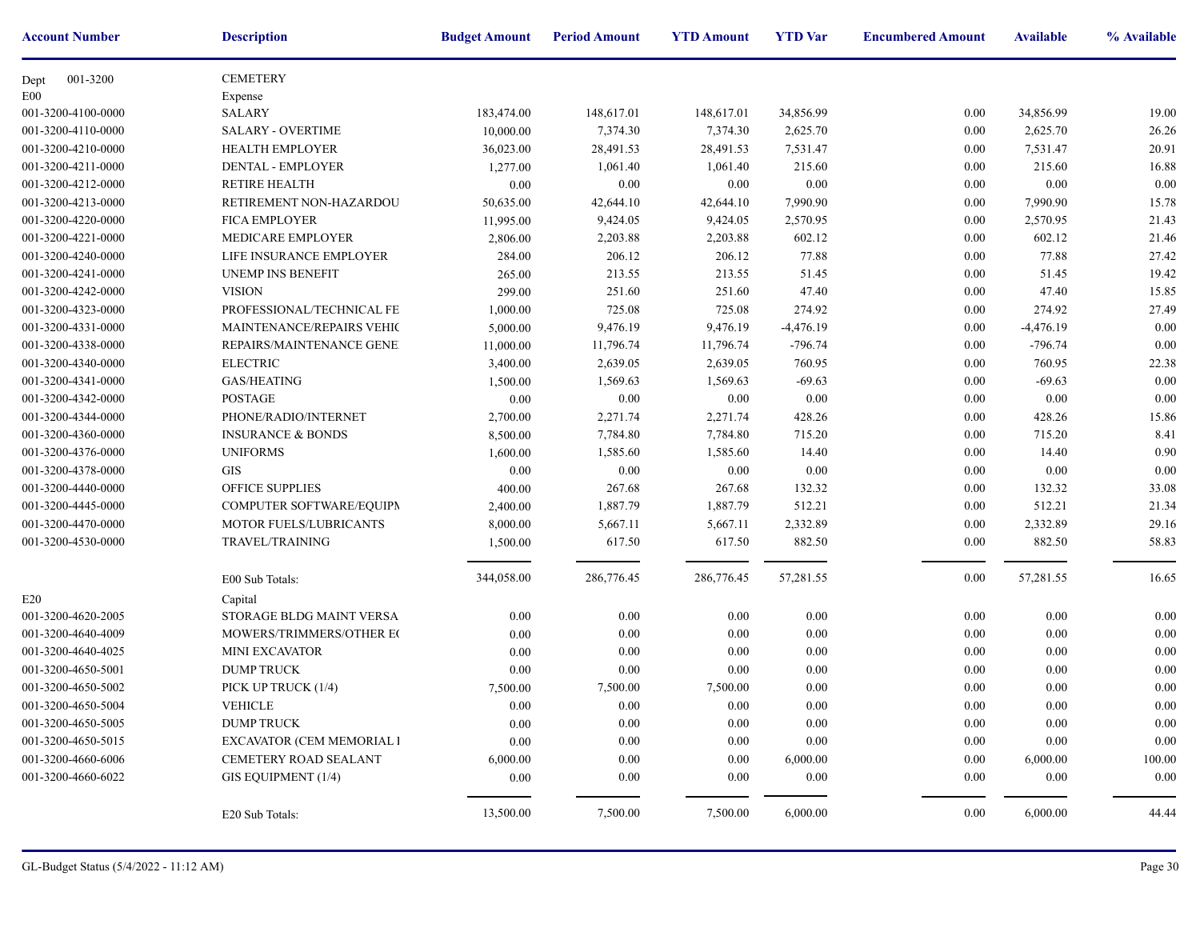| Account Number | Description | Budget Amount | Period Amount | YTD Amount | YTD Var | Encumbered Amount | Available | % Available |
|---|---|---|---|---|---|---|---|---|
| Dept 001-3200 | CEMETERY | | | | | | | |
| E00 | Expense | | | | | | | |
| 001-3200-4100-0000 | SALARY | 183,474.00 | 148,617.01 | 148,617.01 | 34,856.99 | 0.00 | 34,856.99 | 19.00 |
| 001-3200-4110-0000 | SALARY - OVERTIME | 10,000.00 | 7,374.30 | 7,374.30 | 2,625.70 | 0.00 | 2,625.70 | 26.26 |
| 001-3200-4210-0000 | HEALTH EMPLOYER | 36,023.00 | 28,491.53 | 28,491.53 | 7,531.47 | 0.00 | 7,531.47 | 20.91 |
| 001-3200-4211-0000 | DENTAL - EMPLOYER | 1,277.00 | 1,061.40 | 1,061.40 | 215.60 | 0.00 | 215.60 | 16.88 |
| 001-3200-4212-0000 | RETIRE HEALTH | 0.00 | 0.00 | 0.00 | 0.00 | 0.00 | 0.00 | 0.00 |
| 001-3200-4213-0000 | RETIREMENT NON-HAZARDOU | 50,635.00 | 42,644.10 | 42,644.10 | 7,990.90 | 0.00 | 7,990.90 | 15.78 |
| 001-3200-4220-0000 | FICA EMPLOYER | 11,995.00 | 9,424.05 | 9,424.05 | 2,570.95 | 0.00 | 2,570.95 | 21.43 |
| 001-3200-4221-0000 | MEDICARE EMPLOYER | 2,806.00 | 2,203.88 | 2,203.88 | 602.12 | 0.00 | 602.12 | 21.46 |
| 001-3200-4240-0000 | LIFE INSURANCE EMPLOYER | 284.00 | 206.12 | 206.12 | 77.88 | 0.00 | 77.88 | 27.42 |
| 001-3200-4241-0000 | UNEMP INS BENEFIT | 265.00 | 213.55 | 213.55 | 51.45 | 0.00 | 51.45 | 19.42 |
| 001-3200-4242-0000 | VISION | 299.00 | 251.60 | 251.60 | 47.40 | 0.00 | 47.40 | 15.85 |
| 001-3200-4323-0000 | PROFESSIONAL/TECHNICAL FE | 1,000.00 | 725.08 | 725.08 | 274.92 | 0.00 | 274.92 | 27.49 |
| 001-3200-4331-0000 | MAINTENANCE/REPAIRS VEHIC | 5,000.00 | 9,476.19 | 9,476.19 | -4,476.19 | 0.00 | -4,476.19 | 0.00 |
| 001-3200-4338-0000 | REPAIRS/MAINTENANCE GENE | 11,000.00 | 11,796.74 | 11,796.74 | -796.74 | 0.00 | -796.74 | 0.00 |
| 001-3200-4340-0000 | ELECTRIC | 3,400.00 | 2,639.05 | 2,639.05 | 760.95 | 0.00 | 760.95 | 22.38 |
| 001-3200-4341-0000 | GAS/HEATING | 1,500.00 | 1,569.63 | 1,569.63 | -69.63 | 0.00 | -69.63 | 0.00 |
| 001-3200-4342-0000 | POSTAGE | 0.00 | 0.00 | 0.00 | 0.00 | 0.00 | 0.00 | 0.00 |
| 001-3200-4344-0000 | PHONE/RADIO/INTERNET | 2,700.00 | 2,271.74 | 2,271.74 | 428.26 | 0.00 | 428.26 | 15.86 |
| 001-3200-4360-0000 | INSURANCE & BONDS | 8,500.00 | 7,784.80 | 7,784.80 | 715.20 | 0.00 | 715.20 | 8.41 |
| 001-3200-4376-0000 | UNIFORMS | 1,600.00 | 1,585.60 | 1,585.60 | 14.40 | 0.00 | 14.40 | 0.90 |
| 001-3200-4378-0000 | GIS | 0.00 | 0.00 | 0.00 | 0.00 | 0.00 | 0.00 | 0.00 |
| 001-3200-4440-0000 | OFFICE SUPPLIES | 400.00 | 267.68 | 267.68 | 132.32 | 0.00 | 132.32 | 33.08 |
| 001-3200-4445-0000 | COMPUTER SOFTWARE/EQUIPM | 2,400.00 | 1,887.79 | 1,887.79 | 512.21 | 0.00 | 512.21 | 21.34 |
| 001-3200-4470-0000 | MOTOR FUELS/LUBRICANTS | 8,000.00 | 5,667.11 | 5,667.11 | 2,332.89 | 0.00 | 2,332.89 | 29.16 |
| 001-3200-4530-0000 | TRAVEL/TRAINING | 1,500.00 | 617.50 | 617.50 | 882.50 | 0.00 | 882.50 | 58.83 |
| | E00 Sub Totals: | 344,058.00 | 286,776.45 | 286,776.45 | 57,281.55 | 0.00 | 57,281.55 | 16.65 |
| E20 | Capital | | | | | | | |
| 001-3200-4620-2005 | STORAGE BLDG MAINT VERSA | 0.00 | 0.00 | 0.00 | 0.00 | 0.00 | 0.00 | 0.00 |
| 001-3200-4640-4009 | MOWERS/TRIMMERS/OTHER E( | 0.00 | 0.00 | 0.00 | 0.00 | 0.00 | 0.00 | 0.00 |
| 001-3200-4640-4025 | MINI EXCAVATOR | 0.00 | 0.00 | 0.00 | 0.00 | 0.00 | 0.00 | 0.00 |
| 001-3200-4650-5001 | DUMP TRUCK | 0.00 | 0.00 | 0.00 | 0.00 | 0.00 | 0.00 | 0.00 |
| 001-3200-4650-5002 | PICK UP TRUCK (1/4) | 7,500.00 | 7,500.00 | 7,500.00 | 0.00 | 0.00 | 0.00 | 0.00 |
| 001-3200-4650-5004 | VEHICLE | 0.00 | 0.00 | 0.00 | 0.00 | 0.00 | 0.00 | 0.00 |
| 001-3200-4650-5005 | DUMP TRUCK | 0.00 | 0.00 | 0.00 | 0.00 | 0.00 | 0.00 | 0.00 |
| 001-3200-4650-5015 | EXCAVATOR (CEM MEMORIAL I | 0.00 | 0.00 | 0.00 | 0.00 | 0.00 | 0.00 | 0.00 |
| 001-3200-4660-6006 | CEMETERY ROAD SEALANT | 6,000.00 | 0.00 | 0.00 | 6,000.00 | 0.00 | 6,000.00 | 100.00 |
| 001-3200-4660-6022 | GIS EQUIPMENT (1/4) | 0.00 | 0.00 | 0.00 | 0.00 | 0.00 | 0.00 | 0.00 |
| | E20 Sub Totals: | 13,500.00 | 7,500.00 | 7,500.00 | 6,000.00 | 0.00 | 6,000.00 | 44.44 |

GL-Budget Status (5/4/2022 - 11:12 AM)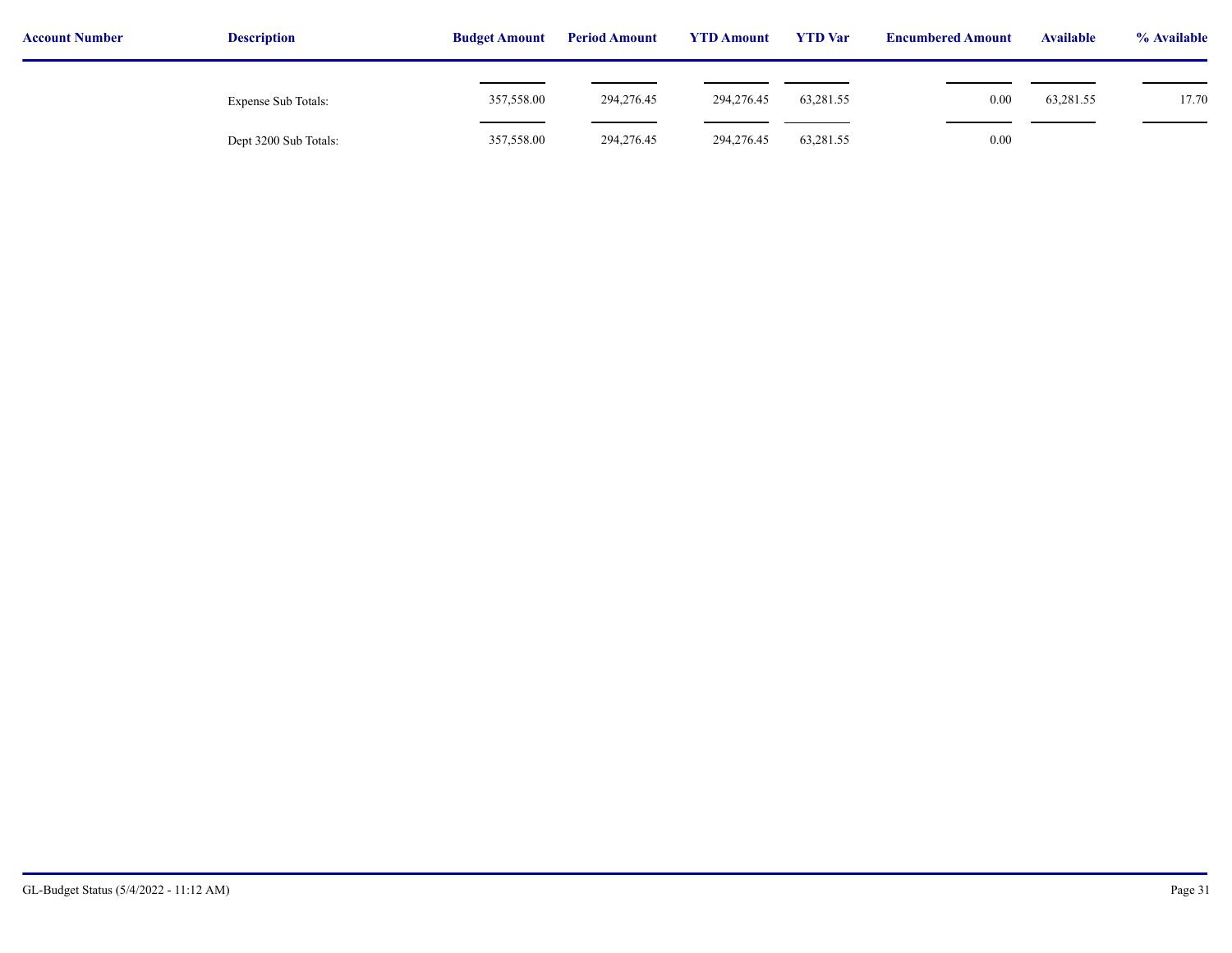| Account Number | Description | Budget Amount | Period Amount | YTD Amount | YTD Var | Encumbered Amount | Available | % Available |
|---|---|---|---|---|---|---|---|---|
| | Expense Sub Totals: | 357,558.00 | 294,276.45 | 294,276.45 | 63,281.55 | 0.00 | 63,281.55 | 17.70 |
| | Dept 3200 Sub Totals: | 357,558.00 | 294,276.45 | 294,276.45 | 63,281.55 | 0.00 | | |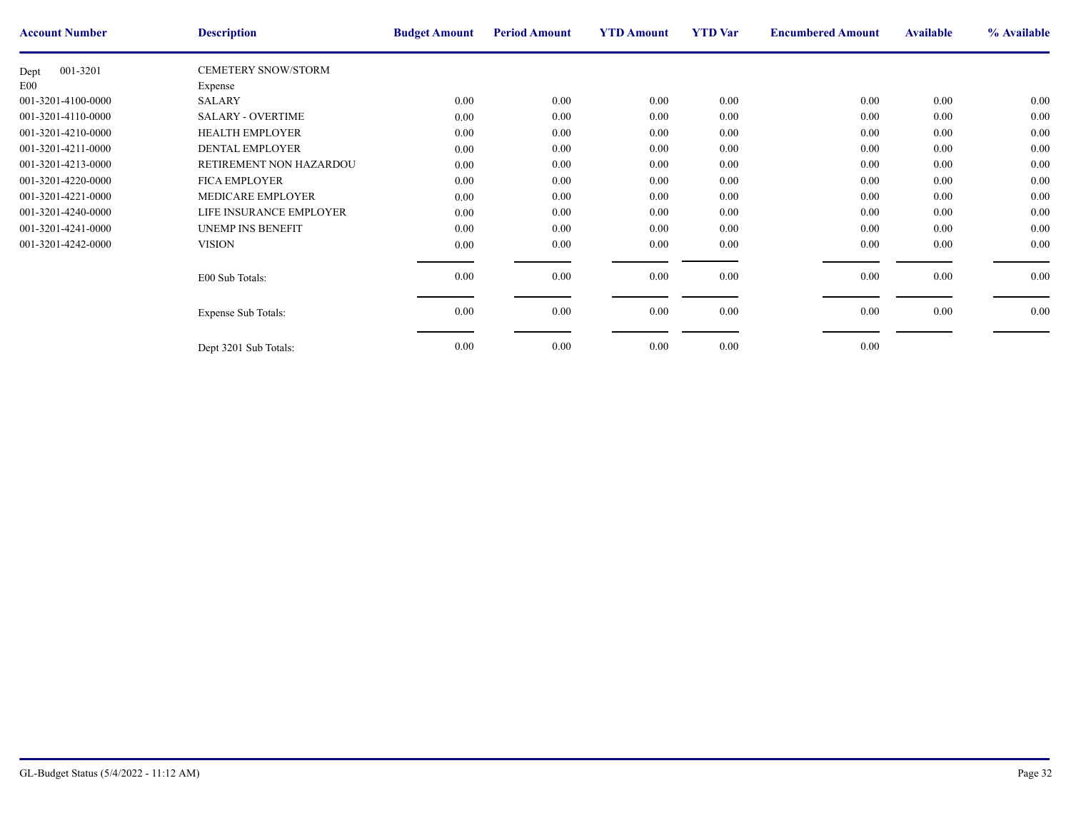| Account Number | Description | Budget Amount | Period Amount | YTD Amount | YTD Var | Encumbered Amount | Available | % Available |
|---|---|---|---|---|---|---|---|---|
| Dept 001-3201 | CEMETERY SNOW/STORM | | | | | | | |
| E00 | Expense | | | | | | | |
| 001-3201-4100-0000 | SALARY | 0.00 | 0.00 | 0.00 | 0.00 | 0.00 | 0.00 | 0.00 |
| 001-3201-4110-0000 | SALARY - OVERTIME | 0.00 | 0.00 | 0.00 | 0.00 | 0.00 | 0.00 | 0.00 |
| 001-3201-4210-0000 | HEALTH EMPLOYER | 0.00 | 0.00 | 0.00 | 0.00 | 0.00 | 0.00 | 0.00 |
| 001-3201-4211-0000 | DENTAL EMPLOYER | 0.00 | 0.00 | 0.00 | 0.00 | 0.00 | 0.00 | 0.00 |
| 001-3201-4213-0000 | RETIREMENT NON HAZARDOU | 0.00 | 0.00 | 0.00 | 0.00 | 0.00 | 0.00 | 0.00 |
| 001-3201-4220-0000 | FICA EMPLOYER | 0.00 | 0.00 | 0.00 | 0.00 | 0.00 | 0.00 | 0.00 |
| 001-3201-4221-0000 | MEDICARE EMPLOYER | 0.00 | 0.00 | 0.00 | 0.00 | 0.00 | 0.00 | 0.00 |
| 001-3201-4240-0000 | LIFE INSURANCE EMPLOYER | 0.00 | 0.00 | 0.00 | 0.00 | 0.00 | 0.00 | 0.00 |
| 001-3201-4241-0000 | UNEMP INS BENEFIT | 0.00 | 0.00 | 0.00 | 0.00 | 0.00 | 0.00 | 0.00 |
| 001-3201-4242-0000 | VISION | 0.00 | 0.00 | 0.00 | 0.00 | 0.00 | 0.00 | 0.00 |
| | E00 Sub Totals: | 0.00 | 0.00 | 0.00 | 0.00 | 0.00 | 0.00 | 0.00 |
| | Expense Sub Totals: | 0.00 | 0.00 | 0.00 | 0.00 | 0.00 | 0.00 | 0.00 |
| | Dept 3201 Sub Totals: | 0.00 | 0.00 | 0.00 | 0.00 | 0.00 | | |

GL-Budget Status (5/4/2022 - 11:12 AM)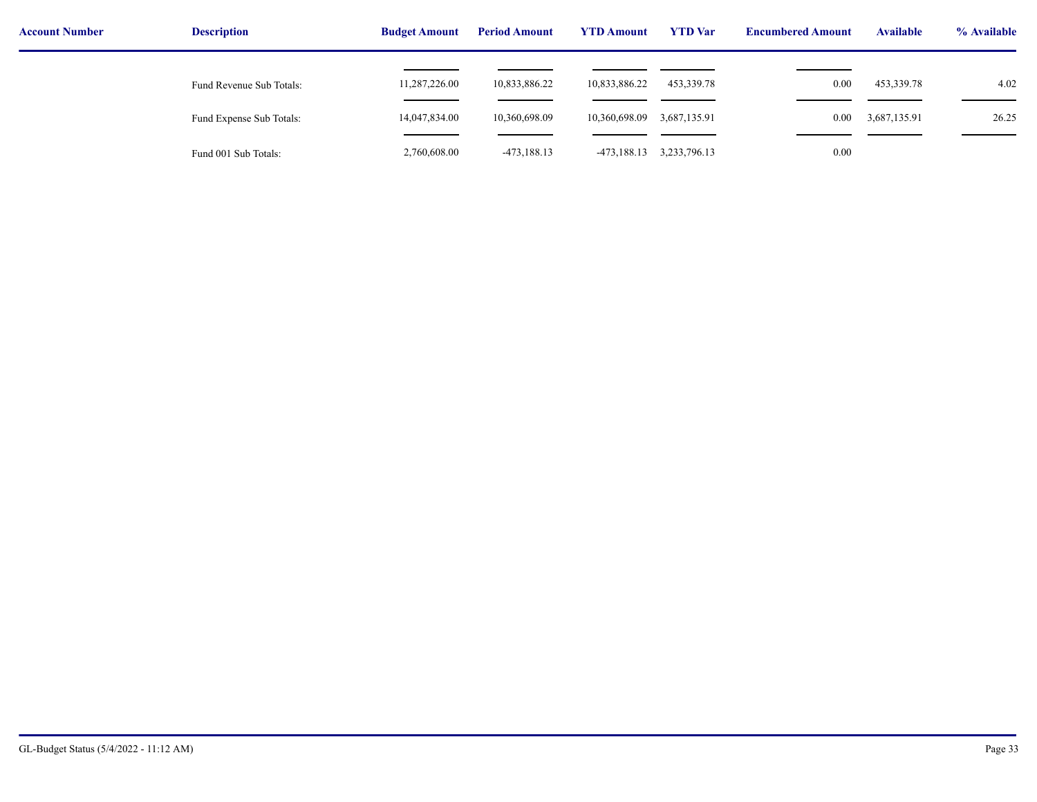| Account Number | Description | Budget Amount | Period Amount | YTD Amount | YTD Var | Encumbered Amount | Available | % Available |
|---|---|---|---|---|---|---|---|---|
| | Fund Revenue Sub Totals: | 11,287,226.00 | 10,833,886.22 | 10,833,886.22 | 453,339.78 | 0.00 | 453,339.78 | 4.02 |
| | Fund Expense Sub Totals: | 14,047,834.00 | 10,360,698.09 | 10,360,698.09 | 3,687,135.91 | 0.00 | 3,687,135.91 | 26.25 |
| | Fund 001 Sub Totals: | 2,760,608.00 | -473,188.13 | -473,188.13 | 3,233,796.13 | 0.00 | | |

GL-Budget Status (5/4/2022 - 11:12 AM)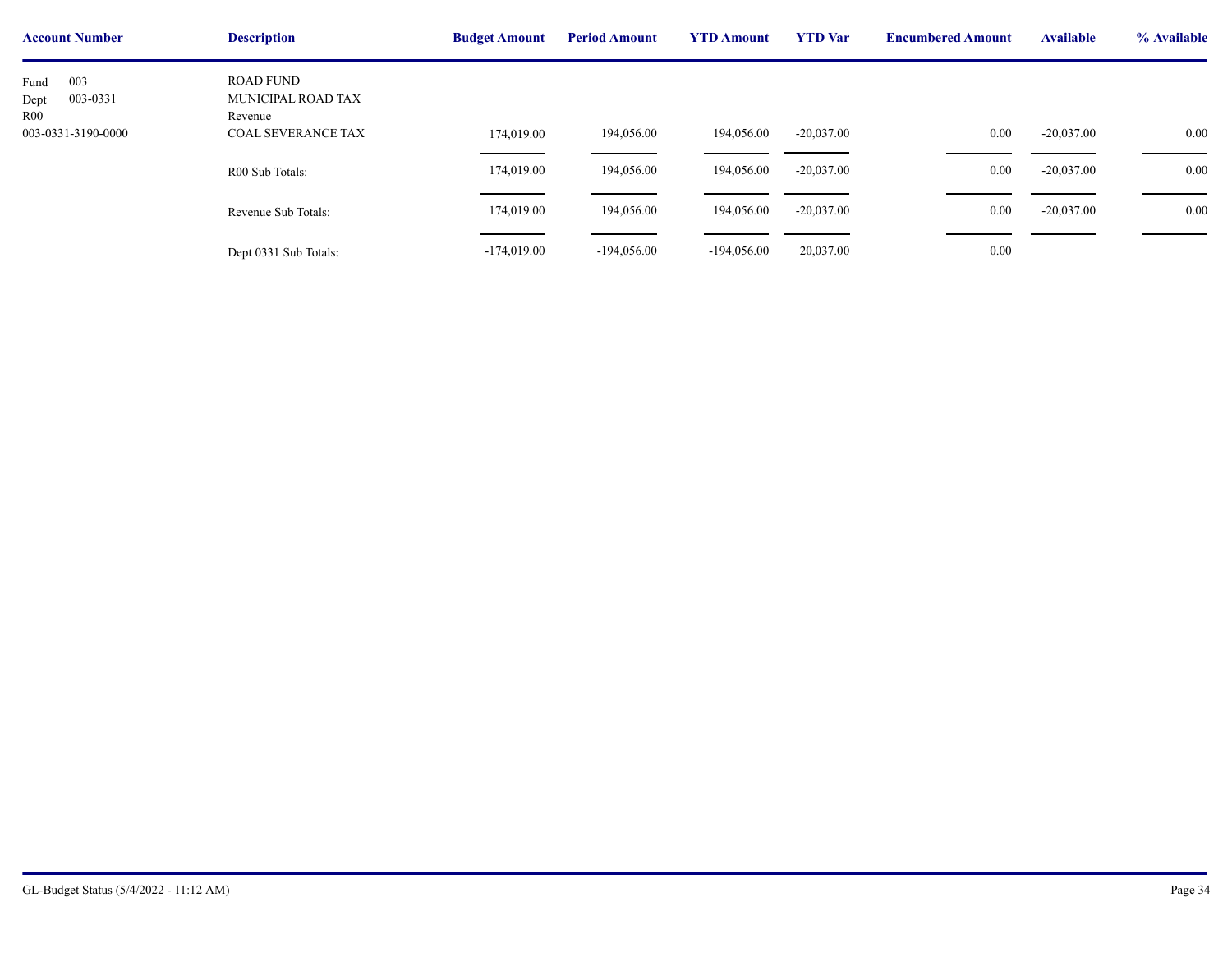| Account Number | Description | Budget Amount | Period Amount | YTD Amount | YTD Var | Encumbered Amount | Available | % Available |
|---|---|---|---|---|---|---|---|---|
| Fund 003 | ROAD FUND | | | | | | | |
| Dept 003-0331 | MUNICIPAL ROAD TAX | | | | | | | |
| R00 | Revenue | | | | | | | |
| 003-0331-3190-0000 | COAL SEVERANCE TAX | 174,019.00 | 194,056.00 | 194,056.00 | -20,037.00 | 0.00 | -20,037.00 | 0.00 |
| | R00 Sub Totals: | 174,019.00 | 194,056.00 | 194,056.00 | -20,037.00 | 0.00 | -20,037.00 | 0.00 |
| | Revenue Sub Totals: | 174,019.00 | 194,056.00 | 194,056.00 | -20,037.00 | 0.00 | -20,037.00 | 0.00 |
| | Dept 0331 Sub Totals: | -174,019.00 | -194,056.00 | -194,056.00 | 20,037.00 | 0.00 | | |

GL-Budget Status (5/4/2022 - 11:12 AM)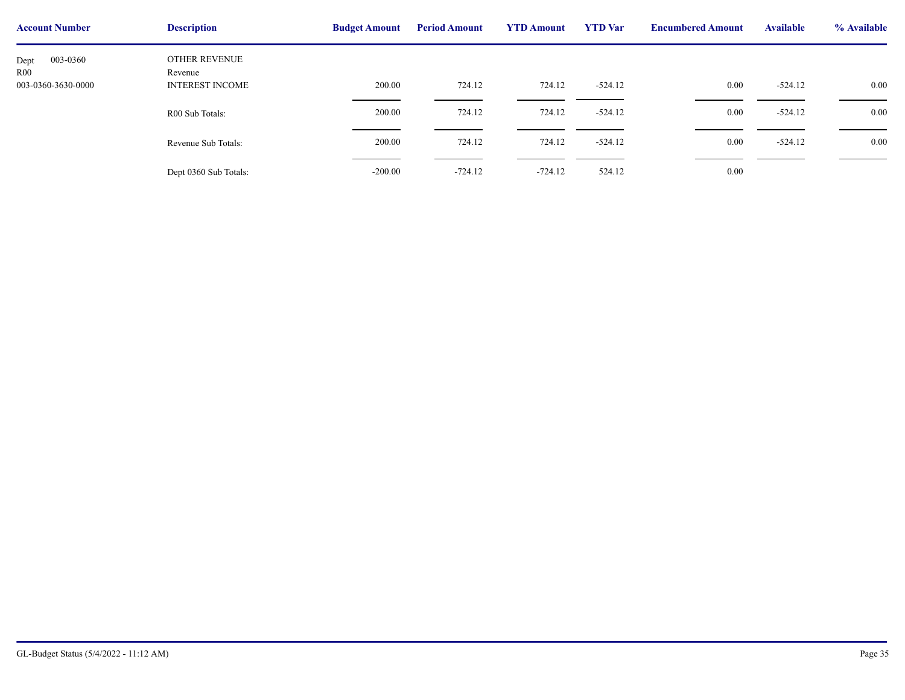| Account Number | Description | Budget Amount | Period Amount | YTD Amount | YTD Var | Encumbered Amount | Available | % Available |
|---|---|---|---|---|---|---|---|---|
| Dept 003-0360 | OTHER REVENUE | | | | | | | |
| R00 | Revenue | | | | | | | |
| 003-0360-3630-0000 | INTEREST INCOME | 200.00 | 724.12 | 724.12 | -524.12 | 0.00 | -524.12 | 0.00 |
| | R00 Sub Totals: | 200.00 | 724.12 | 724.12 | -524.12 | 0.00 | -524.12 | 0.00 |
| | Revenue Sub Totals: | 200.00 | 724.12 | 724.12 | -524.12 | 0.00 | -524.12 | 0.00 |
| | Dept 0360 Sub Totals: | -200.00 | -724.12 | -724.12 | 524.12 | 0.00 | | |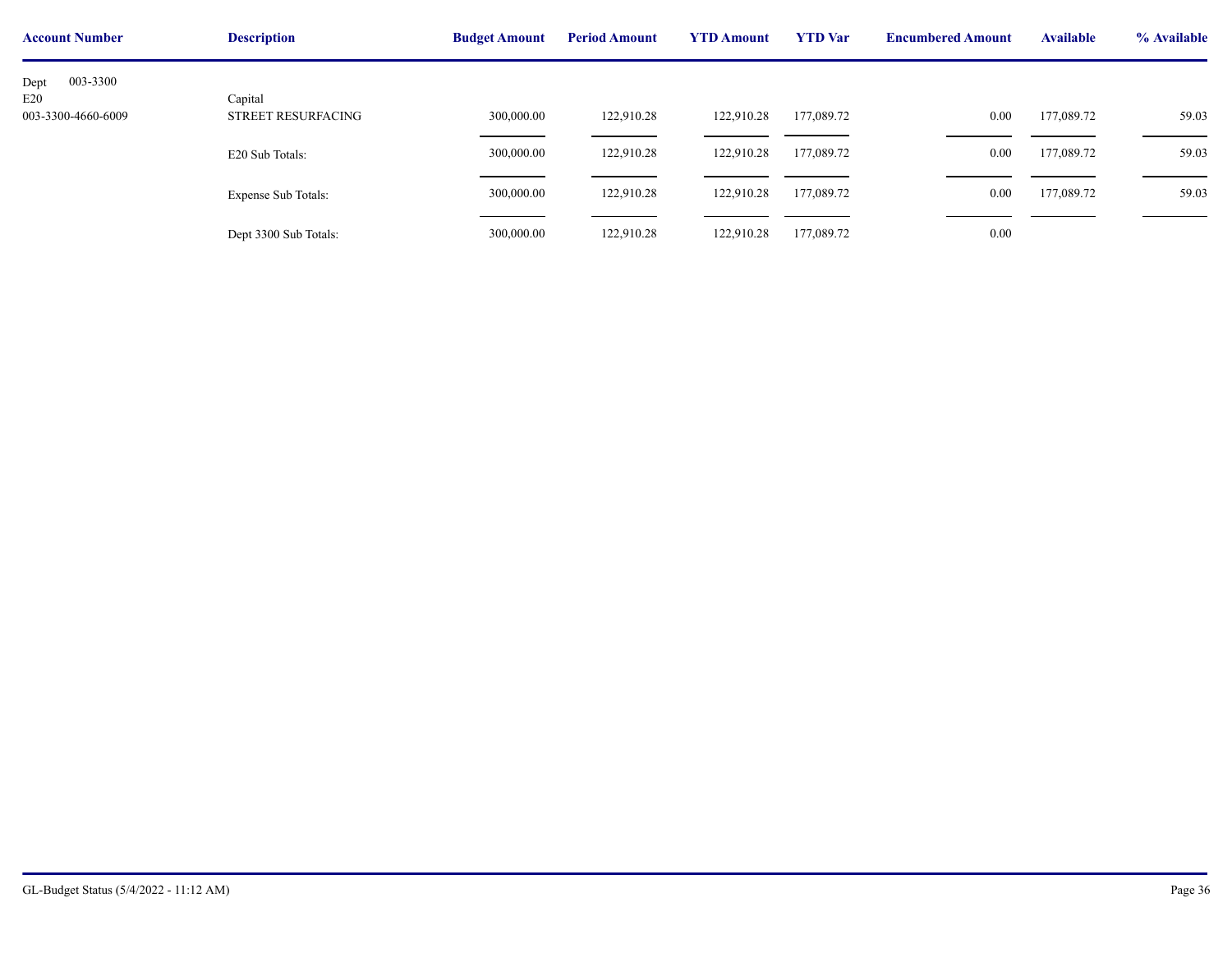| Account Number | Description | Budget Amount | Period Amount | YTD Amount | YTD Var | Encumbered Amount | Available | % Available |
|---|---|---|---|---|---|---|---|---|
| Dept 003-3300 | | | | | | | | |
| E20 | Capital | | | | | | | |
| 003-3300-4660-6009 | STREET RESURFACING | 300,000.00 | 122,910.28 | 122,910.28 | 177,089.72 | 0.00 | 177,089.72 | 59.03 |
| | E20 Sub Totals: | 300,000.00 | 122,910.28 | 122,910.28 | 177,089.72 | 0.00 | 177,089.72 | 59.03 |
| | Expense Sub Totals: | 300,000.00 | 122,910.28 | 122,910.28 | 177,089.72 | 0.00 | 177,089.72 | 59.03 |
| | Dept 3300 Sub Totals: | 300,000.00 | 122,910.28 | 122,910.28 | 177,089.72 | 0.00 | | |

GL-Budget Status (5/4/2022 - 11:12 AM)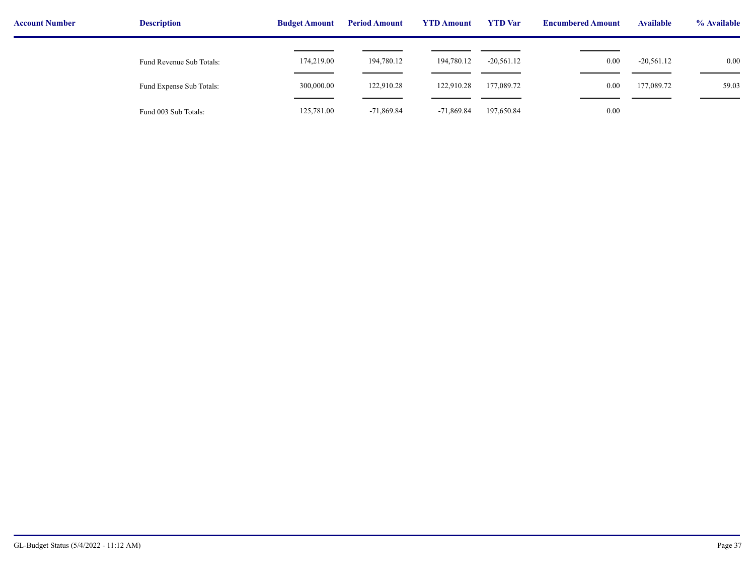| Account Number | Description | Budget Amount | Period Amount | YTD Amount | YTD Var | Encumbered Amount | Available | % Available |
|---|---|---|---|---|---|---|---|---|
| | Fund Revenue Sub Totals: | 174,219.00 | 194,780.12 | 194,780.12 | -20,561.12 | 0.00 | -20,561.12 | 0.00 |
| | Fund Expense Sub Totals: | 300,000.00 | 122,910.28 | 122,910.28 | 177,089.72 | 0.00 | 177,089.72 | 59.03 |
| | Fund 003 Sub Totals: | 125,781.00 | -71,869.84 | -71,869.84 | 197,650.84 | 0.00 | | |

GL-Budget Status (5/4/2022 - 11:12 AM)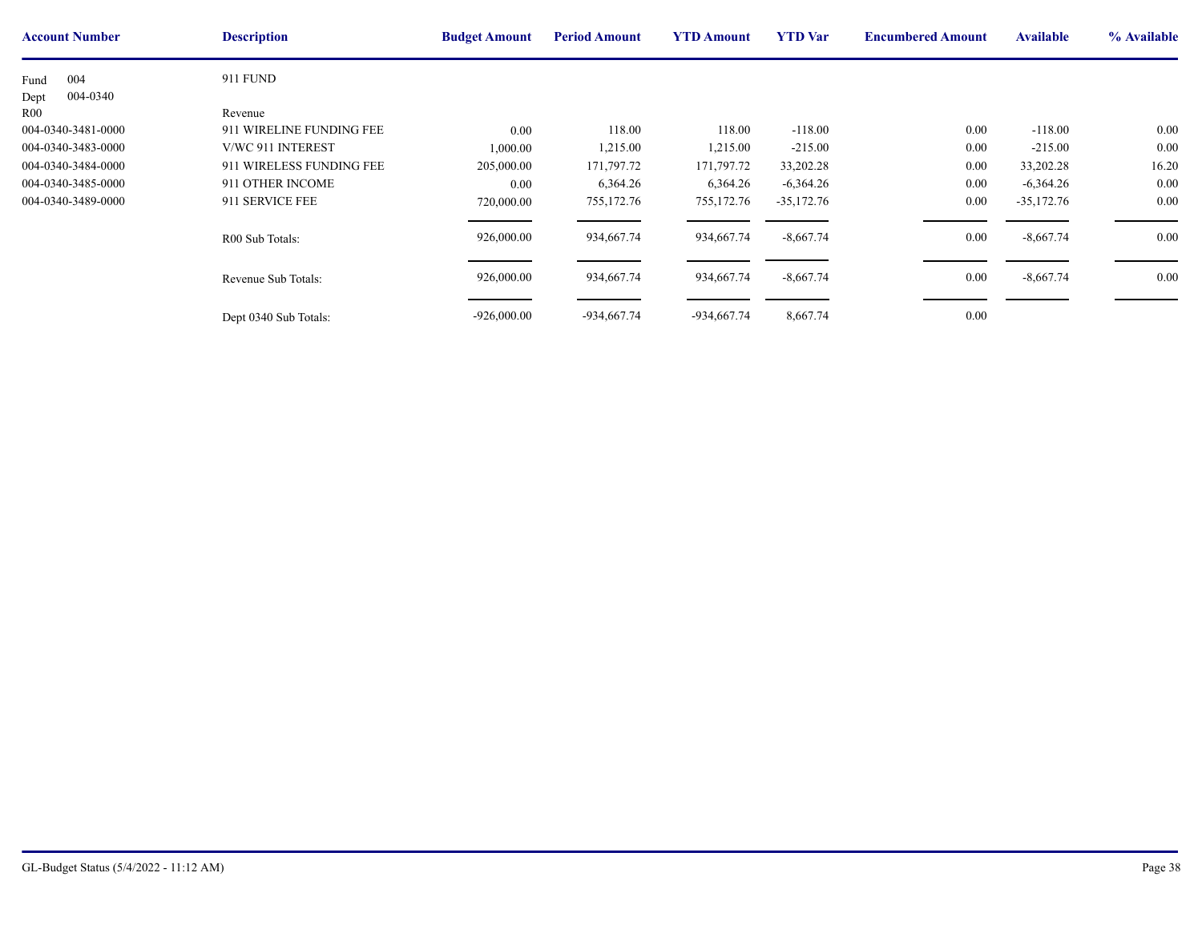| Account Number | Description | Budget Amount | Period Amount | YTD Amount | YTD Var | Encumbered Amount | Available | % Available |
|---|---|---|---|---|---|---|---|---|
| Fund 004 | 911 FUND | | | | | | | |
| Dept 004-0340 | | | | | | | | |
| R00 | Revenue | | | | | | | |
| 004-0340-3481-0000 | 911 WIRELINE FUNDING FEE | 0.00 | 118.00 | 118.00 | -118.00 | 0.00 | -118.00 | 0.00 |
| 004-0340-3483-0000 | V/WC 911 INTEREST | 1,000.00 | 1,215.00 | 1,215.00 | -215.00 | 0.00 | -215.00 | 0.00 |
| 004-0340-3484-0000 | 911 WIRELESS FUNDING FEE | 205,000.00 | 171,797.72 | 171,797.72 | 33,202.28 | 0.00 | 33,202.28 | 16.20 |
| 004-0340-3485-0000 | 911 OTHER INCOME | 0.00 | 6,364.26 | 6,364.26 | -6,364.26 | 0.00 | -6,364.26 | 0.00 |
| 004-0340-3489-0000 | 911 SERVICE FEE | 720,000.00 | 755,172.76 | 755,172.76 | -35,172.76 | 0.00 | -35,172.76 | 0.00 |
| | R00 Sub Totals: | 926,000.00 | 934,667.74 | 934,667.74 | -8,667.74 | 0.00 | -8,667.74 | 0.00 |
| | Revenue Sub Totals: | 926,000.00 | 934,667.74 | 934,667.74 | -8,667.74 | 0.00 | -8,667.74 | 0.00 |
| | Dept 0340 Sub Totals: | -926,000.00 | -934,667.74 | -934,667.74 | 8,667.74 | 0.00 | | |

GL-Budget Status (5/4/2022 - 11:12 AM)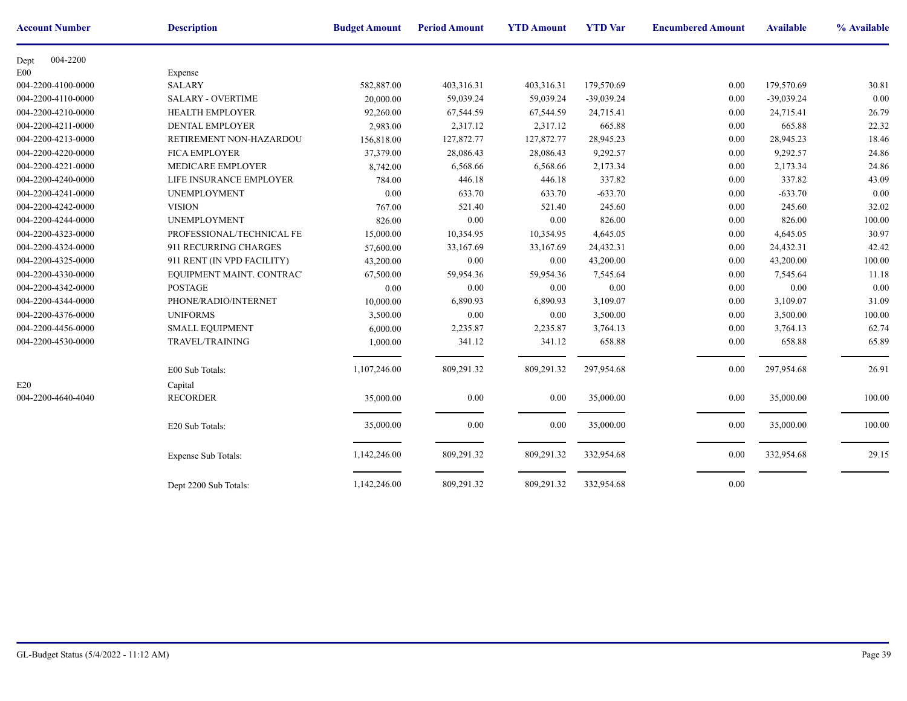| Account Number | Description | Budget Amount | Period Amount | YTD Amount | YTD Var | Encumbered Amount | Available | % Available |
|---|---|---|---|---|---|---|---|---|
| Dept 004-2200 | | | | | | | | |
| E00 | Expense | | | | | | | |
| 004-2200-4100-0000 | SALARY | 582,887.00 | 403,316.31 | 403,316.31 | 179,570.69 | 0.00 | 179,570.69 | 30.81 |
| 004-2200-4110-0000 | SALARY - OVERTIME | 20,000.00 | 59,039.24 | 59,039.24 | -39,039.24 | 0.00 | -39,039.24 | 0.00 |
| 004-2200-4210-0000 | HEALTH EMPLOYER | 92,260.00 | 67,544.59 | 67,544.59 | 24,715.41 | 0.00 | 24,715.41 | 26.79 |
| 004-2200-4211-0000 | DENTAL EMPLOYER | 2,983.00 | 2,317.12 | 2,317.12 | 665.88 | 0.00 | 665.88 | 22.32 |
| 004-2200-4213-0000 | RETIREMENT NON-HAZARDOU | 156,818.00 | 127,872.77 | 127,872.77 | 28,945.23 | 0.00 | 28,945.23 | 18.46 |
| 004-2200-4220-0000 | FICA EMPLOYER | 37,379.00 | 28,086.43 | 28,086.43 | 9,292.57 | 0.00 | 9,292.57 | 24.86 |
| 004-2200-4221-0000 | MEDICARE EMPLOYER | 8,742.00 | 6,568.66 | 6,568.66 | 2,173.34 | 0.00 | 2,173.34 | 24.86 |
| 004-2200-4240-0000 | LIFE INSURANCE EMPLOYER | 784.00 | 446.18 | 446.18 | 337.82 | 0.00 | 337.82 | 43.09 |
| 004-2200-4241-0000 | UNEMPLOYMENT | 0.00 | 633.70 | 633.70 | -633.70 | 0.00 | -633.70 | 0.00 |
| 004-2200-4242-0000 | VISION | 767.00 | 521.40 | 521.40 | 245.60 | 0.00 | 245.60 | 32.02 |
| 004-2200-4244-0000 | UNEMPLOYMENT | 826.00 | 0.00 | 0.00 | 826.00 | 0.00 | 826.00 | 100.00 |
| 004-2200-4323-0000 | PROFESSIONAL/TECHNICAL FE | 15,000.00 | 10,354.95 | 10,354.95 | 4,645.05 | 0.00 | 4,645.05 | 30.97 |
| 004-2200-4324-0000 | 911 RECURRING CHARGES | 57,600.00 | 33,167.69 | 33,167.69 | 24,432.31 | 0.00 | 24,432.31 | 42.42 |
| 004-2200-4325-0000 | 911 RENT (IN VPD FACILITY) | 43,200.00 | 0.00 | 0.00 | 43,200.00 | 0.00 | 43,200.00 | 100.00 |
| 004-2200-4330-0000 | EQUIPMENT MAINT. CONTRAC | 67,500.00 | 59,954.36 | 59,954.36 | 7,545.64 | 0.00 | 7,545.64 | 11.18 |
| 004-2200-4342-0000 | POSTAGE | 0.00 | 0.00 | 0.00 | 0.00 | 0.00 | 0.00 | 0.00 |
| 004-2200-4344-0000 | PHONE/RADIO/INTERNET | 10,000.00 | 6,890.93 | 6,890.93 | 3,109.07 | 0.00 | 3,109.07 | 31.09 |
| 004-2200-4376-0000 | UNIFORMS | 3,500.00 | 0.00 | 0.00 | 3,500.00 | 0.00 | 3,500.00 | 100.00 |
| 004-2200-4456-0000 | SMALL EQUIPMENT | 6,000.00 | 2,235.87 | 2,235.87 | 3,764.13 | 0.00 | 3,764.13 | 62.74 |
| 004-2200-4530-0000 | TRAVEL/TRAINING | 1,000.00 | 341.12 | 341.12 | 658.88 | 0.00 | 658.88 | 65.89 |
| | E00 Sub Totals: | 1,107,246.00 | 809,291.32 | 809,291.32 | 297,954.68 | 0.00 | 297,954.68 | 26.91 |
| E20 | Capital | | | | | | | |
| 004-2200-4640-4040 | RECORDER | 35,000.00 | 0.00 | 0.00 | 35,000.00 | 0.00 | 35,000.00 | 100.00 |
| | E20 Sub Totals: | 35,000.00 | 0.00 | 0.00 | 35,000.00 | 0.00 | 35,000.00 | 100.00 |
| | Expense Sub Totals: | 1,142,246.00 | 809,291.32 | 809,291.32 | 332,954.68 | 0.00 | 332,954.68 | 29.15 |
| | Dept 2200 Sub Totals: | 1,142,246.00 | 809,291.32 | 809,291.32 | 332,954.68 | 0.00 | | |

GL-Budget Status (5/4/2022 - 11:12 AM)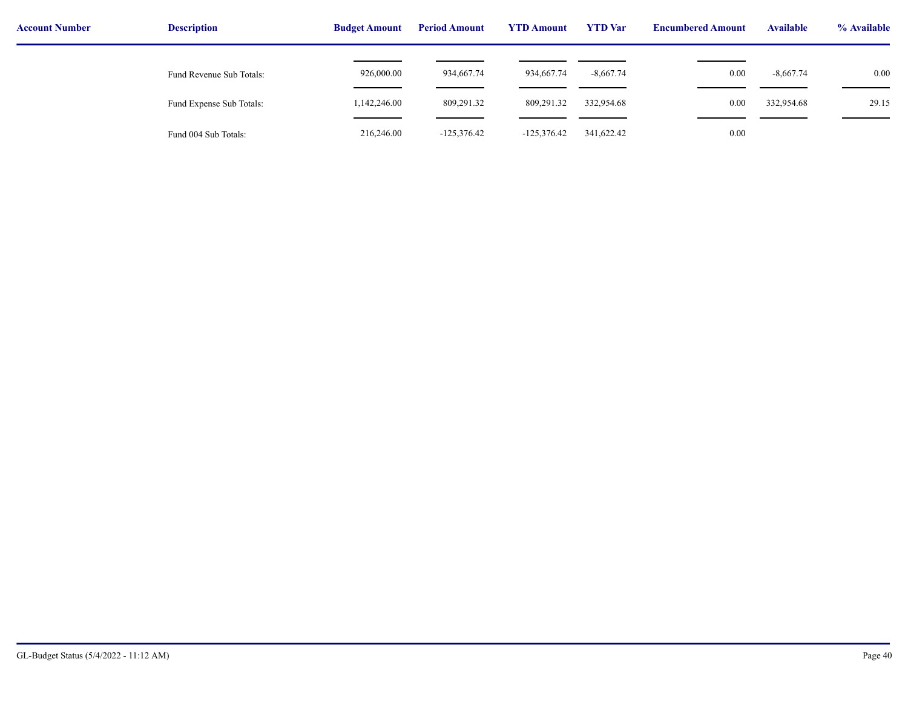| Account Number | Description | Budget Amount | Period Amount | YTD Amount | YTD Var | Encumbered Amount | Available | % Available |
|---|---|---|---|---|---|---|---|---|
| | Fund Revenue Sub Totals: | 926,000.00 | 934,667.74 | 934,667.74 | -8,667.74 | 0.00 | -8,667.74 | 0.00 |
| | Fund Expense Sub Totals: | 1,142,246.00 | 809,291.32 | 809,291.32 | 332,954.68 | 0.00 | 332,954.68 | 29.15 |
| | Fund 004 Sub Totals: | 216,246.00 | -125,376.42 | -125,376.42 | 341,622.42 | 0.00 | | |

GL-Budget Status (5/4/2022 - 11:12 AM)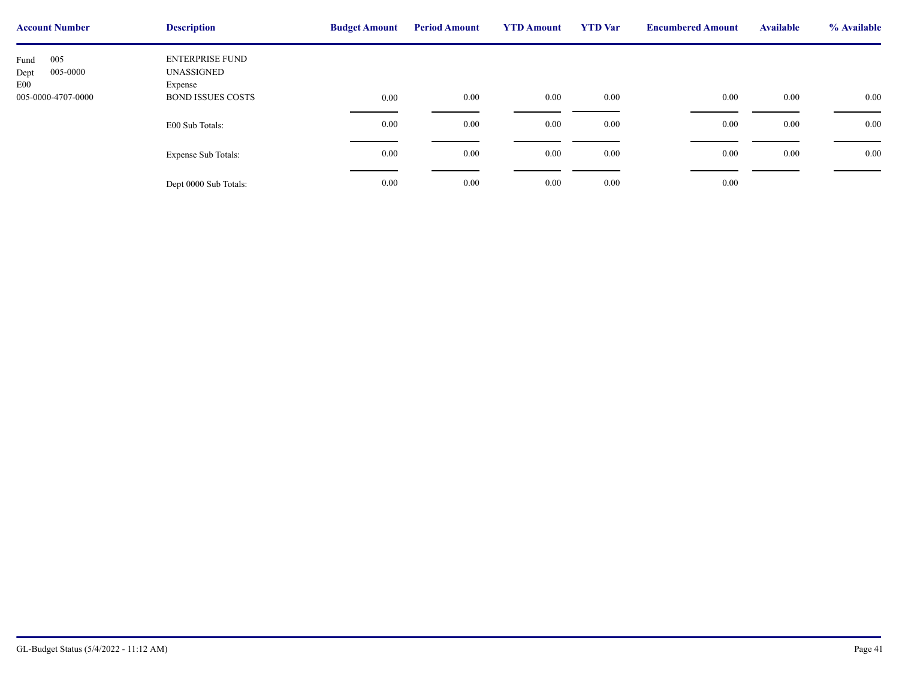| Account Number | Description | Budget Amount | Period Amount | YTD Amount | YTD Var | Encumbered Amount | Available | % Available |
|---|---|---|---|---|---|---|---|---|
| Fund 005 | ENTERPRISE FUND | | | | | | | |
| Dept 005-0000 | UNASSIGNED | | | | | | | |
| E00 | Expense | | | | | | | |
| 005-0000-4707-0000 | BOND ISSUES COSTS | 0.00 | 0.00 | 0.00 | 0.00 | 0.00 | 0.00 | 0.00 |
| | E00 Sub Totals: | 0.00 | 0.00 | 0.00 | 0.00 | 0.00 | 0.00 | 0.00 |
| | Expense Sub Totals: | 0.00 | 0.00 | 0.00 | 0.00 | 0.00 | 0.00 | 0.00 |
| | Dept 0000 Sub Totals: | 0.00 | 0.00 | 0.00 | 0.00 | 0.00 | | |

GL-Budget Status (5/4/2022 - 11:12 AM)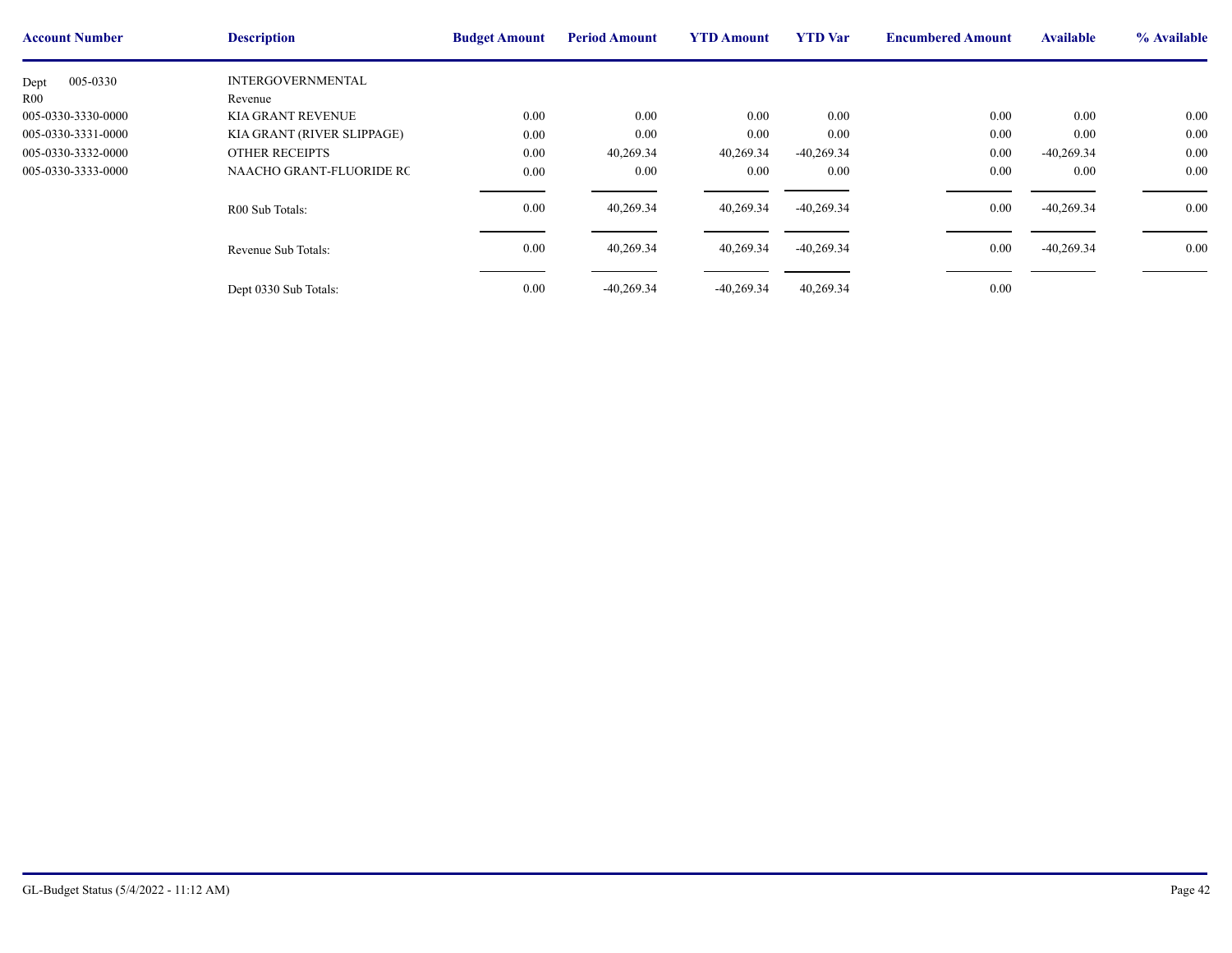| Account Number | Description | Budget Amount | Period Amount | YTD Amount | YTD Var | Encumbered Amount | Available | % Available |
|---|---|---|---|---|---|---|---|---|
| Dept 005-0330 | INTERGOVERNMENTAL | | | | | | | |
| R00 | Revenue | | | | | | | |
| 005-0330-3330-0000 | KIA GRANT REVENUE | 0.00 | 0.00 | 0.00 | 0.00 | 0.00 | 0.00 | 0.00 |
| 005-0330-3331-0000 | KIA GRANT (RIVER SLIPPAGE) | 0.00 | 0.00 | 0.00 | 0.00 | 0.00 | 0.00 | 0.00 |
| 005-0330-3332-0000 | OTHER RECEIPTS | 0.00 | 40,269.34 | 40,269.34 | -40,269.34 | 0.00 | -40,269.34 | 0.00 |
| 005-0330-3333-0000 | NAACHO GRANT-FLUORIDE RC | 0.00 | 0.00 | 0.00 | 0.00 | 0.00 | 0.00 | 0.00 |
| | R00 Sub Totals: | 0.00 | 40,269.34 | 40,269.34 | -40,269.34 | 0.00 | -40,269.34 | 0.00 |
| | Revenue Sub Totals: | 0.00 | 40,269.34 | 40,269.34 | -40,269.34 | 0.00 | -40,269.34 | 0.00 |
| | Dept 0330 Sub Totals: | 0.00 | -40,269.34 | -40,269.34 | 40,269.34 | 0.00 | | |

GL-Budget Status (5/4/2022 - 11:12 AM)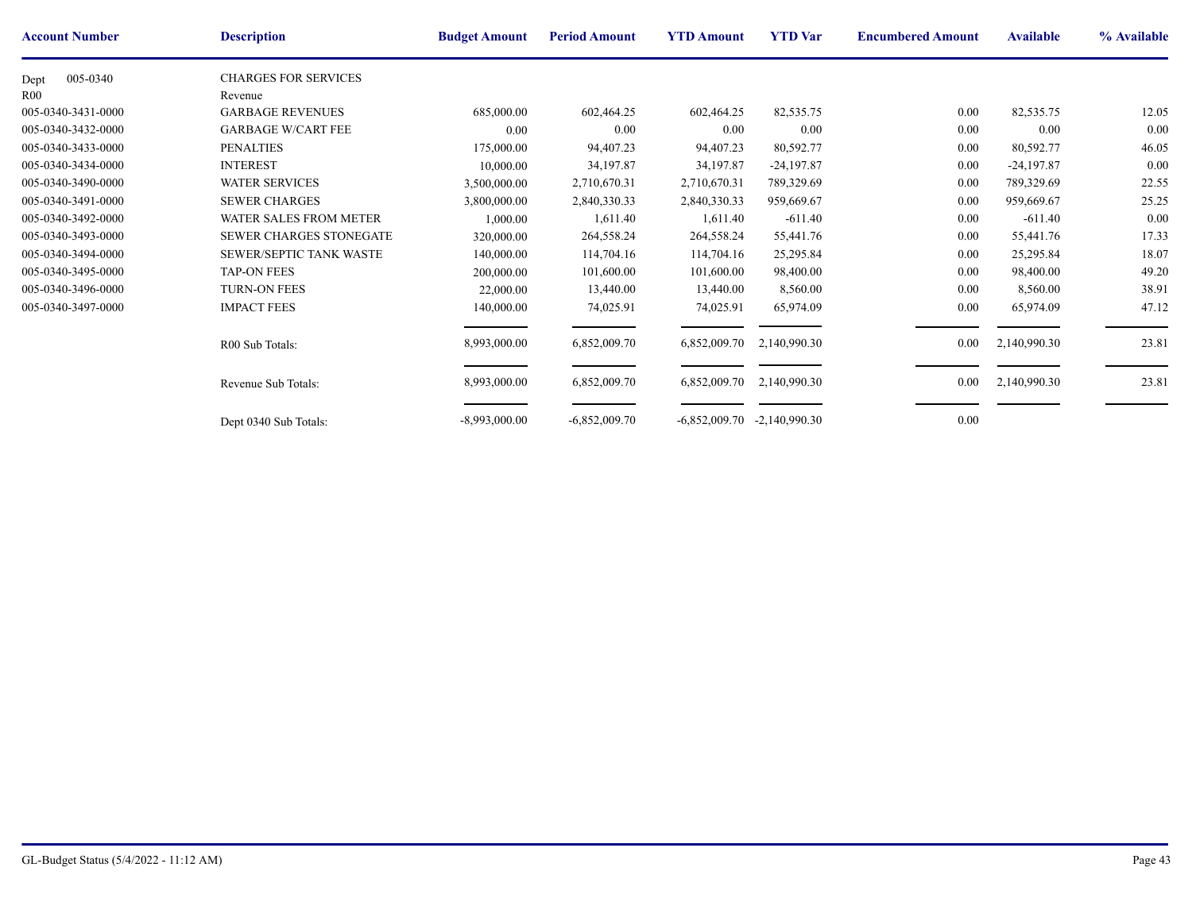| Account Number | Description | Budget Amount | Period Amount | YTD Amount | YTD Var | Encumbered Amount | Available | % Available |
|---|---|---|---|---|---|---|---|---|
| Dept 005-0340 | CHARGES FOR SERVICES | | | | | | | |
| R00 | Revenue | | | | | | | |
| 005-0340-3431-0000 | GARBAGE REVENUES | 685,000.00 | 602,464.25 | 602,464.25 | 82,535.75 | 0.00 | 82,535.75 | 12.05 |
| 005-0340-3432-0000 | GARBAGE W/CART FEE | 0.00 | 0.00 | 0.00 | 0.00 | 0.00 | 0.00 | 0.00 |
| 005-0340-3433-0000 | PENALTIES | 175,000.00 | 94,407.23 | 94,407.23 | 80,592.77 | 0.00 | 80,592.77 | 46.05 |
| 005-0340-3434-0000 | INTEREST | 10,000.00 | 34,197.87 | 34,197.87 | -24,197.87 | 0.00 | -24,197.87 | 0.00 |
| 005-0340-3490-0000 | WATER SERVICES | 3,500,000.00 | 2,710,670.31 | 2,710,670.31 | 789,329.69 | 0.00 | 789,329.69 | 22.55 |
| 005-0340-3491-0000 | SEWER CHARGES | 3,800,000.00 | 2,840,330.33 | 2,840,330.33 | 959,669.67 | 0.00 | 959,669.67 | 25.25 |
| 005-0340-3492-0000 | WATER SALES FROM METER | 1,000.00 | 1,611.40 | 1,611.40 | -611.40 | 0.00 | -611.40 | 0.00 |
| 005-0340-3493-0000 | SEWER CHARGES STONEGATE | 320,000.00 | 264,558.24 | 264,558.24 | 55,441.76 | 0.00 | 55,441.76 | 17.33 |
| 005-0340-3494-0000 | SEWER/SEPTIC TANK WASTE | 140,000.00 | 114,704.16 | 114,704.16 | 25,295.84 | 0.00 | 25,295.84 | 18.07 |
| 005-0340-3495-0000 | TAP-ON FEES | 200,000.00 | 101,600.00 | 101,600.00 | 98,400.00 | 0.00 | 98,400.00 | 49.20 |
| 005-0340-3496-0000 | TURN-ON FEES | 22,000.00 | 13,440.00 | 13,440.00 | 8,560.00 | 0.00 | 8,560.00 | 38.91 |
| 005-0340-3497-0000 | IMPACT FEES | 140,000.00 | 74,025.91 | 74,025.91 | 65,974.09 | 0.00 | 65,974.09 | 47.12 |
| | R00 Sub Totals: | 8,993,000.00 | 6,852,009.70 | 6,852,009.70 | 2,140,990.30 | 0.00 | 2,140,990.30 | 23.81 |
| | Revenue Sub Totals: | 8,993,000.00 | 6,852,009.70 | 6,852,009.70 | 2,140,990.30 | 0.00 | 2,140,990.30 | 23.81 |
| | Dept 0340 Sub Totals: | -8,993,000.00 | -6,852,009.70 | -6,852,009.70 | -2,140,990.30 | 0.00 | | |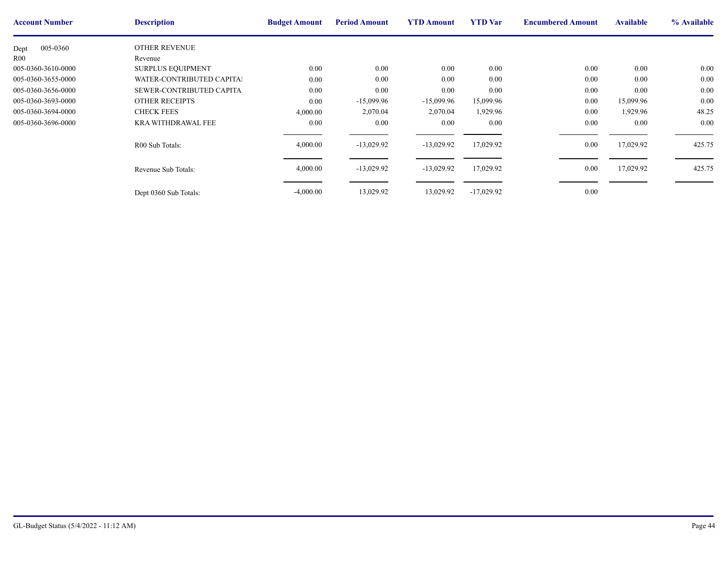| Account Number | Description | Budget Amount | Period Amount | YTD Amount | YTD Var | Encumbered Amount | Available | % Available |
|---|---|---|---|---|---|---|---|---|
| Dept 005-0360 | OTHER REVENUE | | | | | | | |
| R00 | Revenue | | | | | | | |
| 005-0360-3610-0000 | SURPLUS EQUIPMENT | 0.00 | 0.00 | 0.00 | 0.00 | 0.00 | 0.00 | 0.00 |
| 005-0360-3655-0000 | WATER-CONTRIBUTED CAPITAI | 0.00 | 0.00 | 0.00 | 0.00 | 0.00 | 0.00 | 0.00 |
| 005-0360-3656-0000 | SEWER-CONTRIBUTED CAPITA | 0.00 | 0.00 | 0.00 | 0.00 | 0.00 | 0.00 | 0.00 |
| 005-0360-3693-0000 | OTHER RECEIPTS | 0.00 | -15,099.96 | -15,099.96 | 15,099.96 | 0.00 | 15,099.96 | 0.00 |
| 005-0360-3694-0000 | CHECK FEES | 4,000.00 | 2,070.04 | 2,070.04 | 1,929.96 | 0.00 | 1,929.96 | 48.25 |
| 005-0360-3696-0000 | KRA WITHDRAWAL FEE | 0.00 | 0.00 | 0.00 | 0.00 | 0.00 | 0.00 | 0.00 |
| | R00 Sub Totals: | 4,000.00 | -13,029.92 | -13,029.92 | 17,029.92 | 0.00 | 17,029.92 | 425.75 |
| | Revenue Sub Totals: | 4,000.00 | -13,029.92 | -13,029.92 | 17,029.92 | 0.00 | 17,029.92 | 425.75 |
| | Dept 0360 Sub Totals: | -4,000.00 | 13,029.92 | 13,029.92 | -17,029.92 | 0.00 | | |

GL-Budget Status (5/4/2022 - 11:12 AM)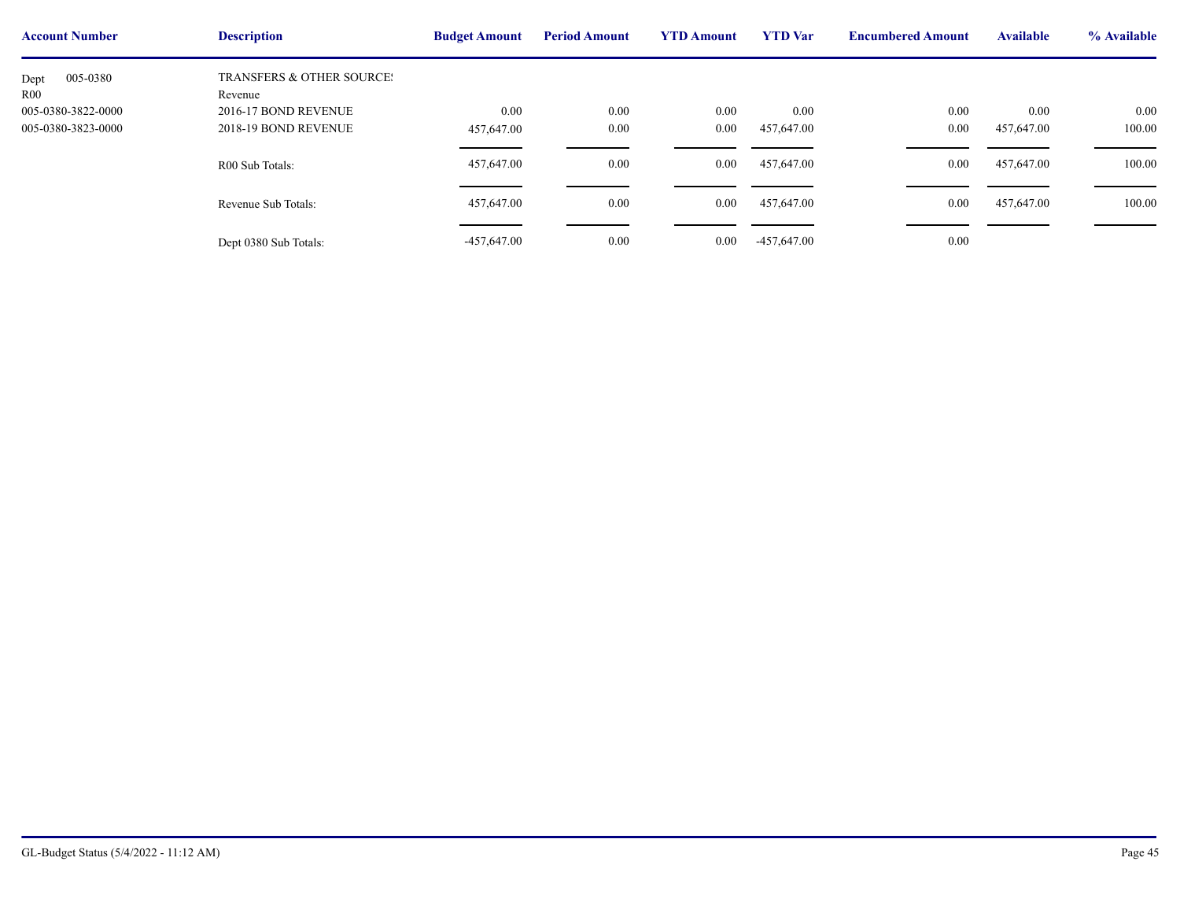| Account Number | Description | Budget Amount | Period Amount | YTD Amount | YTD Var | Encumbered Amount | Available | % Available |
|---|---|---|---|---|---|---|---|---|
| Dept 005-0380 | TRANSFERS & OTHER SOURCE! | | | | | | | |
| R00 | Revenue | | | | | | | |
| 005-0380-3822-0000 | 2016-17 BOND REVENUE | 0.00 | 0.00 | 0.00 | 0.00 | 0.00 | 0.00 | 0.00 |
| 005-0380-3823-0000 | 2018-19 BOND REVENUE | 457,647.00 | 0.00 | 0.00 | 457,647.00 | 0.00 | 457,647.00 | 100.00 |
| | R00 Sub Totals: | 457,647.00 | 0.00 | 0.00 | 457,647.00 | 0.00 | 457,647.00 | 100.00 |
| | Revenue Sub Totals: | 457,647.00 | 0.00 | 0.00 | 457,647.00 | 0.00 | 457,647.00 | 100.00 |
| | Dept 0380 Sub Totals: | -457,647.00 | 0.00 | 0.00 | -457,647.00 | 0.00 | | |

GL-Budget Status (5/4/2022 - 11:12 AM)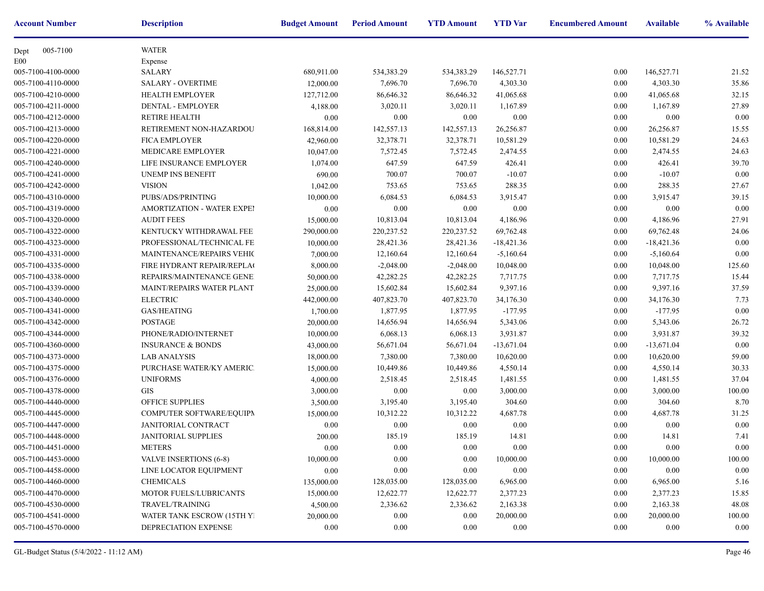| Account Number | Description | Budget Amount | Period Amount | YTD Amount | YTD Var | Encumbered Amount | Available | % Available |
|---|---|---|---|---|---|---|---|---|
| Dept 005-7100 | WATER | | | | | | | |
| E00 | Expense | | | | | | | |
| 005-7100-4100-0000 | SALARY | 680,911.00 | 534,383.29 | 534,383.29 | 146,527.71 | 0.00 | 146,527.71 | 21.52 |
| 005-7100-4110-0000 | SALARY - OVERTIME | 12,000.00 | 7,696.70 | 7,696.70 | 4,303.30 | 0.00 | 4,303.30 | 35.86 |
| 005-7100-4210-0000 | HEALTH EMPLOYER | 127,712.00 | 86,646.32 | 86,646.32 | 41,065.68 | 0.00 | 41,065.68 | 32.15 |
| 005-7100-4211-0000 | DENTAL - EMPLOYER | 4,188.00 | 3,020.11 | 3,020.11 | 1,167.89 | 0.00 | 1,167.89 | 27.89 |
| 005-7100-4212-0000 | RETIRE HEALTH | 0.00 | 0.00 | 0.00 | 0.00 | 0.00 | 0.00 | 0.00 |
| 005-7100-4213-0000 | RETIREMENT NON-HAZARDOU | 168,814.00 | 142,557.13 | 142,557.13 | 26,256.87 | 0.00 | 26,256.87 | 15.55 |
| 005-7100-4220-0000 | FICA EMPLOYER | 42,960.00 | 32,378.71 | 32,378.71 | 10,581.29 | 0.00 | 10,581.29 | 24.63 |
| 005-7100-4221-0000 | MEDICARE EMPLOYER | 10,047.00 | 7,572.45 | 7,572.45 | 2,474.55 | 0.00 | 2,474.55 | 24.63 |
| 005-7100-4240-0000 | LIFE INSURANCE EMPLOYER | 1,074.00 | 647.59 | 647.59 | 426.41 | 0.00 | 426.41 | 39.70 |
| 005-7100-4241-0000 | UNEMP INS BENEFIT | 690.00 | 700.07 | 700.07 | -10.07 | 0.00 | -10.07 | 0.00 |
| 005-7100-4242-0000 | VISION | 1,042.00 | 753.65 | 753.65 | 288.35 | 0.00 | 288.35 | 27.67 |
| 005-7100-4310-0000 | PUBS/ADS/PRINTING | 10,000.00 | 6,084.53 | 6,084.53 | 3,915.47 | 0.00 | 3,915.47 | 39.15 |
| 005-7100-4319-0000 | AMORTIZATION - WATER EXPEI | 0.00 | 0.00 | 0.00 | 0.00 | 0.00 | 0.00 | 0.00 |
| 005-7100-4320-0000 | AUDIT FEES | 15,000.00 | 10,813.04 | 10,813.04 | 4,186.96 | 0.00 | 4,186.96 | 27.91 |
| 005-7100-4322-0000 | KENTUCKY WITHDRAWAL FEE | 290,000.00 | 220,237.52 | 220,237.52 | 69,762.48 | 0.00 | 69,762.48 | 24.06 |
| 005-7100-4323-0000 | PROFESSIONAL/TECHNICAL FE | 10,000.00 | 28,421.36 | 28,421.36 | -18,421.36 | 0.00 | -18,421.36 | 0.00 |
| 005-7100-4331-0000 | MAINTENANCE/REPAIRS VEHIC | 7,000.00 | 12,160.64 | 12,160.64 | -5,160.64 | 0.00 | -5,160.64 | 0.00 |
| 005-7100-4335-0000 | FIRE HYDRANT REPAIR/REPLAC | 8,000.00 | -2,048.00 | -2,048.00 | 10,048.00 | 0.00 | 10,048.00 | 125.60 |
| 005-7100-4338-0000 | REPAIRS/MAINTENANCE GENE | 50,000.00 | 42,282.25 | 42,282.25 | 7,717.75 | 0.00 | 7,717.75 | 15.44 |
| 005-7100-4339-0000 | MAINT/REPAIRS WATER PLANT | 25,000.00 | 15,602.84 | 15,602.84 | 9,397.16 | 0.00 | 9,397.16 | 37.59 |
| 005-7100-4340-0000 | ELECTRIC | 442,000.00 | 407,823.70 | 407,823.70 | 34,176.30 | 0.00 | 34,176.30 | 7.73 |
| 005-7100-4341-0000 | GAS/HEATING | 1,700.00 | 1,877.95 | 1,877.95 | -177.95 | 0.00 | -177.95 | 0.00 |
| 005-7100-4342-0000 | POSTAGE | 20,000.00 | 14,656.94 | 14,656.94 | 5,343.06 | 0.00 | 5,343.06 | 26.72 |
| 005-7100-4344-0000 | PHONE/RADIO/INTERNET | 10,000.00 | 6,068.13 | 6,068.13 | 3,931.87 | 0.00 | 3,931.87 | 39.32 |
| 005-7100-4360-0000 | INSURANCE & BONDS | 43,000.00 | 56,671.04 | 56,671.04 | -13,671.04 | 0.00 | -13,671.04 | 0.00 |
| 005-7100-4373-0000 | LAB ANALYSIS | 18,000.00 | 7,380.00 | 7,380.00 | 10,620.00 | 0.00 | 10,620.00 | 59.00 |
| 005-7100-4375-0000 | PURCHASE WATER/KY AMERIC | 15,000.00 | 10,449.86 | 10,449.86 | 4,550.14 | 0.00 | 4,550.14 | 30.33 |
| 005-7100-4376-0000 | UNIFORMS | 4,000.00 | 2,518.45 | 2,518.45 | 1,481.55 | 0.00 | 1,481.55 | 37.04 |
| 005-7100-4378-0000 | GIS | 3,000.00 | 0.00 | 0.00 | 3,000.00 | 0.00 | 3,000.00 | 100.00 |
| 005-7100-4440-0000 | OFFICE SUPPLIES | 3,500.00 | 3,195.40 | 3,195.40 | 304.60 | 0.00 | 304.60 | 8.70 |
| 005-7100-4445-0000 | COMPUTER SOFTWARE/EQUIPM | 15,000.00 | 10,312.22 | 10,312.22 | 4,687.78 | 0.00 | 4,687.78 | 31.25 |
| 005-7100-4447-0000 | JANITORIAL CONTRACT | 0.00 | 0.00 | 0.00 | 0.00 | 0.00 | 0.00 | 0.00 |
| 005-7100-4448-0000 | JANITORIAL SUPPLIES | 200.00 | 185.19 | 185.19 | 14.81 | 0.00 | 14.81 | 7.41 |
| 005-7100-4451-0000 | METERS | 0.00 | 0.00 | 0.00 | 0.00 | 0.00 | 0.00 | 0.00 |
| 005-7100-4453-0000 | VALVE INSERTIONS (6-8) | 10,000.00 | 0.00 | 0.00 | 10,000.00 | 0.00 | 10,000.00 | 100.00 |
| 005-7100-4458-0000 | LINE LOCATOR EQUIPMENT | 0.00 | 0.00 | 0.00 | 0.00 | 0.00 | 0.00 | 0.00 |
| 005-7100-4460-0000 | CHEMICALS | 135,000.00 | 128,035.00 | 128,035.00 | 6,965.00 | 0.00 | 6,965.00 | 5.16 |
| 005-7100-4470-0000 | MOTOR FUELS/LUBRICANTS | 15,000.00 | 12,622.77 | 12,622.77 | 2,377.23 | 0.00 | 2,377.23 | 15.85 |
| 005-7100-4530-0000 | TRAVEL/TRAINING | 4,500.00 | 2,336.62 | 2,336.62 | 2,163.38 | 0.00 | 2,163.38 | 48.08 |
| 005-7100-4541-0000 | WATER TANK ESCROW (15TH YI | 20,000.00 | 0.00 | 0.00 | 20,000.00 | 0.00 | 20,000.00 | 100.00 |
| 005-7100-4570-0000 | DEPRECIATION EXPENSE | 0.00 | 0.00 | 0.00 | 0.00 | 0.00 | 0.00 | 0.00 |

GL-Budget Status (5/4/2022 - 11:12 AM)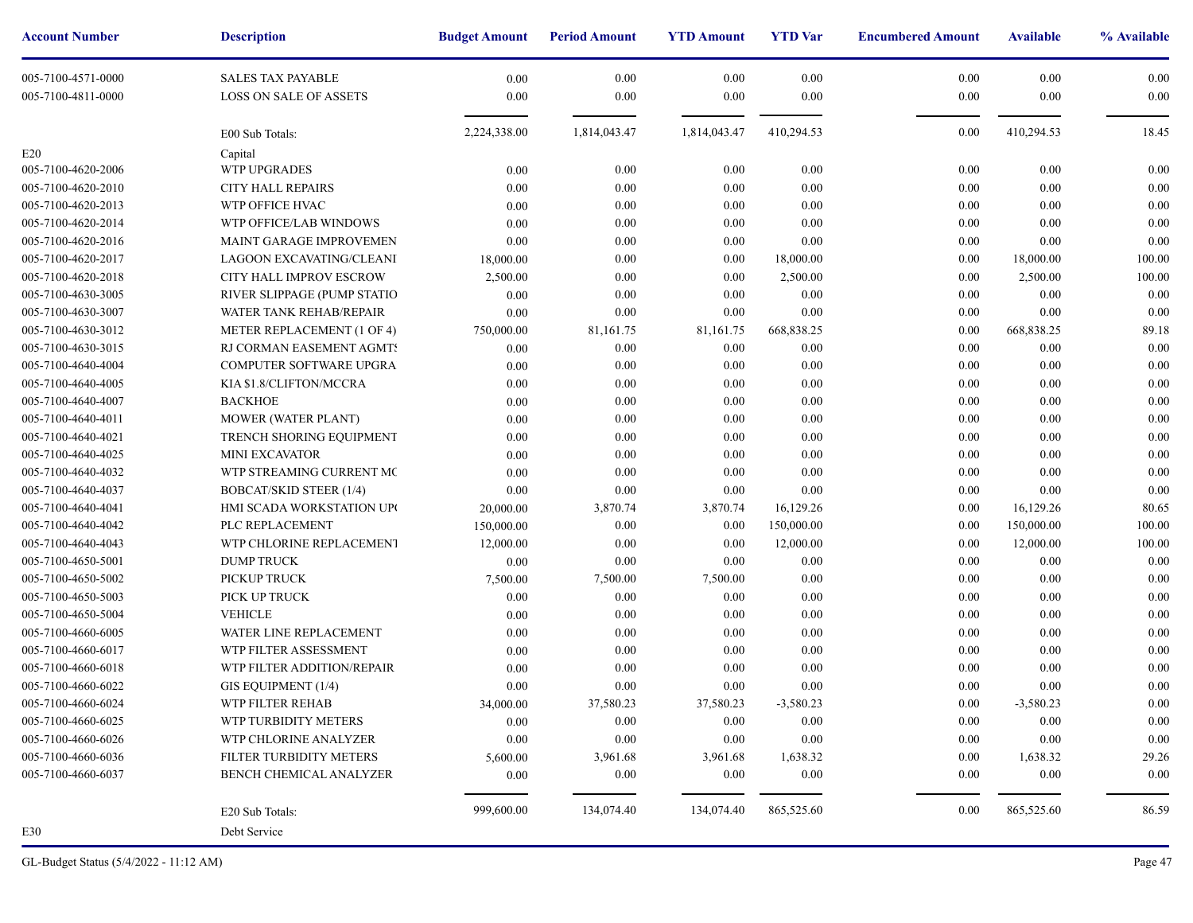| Account Number | Description | Budget Amount | Period Amount | YTD Amount | YTD Var | Encumbered Amount | Available | % Available |
|---|---|---|---|---|---|---|---|---|
| 005-7100-4571-0000 | SALES TAX PAYABLE | 0.00 | 0.00 | 0.00 | 0.00 | 0.00 | 0.00 | 0.00 |
| 005-7100-4811-0000 | LOSS ON SALE OF ASSETS | 0.00 | 0.00 | 0.00 | 0.00 | 0.00 | 0.00 | 0.00 |
| | E00 Sub Totals: | 2,224,338.00 | 1,814,043.47 | 1,814,043.47 | 410,294.53 | 0.00 | 410,294.53 | 18.45 |
| E20 | Capital | | | | | | | |
| 005-7100-4620-2006 | WTP UPGRADES | 0.00 | 0.00 | 0.00 | 0.00 | 0.00 | 0.00 | 0.00 |
| 005-7100-4620-2010 | CITY HALL REPAIRS | 0.00 | 0.00 | 0.00 | 0.00 | 0.00 | 0.00 | 0.00 |
| 005-7100-4620-2013 | WTP OFFICE HVAC | 0.00 | 0.00 | 0.00 | 0.00 | 0.00 | 0.00 | 0.00 |
| 005-7100-4620-2014 | WTP OFFICE/LAB WINDOWS | 0.00 | 0.00 | 0.00 | 0.00 | 0.00 | 0.00 | 0.00 |
| 005-7100-4620-2016 | MAINT GARAGE IMPROVEMEN | 0.00 | 0.00 | 0.00 | 0.00 | 0.00 | 0.00 | 0.00 |
| 005-7100-4620-2017 | LAGOON EXCAVATING/CLEANI | 18,000.00 | 0.00 | 0.00 | 18,000.00 | 0.00 | 18,000.00 | 100.00 |
| 005-7100-4620-2018 | CITY HALL IMPROV ESCROW | 2,500.00 | 0.00 | 0.00 | 2,500.00 | 0.00 | 2,500.00 | 100.00 |
| 005-7100-4630-3005 | RIVER SLIPPAGE (PUMP STATIO | 0.00 | 0.00 | 0.00 | 0.00 | 0.00 | 0.00 | 0.00 |
| 005-7100-4630-3007 | WATER TANK REHAB/REPAIR | 0.00 | 0.00 | 0.00 | 0.00 | 0.00 | 0.00 | 0.00 |
| 005-7100-4630-3012 | METER REPLACEMENT (1 OF 4) | 750,000.00 | 81,161.75 | 81,161.75 | 668,838.25 | 0.00 | 668,838.25 | 89.18 |
| 005-7100-4630-3015 | RJ CORMAN EASEMENT AGMTS | 0.00 | 0.00 | 0.00 | 0.00 | 0.00 | 0.00 | 0.00 |
| 005-7100-4640-4004 | COMPUTER SOFTWARE UPGRA | 0.00 | 0.00 | 0.00 | 0.00 | 0.00 | 0.00 | 0.00 |
| 005-7100-4640-4005 | KIA $1.8/CLIFTON/MCCRA | 0.00 | 0.00 | 0.00 | 0.00 | 0.00 | 0.00 | 0.00 |
| 005-7100-4640-4007 | BACKHOE | 0.00 | 0.00 | 0.00 | 0.00 | 0.00 | 0.00 | 0.00 |
| 005-7100-4640-4011 | MOWER (WATER PLANT) | 0.00 | 0.00 | 0.00 | 0.00 | 0.00 | 0.00 | 0.00 |
| 005-7100-4640-4021 | TRENCH SHORING EQUIPMENT | 0.00 | 0.00 | 0.00 | 0.00 | 0.00 | 0.00 | 0.00 |
| 005-7100-4640-4025 | MINI EXCAVATOR | 0.00 | 0.00 | 0.00 | 0.00 | 0.00 | 0.00 | 0.00 |
| 005-7100-4640-4032 | WTP STREAMING CURRENT MC | 0.00 | 0.00 | 0.00 | 0.00 | 0.00 | 0.00 | 0.00 |
| 005-7100-4640-4037 | BOBCAT/SKID STEER (1/4) | 0.00 | 0.00 | 0.00 | 0.00 | 0.00 | 0.00 | 0.00 |
| 005-7100-4640-4041 | HMI SCADA WORKSTATION UP( | 20,000.00 | 3,870.74 | 3,870.74 | 16,129.26 | 0.00 | 16,129.26 | 80.65 |
| 005-7100-4640-4042 | PLC REPLACEMENT | 150,000.00 | 0.00 | 0.00 | 150,000.00 | 0.00 | 150,000.00 | 100.00 |
| 005-7100-4640-4043 | WTP CHLORINE REPLACEMENT | 12,000.00 | 0.00 | 0.00 | 12,000.00 | 0.00 | 12,000.00 | 100.00 |
| 005-7100-4650-5001 | DUMP TRUCK | 0.00 | 0.00 | 0.00 | 0.00 | 0.00 | 0.00 | 0.00 |
| 005-7100-4650-5002 | PICKUP TRUCK | 7,500.00 | 7,500.00 | 7,500.00 | 0.00 | 0.00 | 0.00 | 0.00 |
| 005-7100-4650-5003 | PICK UP TRUCK | 0.00 | 0.00 | 0.00 | 0.00 | 0.00 | 0.00 | 0.00 |
| 005-7100-4650-5004 | VEHICLE | 0.00 | 0.00 | 0.00 | 0.00 | 0.00 | 0.00 | 0.00 |
| 005-7100-4660-6005 | WATER LINE REPLACEMENT | 0.00 | 0.00 | 0.00 | 0.00 | 0.00 | 0.00 | 0.00 |
| 005-7100-4660-6017 | WTP FILTER ASSESSMENT | 0.00 | 0.00 | 0.00 | 0.00 | 0.00 | 0.00 | 0.00 |
| 005-7100-4660-6018 | WTP FILTER ADDITION/REPAIR | 0.00 | 0.00 | 0.00 | 0.00 | 0.00 | 0.00 | 0.00 |
| 005-7100-4660-6022 | GIS EQUIPMENT (1/4) | 0.00 | 0.00 | 0.00 | 0.00 | 0.00 | 0.00 | 0.00 |
| 005-7100-4660-6024 | WTP FILTER REHAB | 34,000.00 | 37,580.23 | 37,580.23 | -3,580.23 | 0.00 | -3,580.23 | 0.00 |
| 005-7100-4660-6025 | WTP TURBIDITY METERS | 0.00 | 0.00 | 0.00 | 0.00 | 0.00 | 0.00 | 0.00 |
| 005-7100-4660-6026 | WTP CHLORINE ANALYZER | 0.00 | 0.00 | 0.00 | 0.00 | 0.00 | 0.00 | 0.00 |
| 005-7100-4660-6036 | FILTER TURBIDITY METERS | 5,600.00 | 3,961.68 | 3,961.68 | 1,638.32 | 0.00 | 1,638.32 | 29.26 |
| 005-7100-4660-6037 | BENCH CHEMICAL ANALYZER | 0.00 | 0.00 | 0.00 | 0.00 | 0.00 | 0.00 | 0.00 |
| | E20 Sub Totals: | 999,600.00 | 134,074.40 | 134,074.40 | 865,525.60 | 0.00 | 865,525.60 | 86.59 |
| E30 | Debt Service | | | | | | | |

GL-Budget Status (5/4/2022 - 11:12 AM)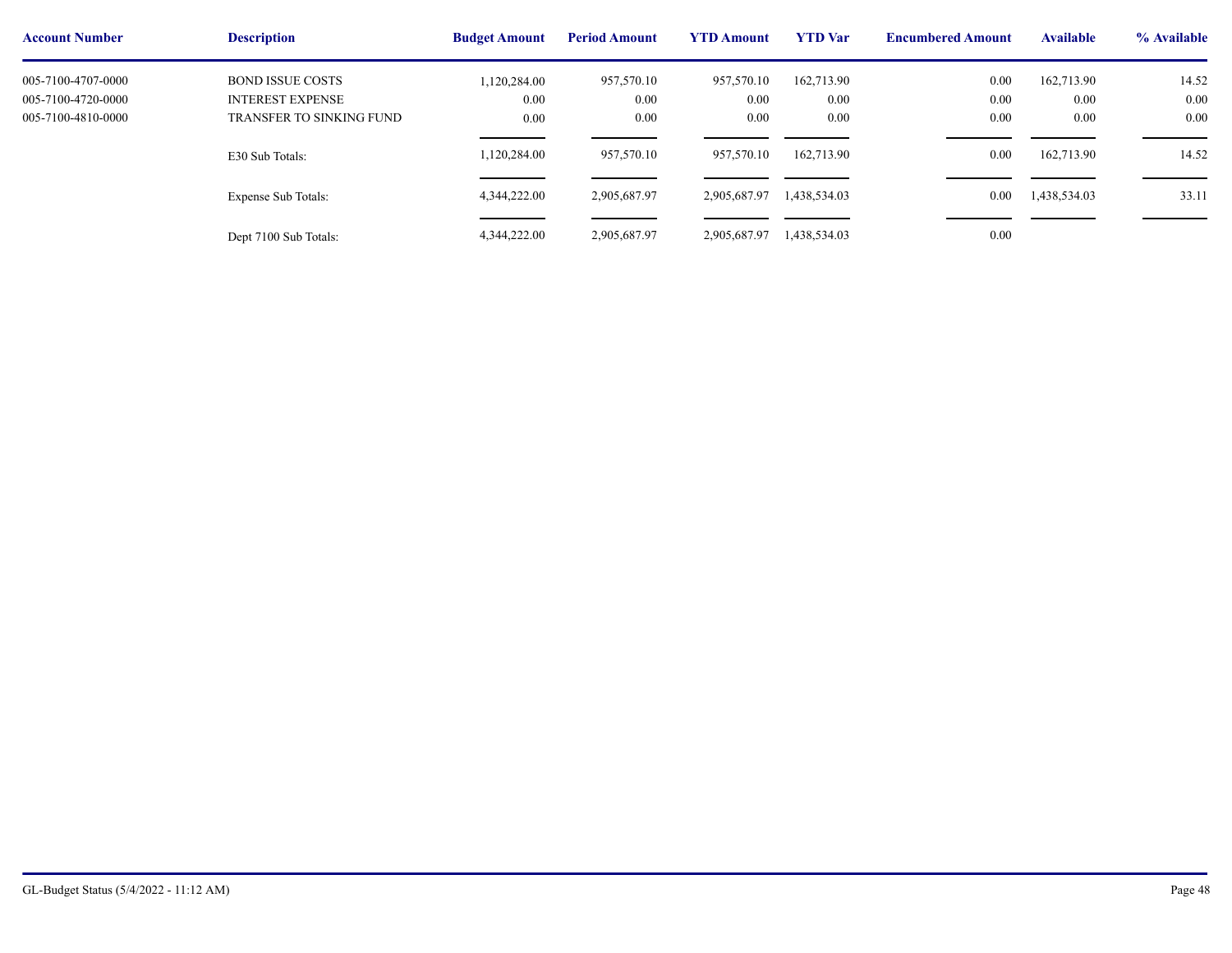| Account Number | Description | Budget Amount | Period Amount | YTD Amount | YTD Var | Encumbered Amount | Available | % Available |
|---|---|---|---|---|---|---|---|---|
| 005-7100-4707-0000 | BOND ISSUE COSTS | 1,120,284.00 | 957,570.10 | 957,570.10 | 162,713.90 | 0.00 | 162,713.90 | 14.52 |
| 005-7100-4720-0000 | INTEREST EXPENSE | 0.00 | 0.00 | 0.00 | 0.00 | 0.00 | 0.00 | 0.00 |
| 005-7100-4810-0000 | TRANSFER TO SINKING FUND | 0.00 | 0.00 | 0.00 | 0.00 | 0.00 | 0.00 | 0.00 |
| | E30 Sub Totals: | 1,120,284.00 | 957,570.10 | 957,570.10 | 162,713.90 | 0.00 | 162,713.90 | 14.52 |
| | Expense Sub Totals: | 4,344,222.00 | 2,905,687.97 | 2,905,687.97 | 1,438,534.03 | 0.00 | 1,438,534.03 | 33.11 |
| | Dept 7100 Sub Totals: | 4,344,222.00 | 2,905,687.97 | 2,905,687.97 | 1,438,534.03 | 0.00 | | |

GL-Budget Status (5/4/2022 - 11:12 AM)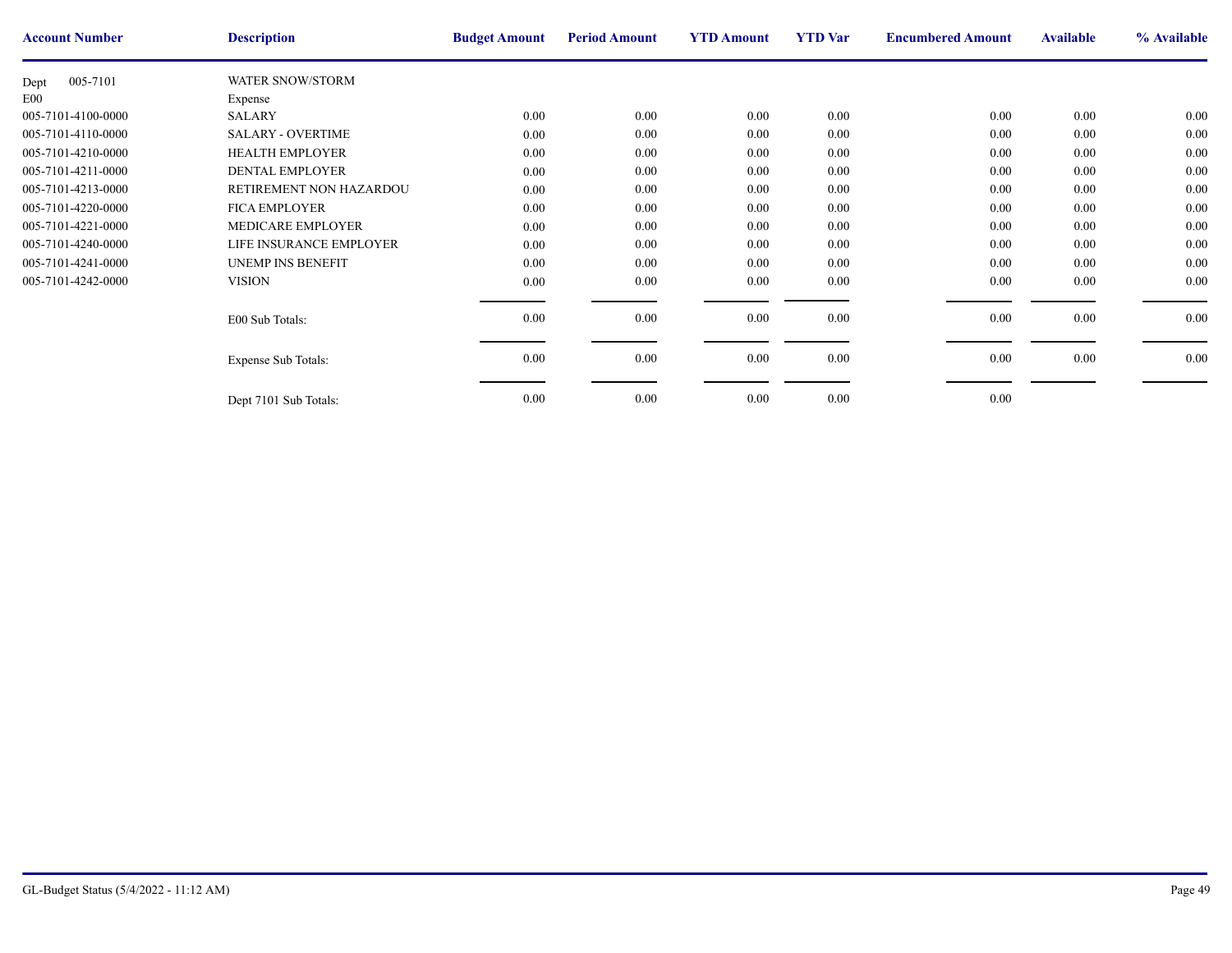| Account Number | Description | Budget Amount | Period Amount | YTD Amount | YTD Var | Encumbered Amount | Available | % Available |
|---|---|---|---|---|---|---|---|---|
| Dept 005-7101 | WATER SNOW/STORM | | | | | | | |
| E00 | Expense | | | | | | | |
| 005-7101-4100-0000 | SALARY | 0.00 | 0.00 | 0.00 | 0.00 | 0.00 | 0.00 | 0.00 |
| 005-7101-4110-0000 | SALARY - OVERTIME | 0.00 | 0.00 | 0.00 | 0.00 | 0.00 | 0.00 | 0.00 |
| 005-7101-4210-0000 | HEALTH EMPLOYER | 0.00 | 0.00 | 0.00 | 0.00 | 0.00 | 0.00 | 0.00 |
| 005-7101-4211-0000 | DENTAL EMPLOYER | 0.00 | 0.00 | 0.00 | 0.00 | 0.00 | 0.00 | 0.00 |
| 005-7101-4213-0000 | RETIREMENT NON HAZARDOU | 0.00 | 0.00 | 0.00 | 0.00 | 0.00 | 0.00 | 0.00 |
| 005-7101-4220-0000 | FICA EMPLOYER | 0.00 | 0.00 | 0.00 | 0.00 | 0.00 | 0.00 | 0.00 |
| 005-7101-4221-0000 | MEDICARE EMPLOYER | 0.00 | 0.00 | 0.00 | 0.00 | 0.00 | 0.00 | 0.00 |
| 005-7101-4240-0000 | LIFE INSURANCE EMPLOYER | 0.00 | 0.00 | 0.00 | 0.00 | 0.00 | 0.00 | 0.00 |
| 005-7101-4241-0000 | UNEMP INS BENEFIT | 0.00 | 0.00 | 0.00 | 0.00 | 0.00 | 0.00 | 0.00 |
| 005-7101-4242-0000 | VISION | 0.00 | 0.00 | 0.00 | 0.00 | 0.00 | 0.00 | 0.00 |
| | E00 Sub Totals: | 0.00 | 0.00 | 0.00 | 0.00 | 0.00 | 0.00 | 0.00 |
| | Expense Sub Totals: | 0.00 | 0.00 | 0.00 | 0.00 | 0.00 | 0.00 | 0.00 |
| | Dept 7101 Sub Totals: | 0.00 | 0.00 | 0.00 | 0.00 | 0.00 | | |

GL-Budget Status (5/4/2022 - 11:12 AM)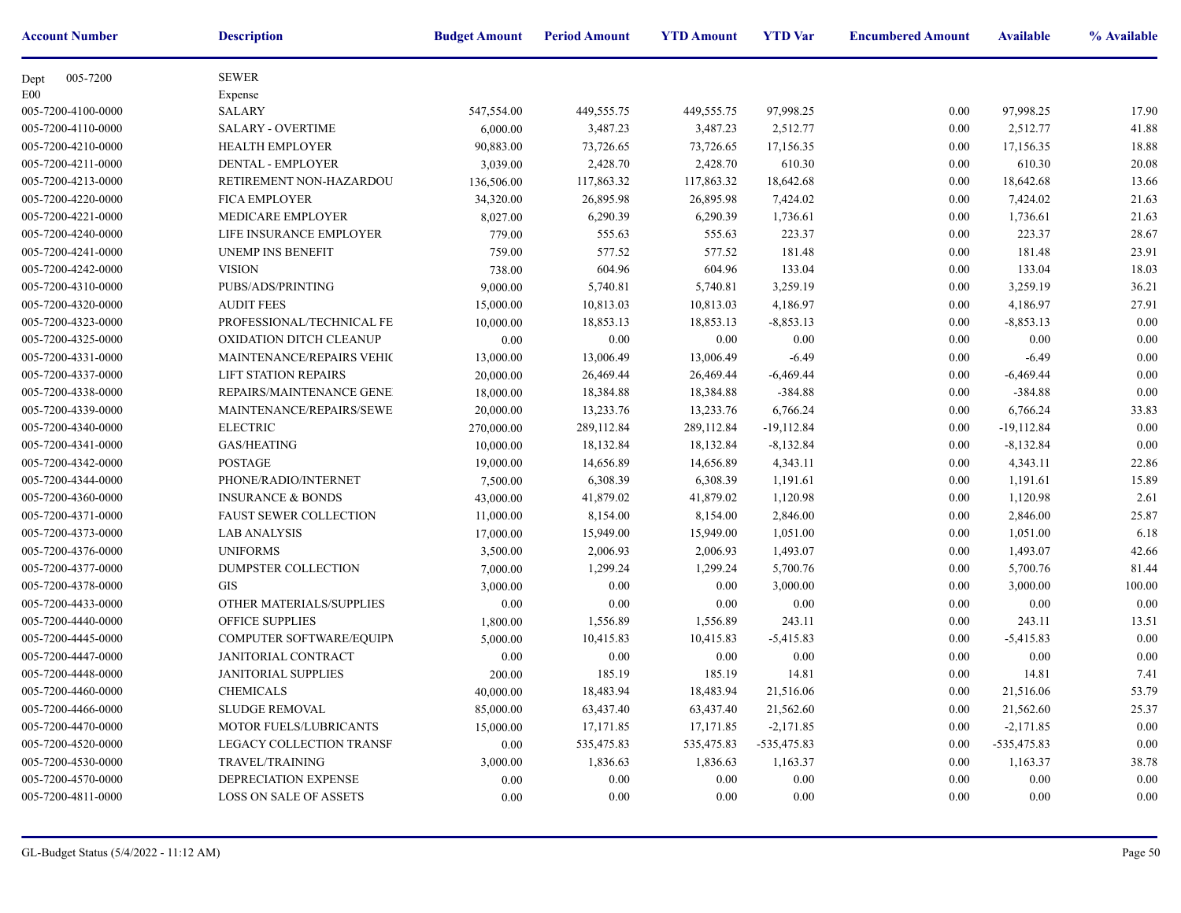| Account Number | Description | Budget Amount | Period Amount | YTD Amount | YTD Var | Encumbered Amount | Available | % Available |
|---|---|---|---|---|---|---|---|---|
| Dept 005-7200 | SEWER | | | | | | | |
| E00 | Expense | | | | | | | |
| 005-7200-4100-0000 | SALARY | 547,554.00 | 449,555.75 | 449,555.75 | 97,998.25 | 0.00 | 97,998.25 | 17.90 |
| 005-7200-4110-0000 | SALARY - OVERTIME | 6,000.00 | 3,487.23 | 3,487.23 | 2,512.77 | 0.00 | 2,512.77 | 41.88 |
| 005-7200-4210-0000 | HEALTH EMPLOYER | 90,883.00 | 73,726.65 | 73,726.65 | 17,156.35 | 0.00 | 17,156.35 | 18.88 |
| 005-7200-4211-0000 | DENTAL - EMPLOYER | 3,039.00 | 2,428.70 | 2,428.70 | 610.30 | 0.00 | 610.30 | 20.08 |
| 005-7200-4213-0000 | RETIREMENT NON-HAZARDOU | 136,506.00 | 117,863.32 | 117,863.32 | 18,642.68 | 0.00 | 18,642.68 | 13.66 |
| 005-7200-4220-0000 | FICA EMPLOYER | 34,320.00 | 26,895.98 | 26,895.98 | 7,424.02 | 0.00 | 7,424.02 | 21.63 |
| 005-7200-4221-0000 | MEDICARE EMPLOYER | 8,027.00 | 6,290.39 | 6,290.39 | 1,736.61 | 0.00 | 1,736.61 | 21.63 |
| 005-7200-4240-0000 | LIFE INSURANCE EMPLOYER | 779.00 | 555.63 | 555.63 | 223.37 | 0.00 | 223.37 | 28.67 |
| 005-7200-4241-0000 | UNEMP INS BENEFIT | 759.00 | 577.52 | 577.52 | 181.48 | 0.00 | 181.48 | 23.91 |
| 005-7200-4242-0000 | VISION | 738.00 | 604.96 | 604.96 | 133.04 | 0.00 | 133.04 | 18.03 |
| 005-7200-4310-0000 | PUBS/ADS/PRINTING | 9,000.00 | 5,740.81 | 5,740.81 | 3,259.19 | 0.00 | 3,259.19 | 36.21 |
| 005-7200-4320-0000 | AUDIT FEES | 15,000.00 | 10,813.03 | 10,813.03 | 4,186.97 | 0.00 | 4,186.97 | 27.91 |
| 005-7200-4323-0000 | PROFESSIONAL/TECHNICAL FE | 10,000.00 | 18,853.13 | 18,853.13 | -8,853.13 | 0.00 | -8,853.13 | 0.00 |
| 005-7200-4325-0000 | OXIDATION DITCH CLEANUP | 0.00 | 0.00 | 0.00 | 0.00 | 0.00 | 0.00 | 0.00 |
| 005-7200-4331-0000 | MAINTENANCE/REPAIRS VEHIC | 13,000.00 | 13,006.49 | 13,006.49 | -6.49 | 0.00 | -6.49 | 0.00 |
| 005-7200-4337-0000 | LIFT STATION REPAIRS | 20,000.00 | 26,469.44 | 26,469.44 | -6,469.44 | 0.00 | -6,469.44 | 0.00 |
| 005-7200-4338-0000 | REPAIRS/MAINTENANCE GENE | 18,000.00 | 18,384.88 | 18,384.88 | -384.88 | 0.00 | -384.88 | 0.00 |
| 005-7200-4339-0000 | MAINTENANCE/REPAIRS/SEWE | 20,000.00 | 13,233.76 | 13,233.76 | 6,766.24 | 0.00 | 6,766.24 | 33.83 |
| 005-7200-4340-0000 | ELECTRIC | 270,000.00 | 289,112.84 | 289,112.84 | -19,112.84 | 0.00 | -19,112.84 | 0.00 |
| 005-7200-4341-0000 | GAS/HEATING | 10,000.00 | 18,132.84 | 18,132.84 | -8,132.84 | 0.00 | -8,132.84 | 0.00 |
| 005-7200-4342-0000 | POSTAGE | 19,000.00 | 14,656.89 | 14,656.89 | 4,343.11 | 0.00 | 4,343.11 | 22.86 |
| 005-7200-4344-0000 | PHONE/RADIO/INTERNET | 7,500.00 | 6,308.39 | 6,308.39 | 1,191.61 | 0.00 | 1,191.61 | 15.89 |
| 005-7200-4360-0000 | INSURANCE & BONDS | 43,000.00 | 41,879.02 | 41,879.02 | 1,120.98 | 0.00 | 1,120.98 | 2.61 |
| 005-7200-4371-0000 | FAUST SEWER COLLECTION | 11,000.00 | 8,154.00 | 8,154.00 | 2,846.00 | 0.00 | 2,846.00 | 25.87 |
| 005-7200-4373-0000 | LAB ANALYSIS | 17,000.00 | 15,949.00 | 15,949.00 | 1,051.00 | 0.00 | 1,051.00 | 6.18 |
| 005-7200-4376-0000 | UNIFORMS | 3,500.00 | 2,006.93 | 2,006.93 | 1,493.07 | 0.00 | 1,493.07 | 42.66 |
| 005-7200-4377-0000 | DUMPSTER COLLECTION | 7,000.00 | 1,299.24 | 1,299.24 | 5,700.76 | 0.00 | 5,700.76 | 81.44 |
| 005-7200-4378-0000 | GIS | 3,000.00 | 0.00 | 0.00 | 3,000.00 | 0.00 | 3,000.00 | 100.00 |
| 005-7200-4433-0000 | OTHER MATERIALS/SUPPLIES | 0.00 | 0.00 | 0.00 | 0.00 | 0.00 | 0.00 | 0.00 |
| 005-7200-4440-0000 | OFFICE SUPPLIES | 1,800.00 | 1,556.89 | 1,556.89 | 243.11 | 0.00 | 243.11 | 13.51 |
| 005-7200-4445-0000 | COMPUTER SOFTWARE/EQUIPN | 5,000.00 | 10,415.83 | 10,415.83 | -5,415.83 | 0.00 | -5,415.83 | 0.00 |
| 005-7200-4447-0000 | JANITORIAL CONTRACT | 0.00 | 0.00 | 0.00 | 0.00 | 0.00 | 0.00 | 0.00 |
| 005-7200-4448-0000 | JANITORIAL SUPPLIES | 200.00 | 185.19 | 185.19 | 14.81 | 0.00 | 14.81 | 7.41 |
| 005-7200-4460-0000 | CHEMICALS | 40,000.00 | 18,483.94 | 18,483.94 | 21,516.06 | 0.00 | 21,516.06 | 53.79 |
| 005-7200-4466-0000 | SLUDGE REMOVAL | 85,000.00 | 63,437.40 | 63,437.40 | 21,562.60 | 0.00 | 21,562.60 | 25.37 |
| 005-7200-4470-0000 | MOTOR FUELS/LUBRICANTS | 15,000.00 | 17,171.85 | 17,171.85 | -2,171.85 | 0.00 | -2,171.85 | 0.00 |
| 005-7200-4520-0000 | LEGACY COLLECTION TRANSF | 0.00 | 535,475.83 | 535,475.83 | -535,475.83 | 0.00 | -535,475.83 | 0.00 |
| 005-7200-4530-0000 | TRAVEL/TRAINING | 3,000.00 | 1,836.63 | 1,836.63 | 1,163.37 | 0.00 | 1,163.37 | 38.78 |
| 005-7200-4570-0000 | DEPRECIATION EXPENSE | 0.00 | 0.00 | 0.00 | 0.00 | 0.00 | 0.00 | 0.00 |
| 005-7200-4811-0000 | LOSS ON SALE OF ASSETS | 0.00 | 0.00 | 0.00 | 0.00 | 0.00 | 0.00 | 0.00 |

GL-Budget Status (5/4/2022 - 11:12 AM)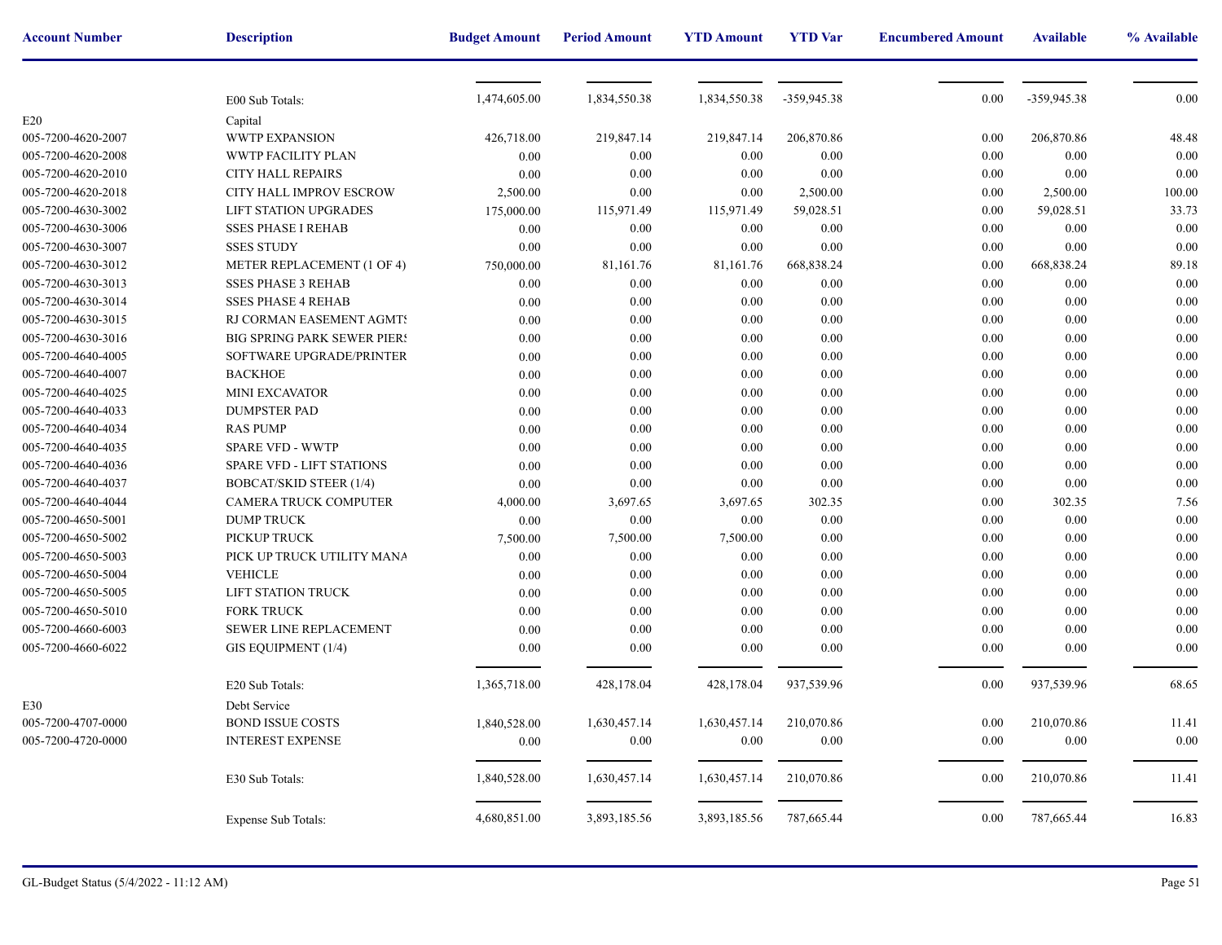| Account Number | Description | Budget Amount | Period Amount | YTD Amount | YTD Var | Encumbered Amount | Available | % Available |
|---|---|---|---|---|---|---|---|---|
| | E00 Sub Totals: | 1,474,605.00 | 1,834,550.38 | 1,834,550.38 | -359,945.38 | 0.00 | -359,945.38 | 0.00 |
| E20 | Capital | | | | | | | |
| 005-7200-4620-2007 | WWTP EXPANSION | 426,718.00 | 219,847.14 | 219,847.14 | 206,870.86 | 0.00 | 206,870.86 | 48.48 |
| 005-7200-4620-2008 | WWTP FACILITY PLAN | 0.00 | 0.00 | 0.00 | 0.00 | 0.00 | 0.00 | 0.00 |
| 005-7200-4620-2010 | CITY HALL REPAIRS | 0.00 | 0.00 | 0.00 | 0.00 | 0.00 | 0.00 | 0.00 |
| 005-7200-4620-2018 | CITY HALL IMPROV ESCROW | 2,500.00 | 0.00 | 0.00 | 2,500.00 | 0.00 | 2,500.00 | 100.00 |
| 005-7200-4630-3002 | LIFT STATION UPGRADES | 175,000.00 | 115,971.49 | 115,971.49 | 59,028.51 | 0.00 | 59,028.51 | 33.73 |
| 005-7200-4630-3006 | SSES PHASE I REHAB | 0.00 | 0.00 | 0.00 | 0.00 | 0.00 | 0.00 | 0.00 |
| 005-7200-4630-3007 | SSES STUDY | 0.00 | 0.00 | 0.00 | 0.00 | 0.00 | 0.00 | 0.00 |
| 005-7200-4630-3012 | METER REPLACEMENT (1 OF 4) | 750,000.00 | 81,161.76 | 81,161.76 | 668,838.24 | 0.00 | 668,838.24 | 89.18 |
| 005-7200-4630-3013 | SSES PHASE 3 REHAB | 0.00 | 0.00 | 0.00 | 0.00 | 0.00 | 0.00 | 0.00 |
| 005-7200-4630-3014 | SSES PHASE 4 REHAB | 0.00 | 0.00 | 0.00 | 0.00 | 0.00 | 0.00 | 0.00 |
| 005-7200-4630-3015 | RJ CORMAN EASEMENT AGMTS | 0.00 | 0.00 | 0.00 | 0.00 | 0.00 | 0.00 | 0.00 |
| 005-7200-4630-3016 | BIG SPRING PARK SEWER PIERS | 0.00 | 0.00 | 0.00 | 0.00 | 0.00 | 0.00 | 0.00 |
| 005-7200-4640-4005 | SOFTWARE UPGRADE/PRINTER | 0.00 | 0.00 | 0.00 | 0.00 | 0.00 | 0.00 | 0.00 |
| 005-7200-4640-4007 | BACKHOE | 0.00 | 0.00 | 0.00 | 0.00 | 0.00 | 0.00 | 0.00 |
| 005-7200-4640-4025 | MINI EXCAVATOR | 0.00 | 0.00 | 0.00 | 0.00 | 0.00 | 0.00 | 0.00 |
| 005-7200-4640-4033 | DUMPSTER PAD | 0.00 | 0.00 | 0.00 | 0.00 | 0.00 | 0.00 | 0.00 |
| 005-7200-4640-4034 | RAS PUMP | 0.00 | 0.00 | 0.00 | 0.00 | 0.00 | 0.00 | 0.00 |
| 005-7200-4640-4035 | SPARE VFD - WWTP | 0.00 | 0.00 | 0.00 | 0.00 | 0.00 | 0.00 | 0.00 |
| 005-7200-4640-4036 | SPARE VFD - LIFT STATIONS | 0.00 | 0.00 | 0.00 | 0.00 | 0.00 | 0.00 | 0.00 |
| 005-7200-4640-4037 | BOBCAT/SKID STEER (1/4) | 0.00 | 0.00 | 0.00 | 0.00 | 0.00 | 0.00 | 0.00 |
| 005-7200-4640-4044 | CAMERA TRUCK COMPUTER | 4,000.00 | 3,697.65 | 3,697.65 | 302.35 | 0.00 | 302.35 | 7.56 |
| 005-7200-4650-5001 | DUMP TRUCK | 0.00 | 0.00 | 0.00 | 0.00 | 0.00 | 0.00 | 0.00 |
| 005-7200-4650-5002 | PICKUP TRUCK | 7,500.00 | 7,500.00 | 7,500.00 | 0.00 | 0.00 | 0.00 | 0.00 |
| 005-7200-4650-5003 | PICK UP TRUCK UTILITY MANA | 0.00 | 0.00 | 0.00 | 0.00 | 0.00 | 0.00 | 0.00 |
| 005-7200-4650-5004 | VEHICLE | 0.00 | 0.00 | 0.00 | 0.00 | 0.00 | 0.00 | 0.00 |
| 005-7200-4650-5005 | LIFT STATION TRUCK | 0.00 | 0.00 | 0.00 | 0.00 | 0.00 | 0.00 | 0.00 |
| 005-7200-4650-5010 | FORK TRUCK | 0.00 | 0.00 | 0.00 | 0.00 | 0.00 | 0.00 | 0.00 |
| 005-7200-4660-6003 | SEWER LINE REPLACEMENT | 0.00 | 0.00 | 0.00 | 0.00 | 0.00 | 0.00 | 0.00 |
| 005-7200-4660-6022 | GIS EQUIPMENT (1/4) | 0.00 | 0.00 | 0.00 | 0.00 | 0.00 | 0.00 | 0.00 |
| | E20 Sub Totals: | 1,365,718.00 | 428,178.04 | 428,178.04 | 937,539.96 | 0.00 | 937,539.96 | 68.65 |
| E30 | Debt Service | | | | | | | |
| 005-7200-4707-0000 | BOND ISSUE COSTS | 1,840,528.00 | 1,630,457.14 | 1,630,457.14 | 210,070.86 | 0.00 | 210,070.86 | 11.41 |
| 005-7200-4720-0000 | INTEREST EXPENSE | 0.00 | 0.00 | 0.00 | 0.00 | 0.00 | 0.00 | 0.00 |
| | E30 Sub Totals: | 1,840,528.00 | 1,630,457.14 | 1,630,457.14 | 210,070.86 | 0.00 | 210,070.86 | 11.41 |
| | Expense Sub Totals: | 4,680,851.00 | 3,893,185.56 | 3,893,185.56 | 787,665.44 | 0.00 | 787,665.44 | 16.83 |

GL-Budget Status (5/4/2022 - 11:12 AM)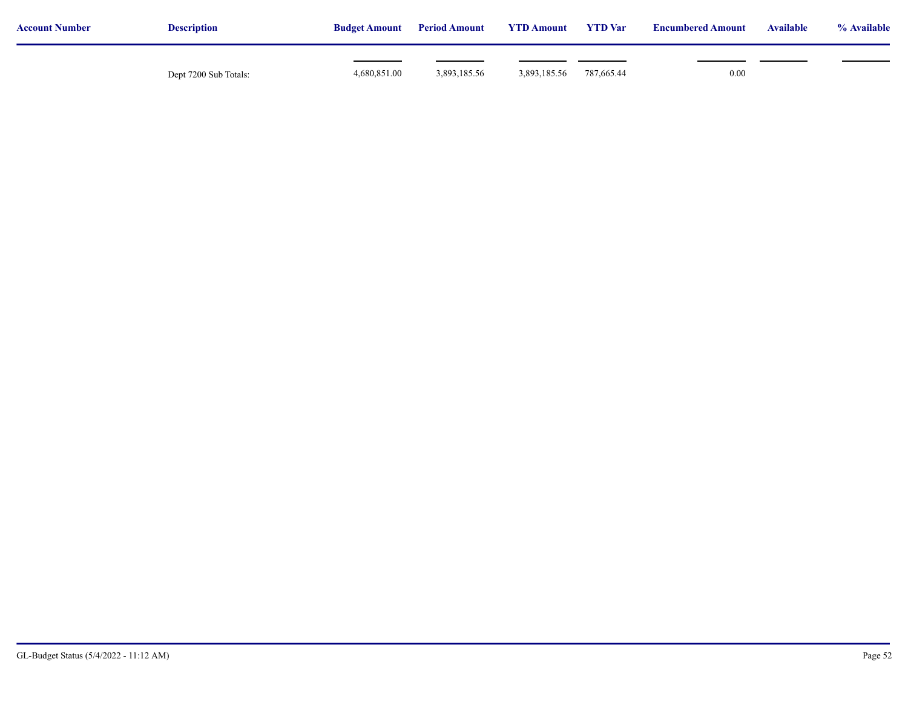| Account Number | Description | Budget Amount | Period Amount | YTD Amount | YTD Var | Encumbered Amount | Available | % Available |
|---|---|---|---|---|---|---|---|---|
| | Dept 7200 Sub Totals: | 4,680,851.00 | 3,893,185.56 | 3,893,185.56 | 787,665.44 | 0.00 | | |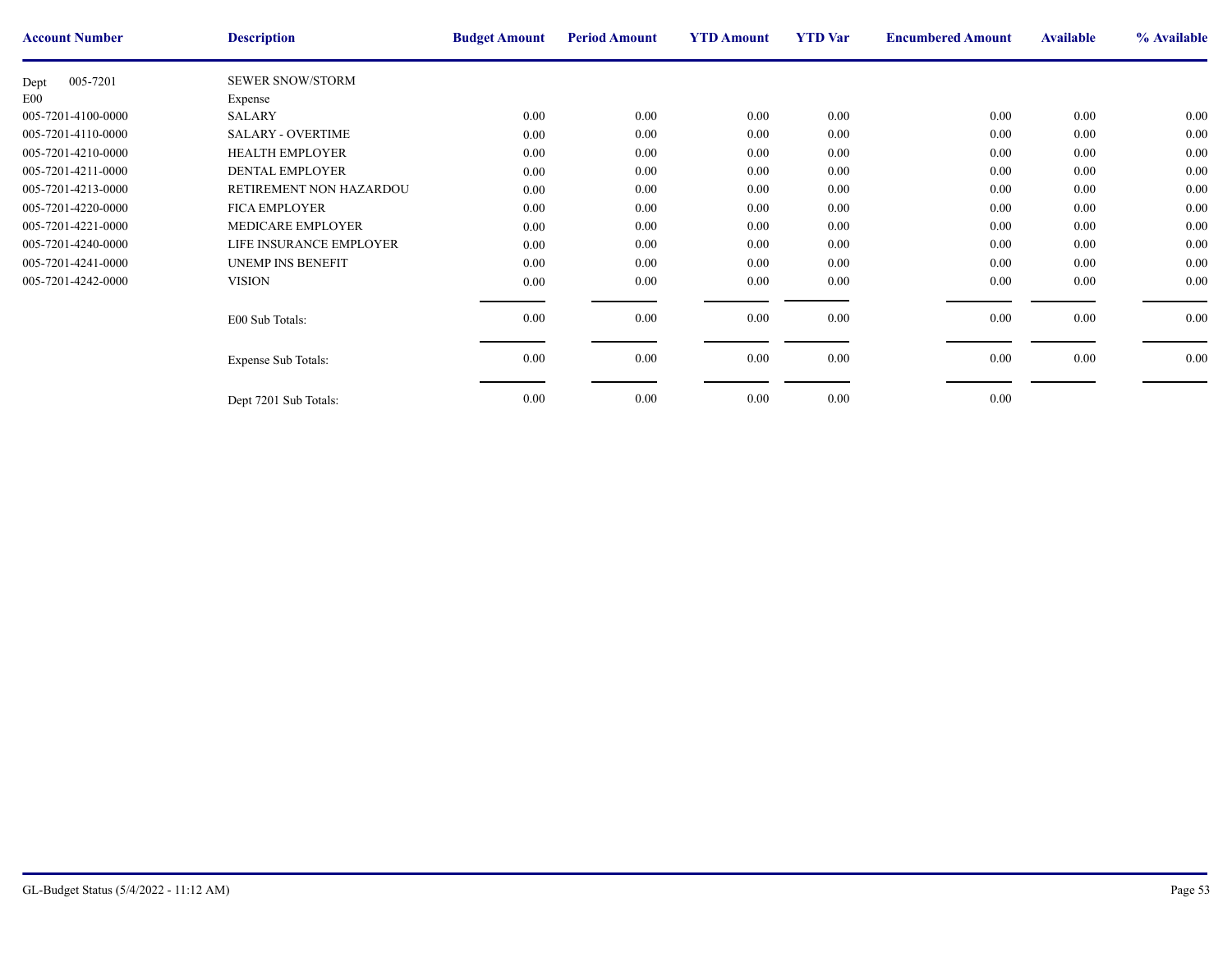| Account Number | Description | Budget Amount | Period Amount | YTD Amount | YTD Var | Encumbered Amount | Available | % Available |
|---|---|---|---|---|---|---|---|---|
| Dept 005-7201 | SEWER SNOW/STORM | | | | | | | |
| E00 | Expense | | | | | | | |
| 005-7201-4100-0000 | SALARY | 0.00 | 0.00 | 0.00 | 0.00 | 0.00 | 0.00 | 0.00 |
| 005-7201-4110-0000 | SALARY - OVERTIME | 0.00 | 0.00 | 0.00 | 0.00 | 0.00 | 0.00 | 0.00 |
| 005-7201-4210-0000 | HEALTH EMPLOYER | 0.00 | 0.00 | 0.00 | 0.00 | 0.00 | 0.00 | 0.00 |
| 005-7201-4211-0000 | DENTAL EMPLOYER | 0.00 | 0.00 | 0.00 | 0.00 | 0.00 | 0.00 | 0.00 |
| 005-7201-4213-0000 | RETIREMENT NON HAZARDOU | 0.00 | 0.00 | 0.00 | 0.00 | 0.00 | 0.00 | 0.00 |
| 005-7201-4220-0000 | FICA EMPLOYER | 0.00 | 0.00 | 0.00 | 0.00 | 0.00 | 0.00 | 0.00 |
| 005-7201-4221-0000 | MEDICARE EMPLOYER | 0.00 | 0.00 | 0.00 | 0.00 | 0.00 | 0.00 | 0.00 |
| 005-7201-4240-0000 | LIFE INSURANCE EMPLOYER | 0.00 | 0.00 | 0.00 | 0.00 | 0.00 | 0.00 | 0.00 |
| 005-7201-4241-0000 | UNEMP INS BENEFIT | 0.00 | 0.00 | 0.00 | 0.00 | 0.00 | 0.00 | 0.00 |
| 005-7201-4242-0000 | VISION | 0.00 | 0.00 | 0.00 | 0.00 | 0.00 | 0.00 | 0.00 |
| | E00 Sub Totals: | 0.00 | 0.00 | 0.00 | 0.00 | 0.00 | 0.00 | 0.00 |
| | Expense Sub Totals: | 0.00 | 0.00 | 0.00 | 0.00 | 0.00 | 0.00 | 0.00 |
| | Dept 7201 Sub Totals: | 0.00 | 0.00 | 0.00 | 0.00 | 0.00 | | |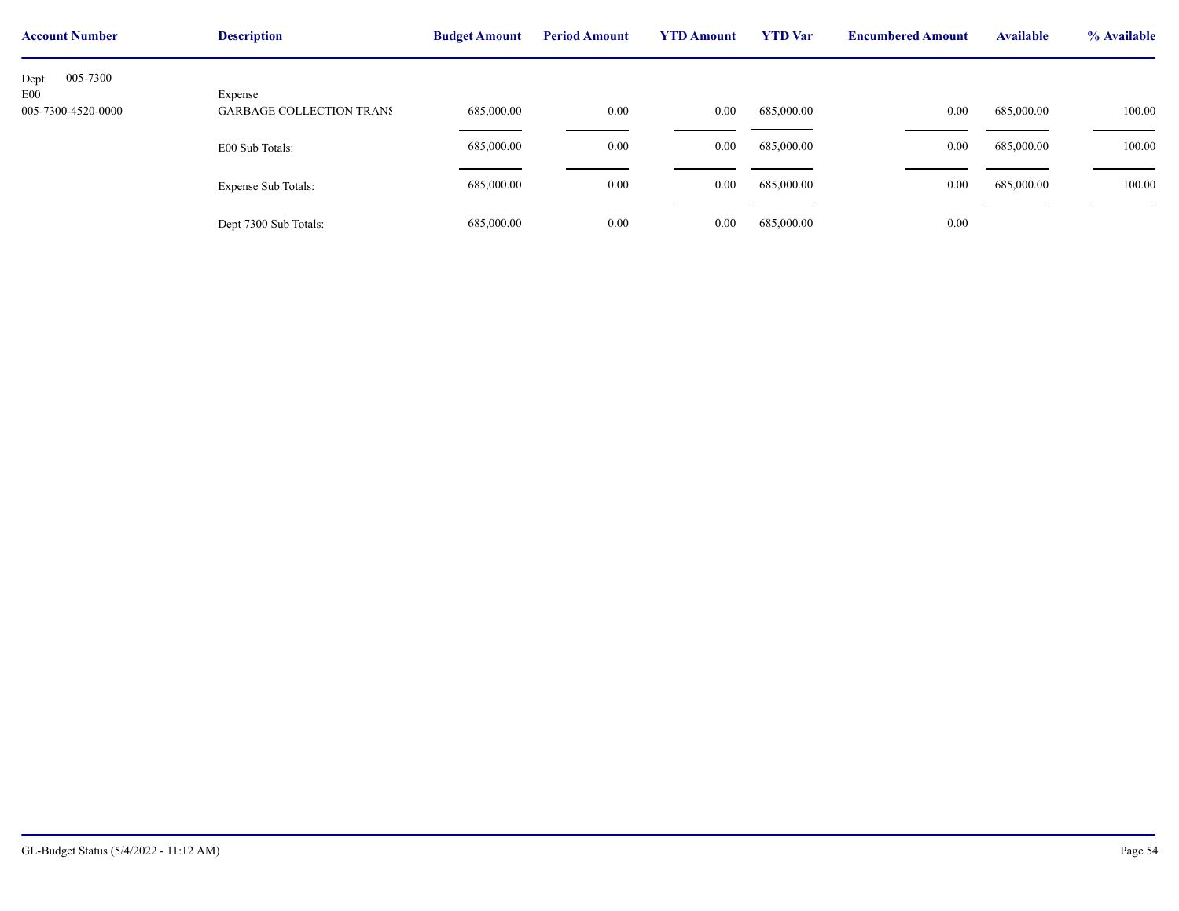| Account Number | Description | Budget Amount | Period Amount | YTD Amount | YTD Var | Encumbered Amount | Available | % Available |
|---|---|---|---|---|---|---|---|---|
| Dept 005-7300 | | | | | | | | |
| E00 | Expense | | | | | | | |
| 005-7300-4520-0000 | GARBAGE COLLECTION TRANS | 685,000.00 | 0.00 | 0.00 | 685,000.00 | 0.00 | 685,000.00 | 100.00 |
| | E00 Sub Totals: | 685,000.00 | 0.00 | 0.00 | 685,000.00 | 0.00 | 685,000.00 | 100.00 |
| | Expense Sub Totals: | 685,000.00 | 0.00 | 0.00 | 685,000.00 | 0.00 | 685,000.00 | 100.00 |
| | Dept 7300 Sub Totals: | 685,000.00 | 0.00 | 0.00 | 685,000.00 | 0.00 | | |

GL-Budget Status (5/4/2022 - 11:12 AM)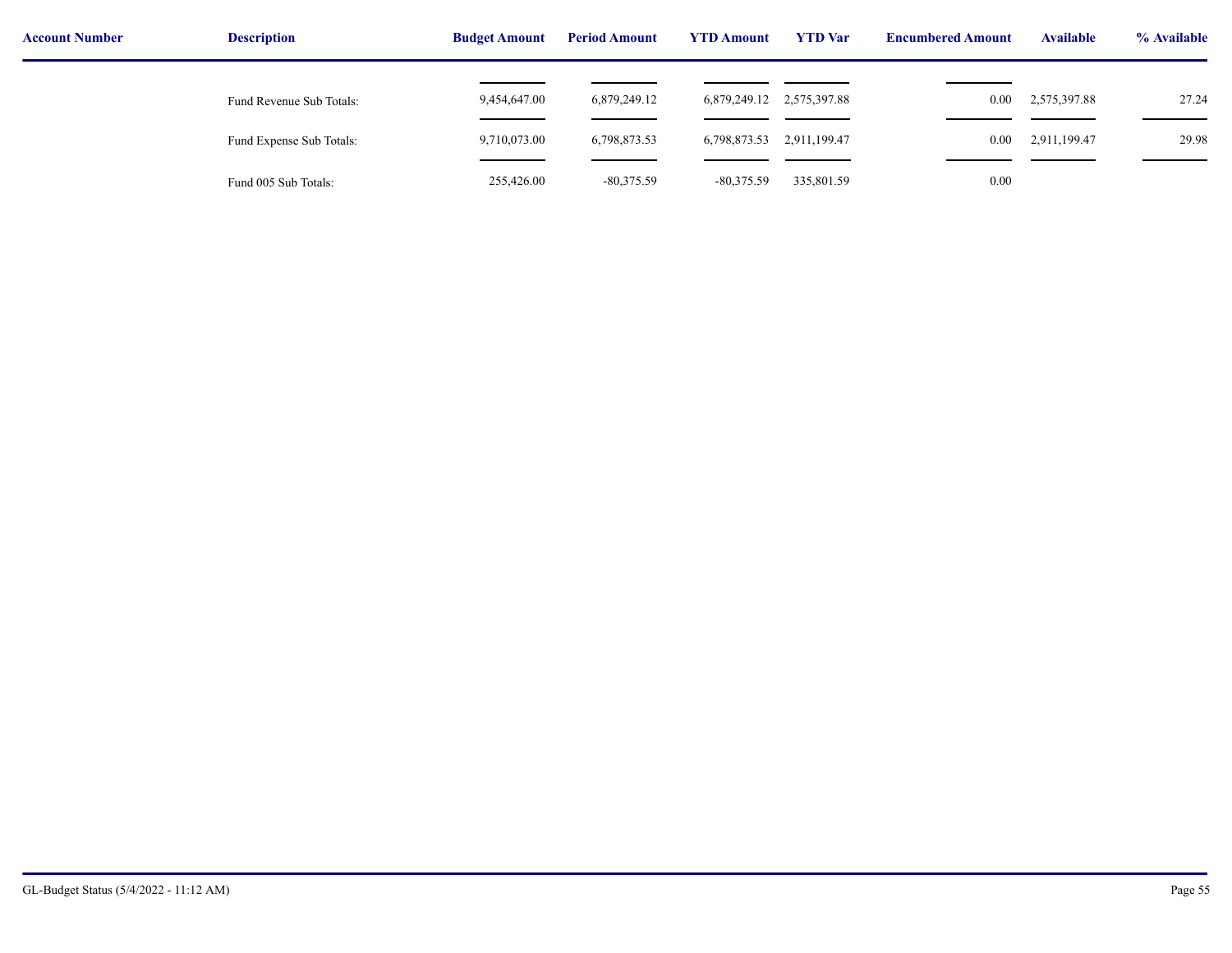| Account Number | Description | Budget Amount | Period Amount | YTD Amount | YTD Var | Encumbered Amount | Available | % Available |
|---|---|---|---|---|---|---|---|---|
| | Fund Revenue Sub Totals: | 9,454,647.00 | 6,879,249.12 | 6,879,249.12 | 2,575,397.88 | 0.00 | 2,575,397.88 | 27.24 |
| | Fund Expense Sub Totals: | 9,710,073.00 | 6,798,873.53 | 6,798,873.53 | 2,911,199.47 | 0.00 | 2,911,199.47 | 29.98 |
| | Fund 005 Sub Totals: | 255,426.00 | -80,375.59 | -80,375.59 | 335,801.59 | 0.00 | | |

GL-Budget Status (5/4/2022 - 11:12 AM)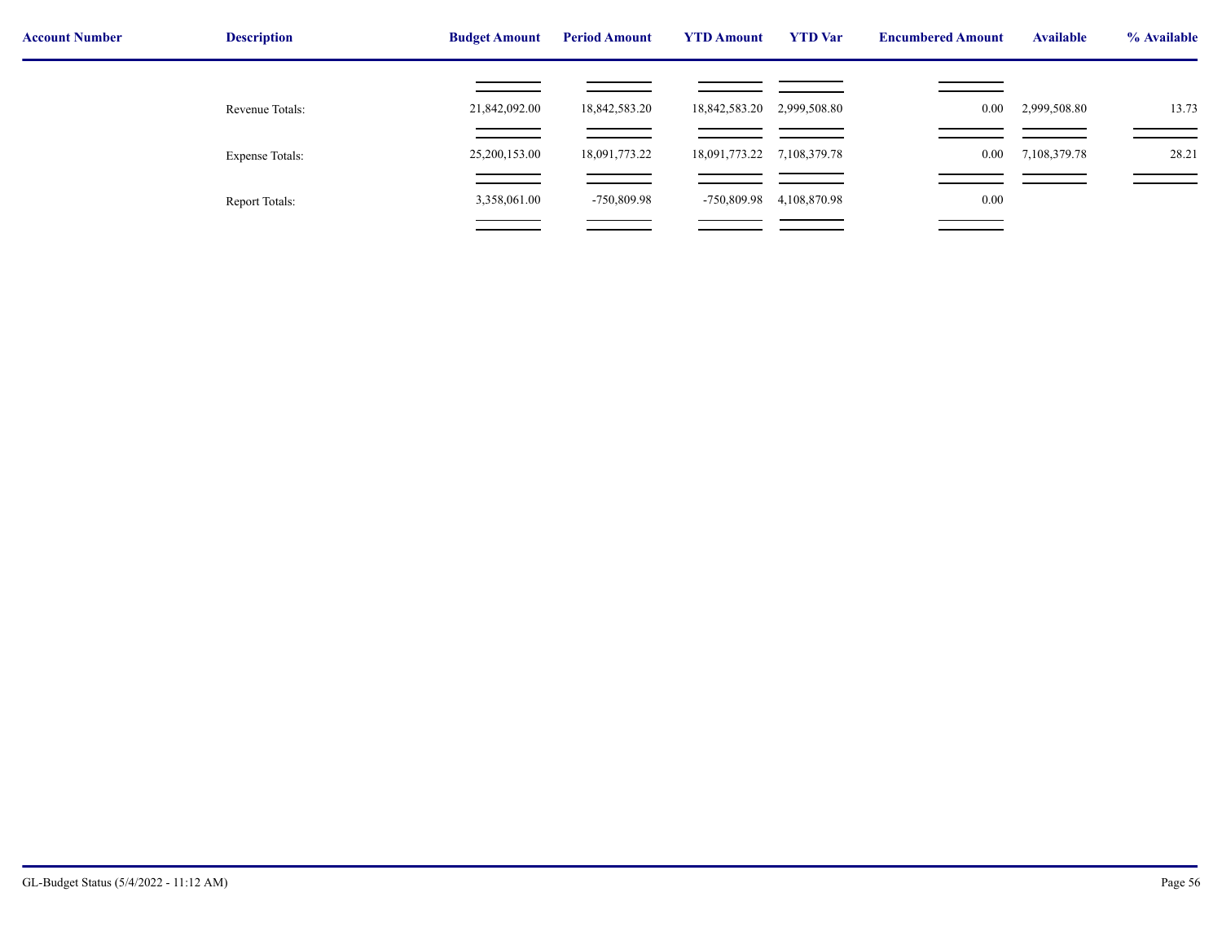| Account Number | Description | Budget Amount | Period Amount | YTD Amount | YTD Var | Encumbered Amount | Available | % Available |
|---|---|---|---|---|---|---|---|---|
| | Revenue Totals: | 21,842,092.00 | 18,842,583.20 | 18,842,583.20 | 2,999,508.80 | 0.00 | 2,999,508.80 | 13.73 |
| | Expense Totals: | 25,200,153.00 | 18,091,773.22 | 18,091,773.22 | 7,108,379.78 | 0.00 | 7,108,379.78 | 28.21 |
| | Report Totals: | 3,358,061.00 | -750,809.98 | -750,809.98 | 4,108,870.98 | 0.00 | | |

GL-Budget Status (5/4/2022 - 11:12 AM)